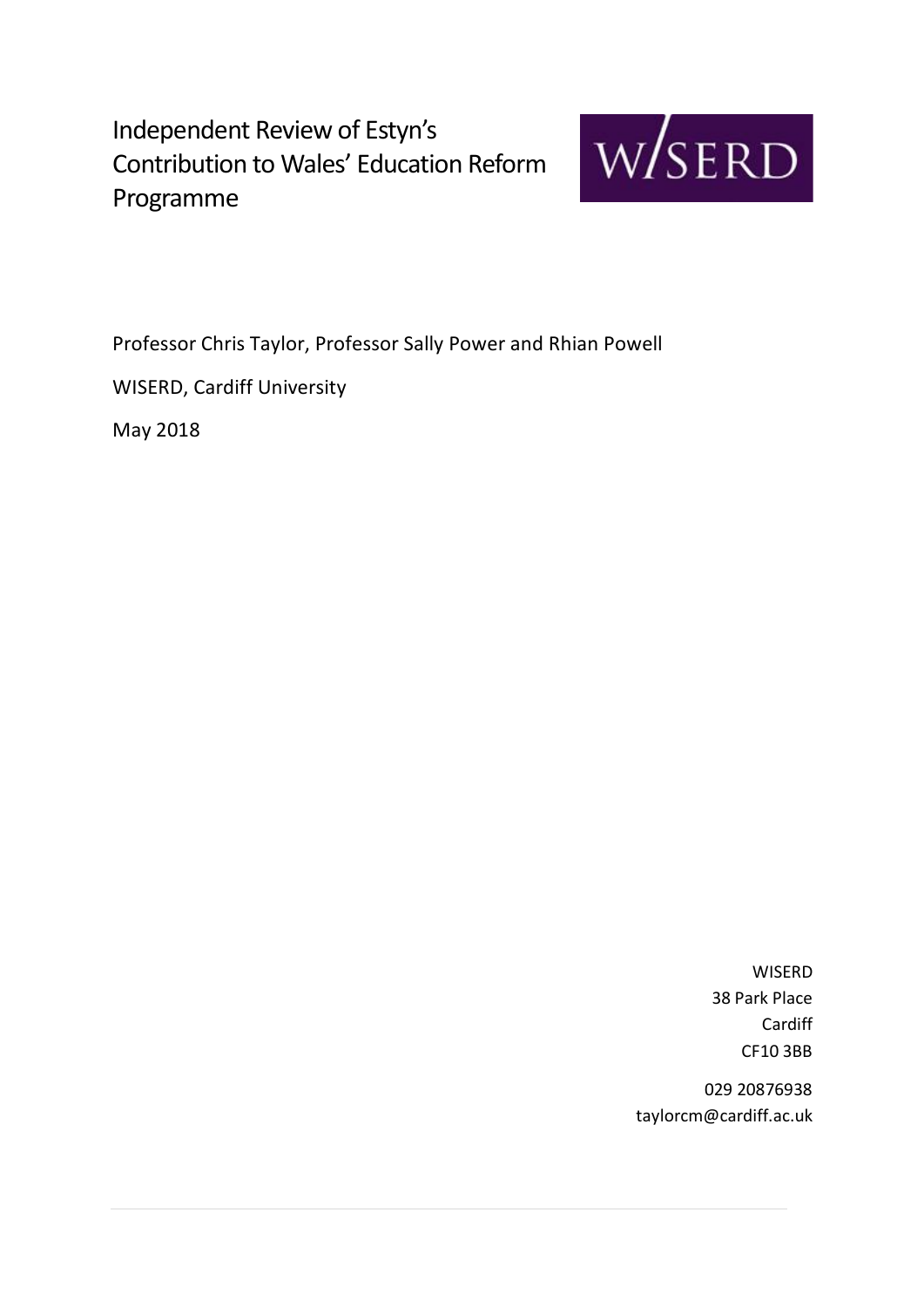# Independent Review of Estyn's Contribution to Wales' Education Reform Programme

W/SERD

Professor Chris Taylor, Professor Sally Power and Rhian Powell

WISERD, Cardiff University

May 2018

WISERD
38 Park Place
Cardiff
CF10 3BB

029 20876938
taylorcm@cardiff.ac.uk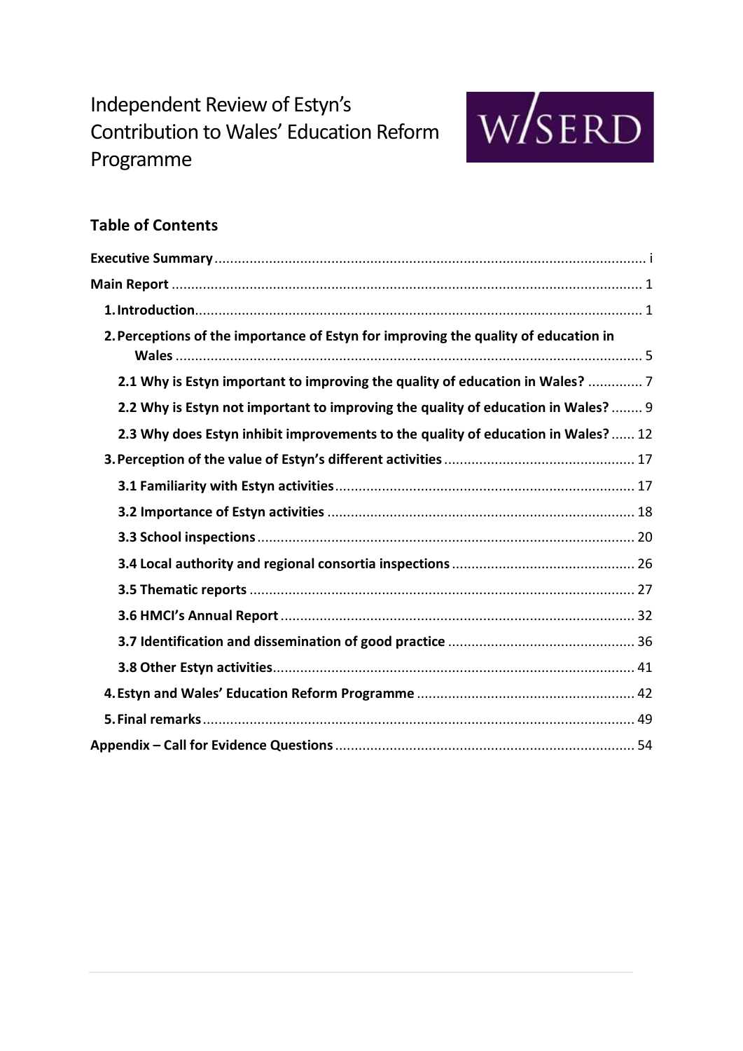# Independent Review of Estyn's Contribution to Wales' Education Reform Programme

W/SERD

## Table of Contents

**Executive Summary** ........................................................................................................ i

**Main Report** ........................................................................................................ 1

- **1. Introduction** ........................................................................................................ 1
- **2. Perceptions of the importance of Estyn for improving the quality of education in Wales** ........................................................................................................ 5
  - **2.1 Why is Estyn important to improving the quality of education in Wales?** .............. 7
  - **2.2 Why is Estyn not important to improving the quality of education in Wales?** ........ 9
  - **2.3 Why does Estyn inhibit improvements to the quality of education in Wales?** ...... 12
- **3. Perception of the value of Estyn's different activities** ................................................. 17
  - **3.1 Familiarity with Estyn activities** ............................................................................. 17
  - **3.2 Importance of Estyn activities** .............................................................................. 18
  - **3.3 School inspections** ................................................................................................. 20
  - **3.4 Local authority and regional consortia inspections** ............................................... 26
  - **3.5 Thematic reports** ................................................................................................... 27
  - **3.6 HMCI's Annual Report** ........................................................................................... 32
  - **3.7 Identification and dissemination of good practice** ................................................ 36
  - **3.8 Other Estyn activities** ............................................................................................. 41
- **4. Estyn and Wales' Education Reform Programme** ........................................................ 42
- **5. Final remarks** ........................................................................................................ 49

**Appendix – Call for Evidence Questions** ............................................................................ 54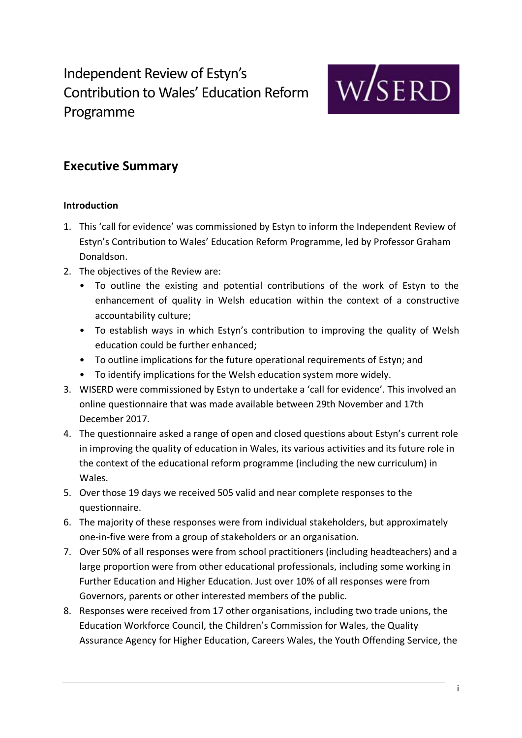# Independent Review of Estyn's Contribution to Wales' Education Reform Programme

## Executive Summary

**Introduction**

1. This 'call for evidence' was commissioned by Estyn to inform the Independent Review of Estyn's Contribution to Wales' Education Reform Programme, led by Professor Graham Donaldson.
2. The objectives of the Review are:
   - To outline the existing and potential contributions of the work of Estyn to the enhancement of quality in Welsh education within the context of a constructive accountability culture;
   - To establish ways in which Estyn's contribution to improving the quality of Welsh education could be further enhanced;
   - To outline implications for the future operational requirements of Estyn; and
   - To identify implications for the Welsh education system more widely.
3. WISERD were commissioned by Estyn to undertake a 'call for evidence'. This involved an online questionnaire that was made available between 29th November and 17th December 2017.
4. The questionnaire asked a range of open and closed questions about Estyn's current role in improving the quality of education in Wales, its various activities and its future role in the context of the educational reform programme (including the new curriculum) in Wales.
5. Over those 19 days we received 505 valid and near complete responses to the questionnaire.
6. The majority of these responses were from individual stakeholders, but approximately one-in-five were from a group of stakeholders or an organisation.
7. Over 50% of all responses were from school practitioners (including headteachers) and a large proportion were from other educational professionals, including some working in Further Education and Higher Education. Just over 10% of all responses were from Governors, parents or other interested members of the public.
8. Responses were received from 17 other organisations, including two trade unions, the Education Workforce Council, the Children's Commission for Wales, the Quality Assurance Agency for Higher Education, Careers Wales, the Youth Offending Service, the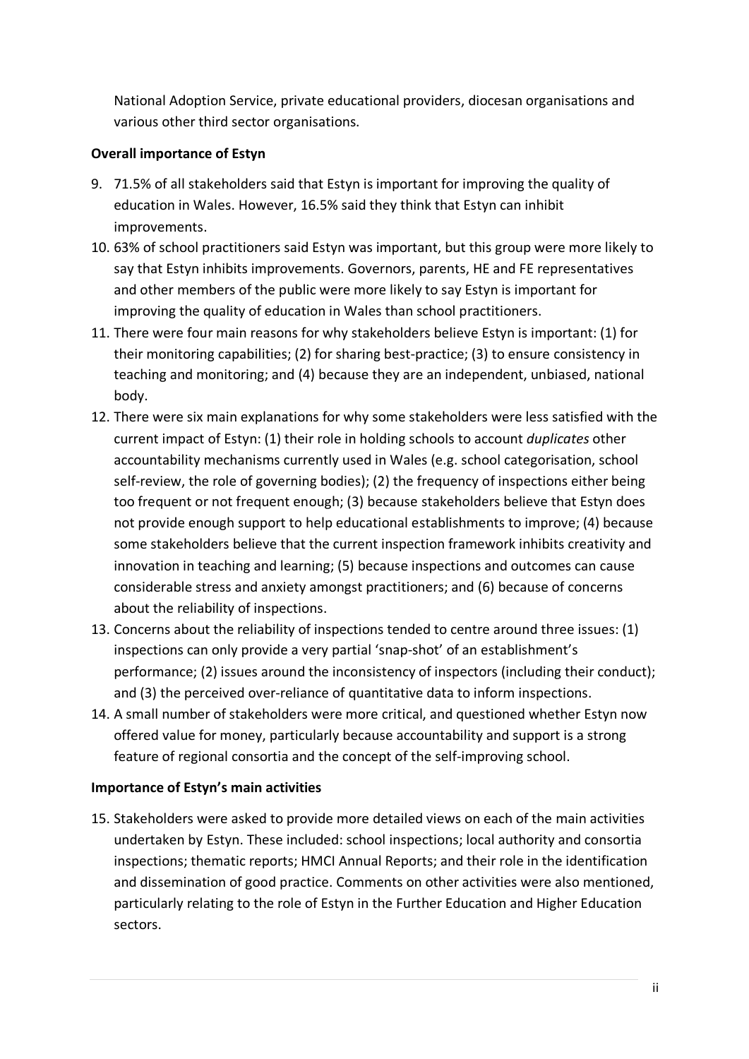National Adoption Service, private educational providers, diocesan organisations and various other third sector organisations.

**Overall importance of Estyn**

9. 71.5% of all stakeholders said that Estyn is important for improving the quality of education in Wales. However, 16.5% said they think that Estyn can inhibit improvements.
10. 63% of school practitioners said Estyn was important, but this group were more likely to say that Estyn inhibits improvements. Governors, parents, HE and FE representatives and other members of the public were more likely to say Estyn is important for improving the quality of education in Wales than school practitioners.
11. There were four main reasons for why stakeholders believe Estyn is important: (1) for their monitoring capabilities; (2) for sharing best-practice; (3) to ensure consistency in teaching and monitoring; and (4) because they are an independent, unbiased, national body.
12. There were six main explanations for why some stakeholders were less satisfied with the current impact of Estyn: (1) their role in holding schools to account *duplicates* other accountability mechanisms currently used in Wales (e.g. school categorisation, school self-review, the role of governing bodies); (2) the frequency of inspections either being too frequent or not frequent enough; (3) because stakeholders believe that Estyn does not provide enough support to help educational establishments to improve; (4) because some stakeholders believe that the current inspection framework inhibits creativity and innovation in teaching and learning; (5) because inspections and outcomes can cause considerable stress and anxiety amongst practitioners; and (6) because of concerns about the reliability of inspections.
13. Concerns about the reliability of inspections tended to centre around three issues: (1) inspections can only provide a very partial 'snap-shot' of an establishment's performance; (2) issues around the inconsistency of inspectors (including their conduct); and (3) the perceived over-reliance of quantitative data to inform inspections.
14. A small number of stakeholders were more critical, and questioned whether Estyn now offered value for money, particularly because accountability and support is a strong feature of regional consortia and the concept of the self-improving school.

**Importance of Estyn's main activities**

15. Stakeholders were asked to provide more detailed views on each of the main activities undertaken by Estyn. These included: school inspections; local authority and consortia inspections; thematic reports; HMCI Annual Reports; and their role in the identification and dissemination of good practice. Comments on other activities were also mentioned, particularly relating to the role of Estyn in the Further Education and Higher Education sectors.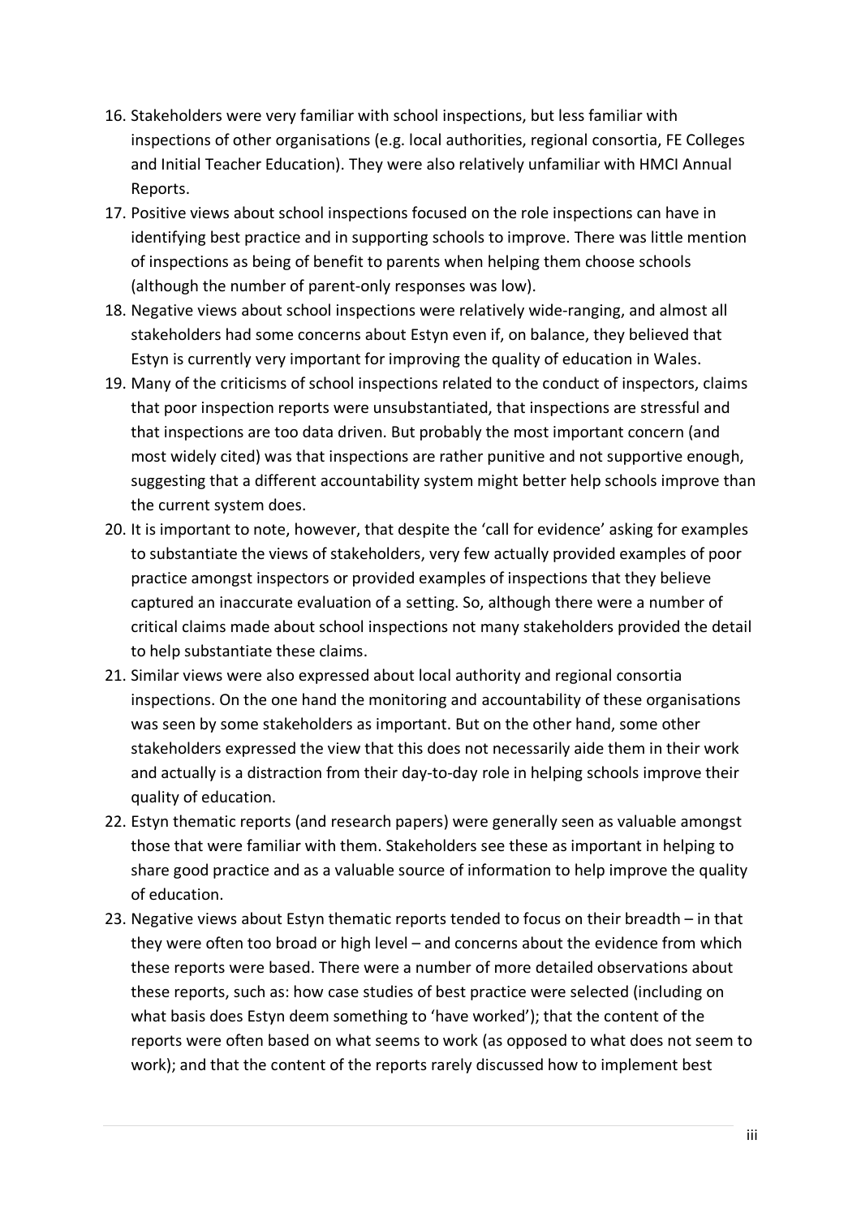16. Stakeholders were very familiar with school inspections, but less familiar with inspections of other organisations (e.g. local authorities, regional consortia, FE Colleges and Initial Teacher Education). They were also relatively unfamiliar with HMCI Annual Reports.
17. Positive views about school inspections focused on the role inspections can have in identifying best practice and in supporting schools to improve. There was little mention of inspections as being of benefit to parents when helping them choose schools (although the number of parent-only responses was low).
18. Negative views about school inspections were relatively wide-ranging, and almost all stakeholders had some concerns about Estyn even if, on balance, they believed that Estyn is currently very important for improving the quality of education in Wales.
19. Many of the criticisms of school inspections related to the conduct of inspectors, claims that poor inspection reports were unsubstantiated, that inspections are stressful and that inspections are too data driven. But probably the most important concern (and most widely cited) was that inspections are rather punitive and not supportive enough, suggesting that a different accountability system might better help schools improve than the current system does.
20. It is important to note, however, that despite the 'call for evidence' asking for examples to substantiate the views of stakeholders, very few actually provided examples of poor practice amongst inspectors or provided examples of inspections that they believe captured an inaccurate evaluation of a setting. So, although there were a number of critical claims made about school inspections not many stakeholders provided the detail to help substantiate these claims.
21. Similar views were also expressed about local authority and regional consortia inspections. On the one hand the monitoring and accountability of these organisations was seen by some stakeholders as important. But on the other hand, some other stakeholders expressed the view that this does not necessarily aide them in their work and actually is a distraction from their day-to-day role in helping schools improve their quality of education.
22. Estyn thematic reports (and research papers) were generally seen as valuable amongst those that were familiar with them. Stakeholders see these as important in helping to share good practice and as a valuable source of information to help improve the quality of education.
23. Negative views about Estyn thematic reports tended to focus on their breadth – in that they were often too broad or high level – and concerns about the evidence from which these reports were based. There were a number of more detailed observations about these reports, such as: how case studies of best practice were selected (including on what basis does Estyn deem something to 'have worked'); that the content of the reports were often based on what seems to work (as opposed to what does not seem to work); and that the content of the reports rarely discussed how to implement best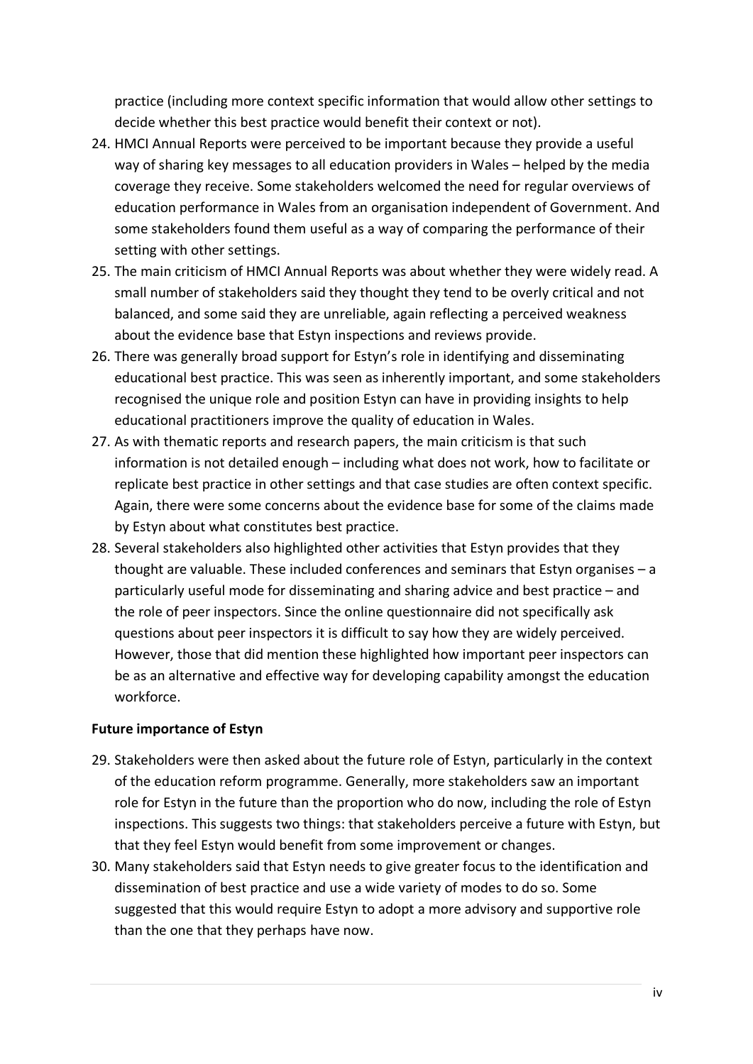practice (including more context specific information that would allow other settings to decide whether this best practice would benefit their context or not).

24. HMCI Annual Reports were perceived to be important because they provide a useful way of sharing key messages to all education providers in Wales – helped by the media coverage they receive. Some stakeholders welcomed the need for regular overviews of education performance in Wales from an organisation independent of Government. And some stakeholders found them useful as a way of comparing the performance of their setting with other settings.
25. The main criticism of HMCI Annual Reports was about whether they were widely read. A small number of stakeholders said they thought they tend to be overly critical and not balanced, and some said they are unreliable, again reflecting a perceived weakness about the evidence base that Estyn inspections and reviews provide.
26. There was generally broad support for Estyn's role in identifying and disseminating educational best practice. This was seen as inherently important, and some stakeholders recognised the unique role and position Estyn can have in providing insights to help educational practitioners improve the quality of education in Wales.
27. As with thematic reports and research papers, the main criticism is that such information is not detailed enough – including what does not work, how to facilitate or replicate best practice in other settings and that case studies are often context specific. Again, there were some concerns about the evidence base for some of the claims made by Estyn about what constitutes best practice.
28. Several stakeholders also highlighted other activities that Estyn provides that they thought are valuable. These included conferences and seminars that Estyn organises – a particularly useful mode for disseminating and sharing advice and best practice – and the role of peer inspectors. Since the online questionnaire did not specifically ask questions about peer inspectors it is difficult to say how they are widely perceived. However, those that did mention these highlighted how important peer inspectors can be as an alternative and effective way for developing capability amongst the education workforce.

**Future importance of Estyn**

29. Stakeholders were then asked about the future role of Estyn, particularly in the context of the education reform programme. Generally, more stakeholders saw an important role for Estyn in the future than the proportion who do now, including the role of Estyn inspections. This suggests two things: that stakeholders perceive a future with Estyn, but that they feel Estyn would benefit from some improvement or changes.
30. Many stakeholders said that Estyn needs to give greater focus to the identification and dissemination of best practice and use a wide variety of modes to do so. Some suggested that this would require Estyn to adopt a more advisory and supportive role than the one that they perhaps have now.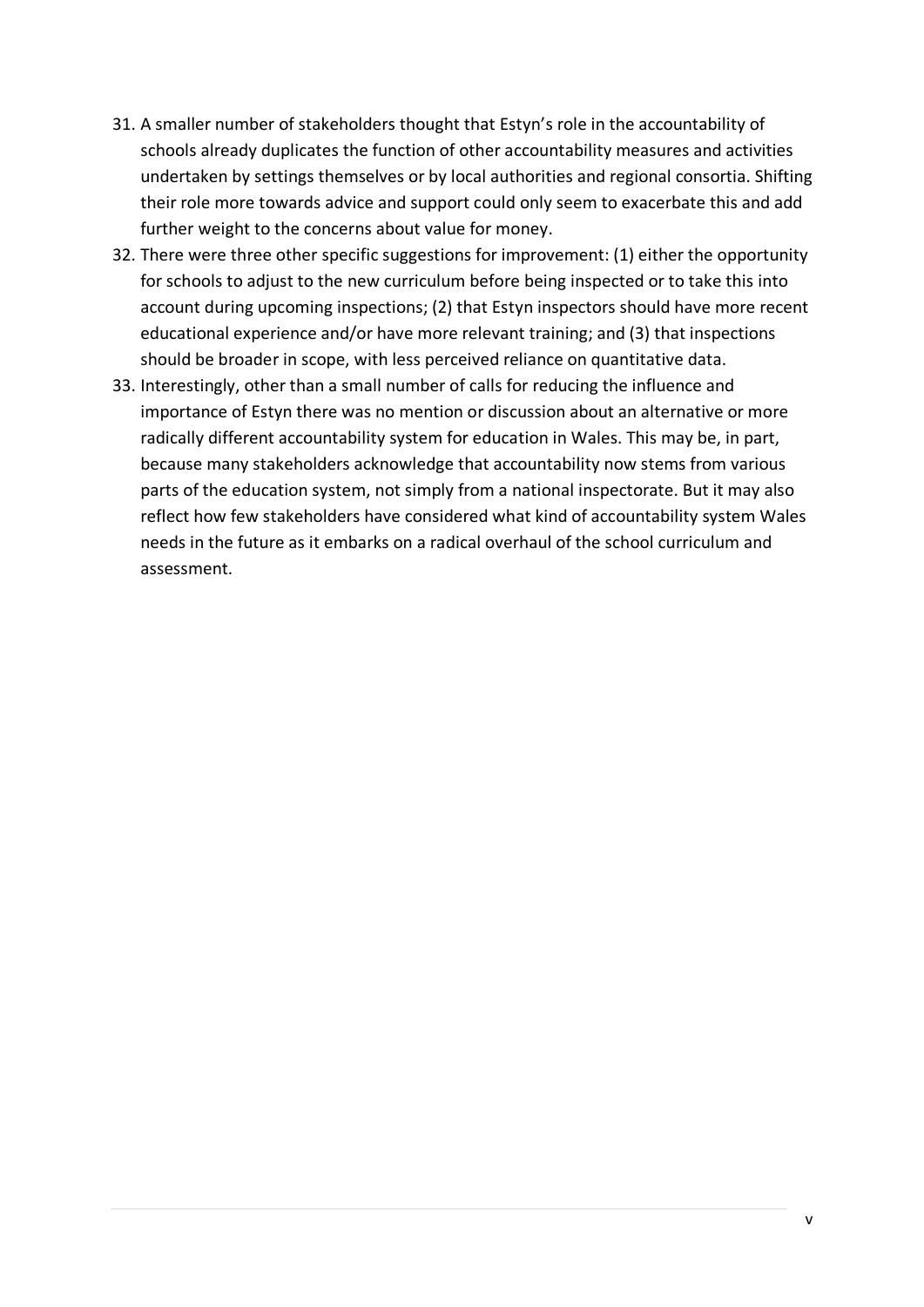31. A smaller number of stakeholders thought that Estyn's role in the accountability of schools already duplicates the function of other accountability measures and activities undertaken by settings themselves or by local authorities and regional consortia. Shifting their role more towards advice and support could only seem to exacerbate this and add further weight to the concerns about value for money.
32. There were three other specific suggestions for improvement: (1) either the opportunity for schools to adjust to the new curriculum before being inspected or to take this into account during upcoming inspections; (2) that Estyn inspectors should have more recent educational experience and/or have more relevant training; and (3) that inspections should be broader in scope, with less perceived reliance on quantitative data.
33. Interestingly, other than a small number of calls for reducing the influence and importance of Estyn there was no mention or discussion about an alternative or more radically different accountability system for education in Wales. This may be, in part, because many stakeholders acknowledge that accountability now stems from various parts of the education system, not simply from a national inspectorate. But it may also reflect how few stakeholders have considered what kind of accountability system Wales needs in the future as it embarks on a radical overhaul of the school curriculum and assessment.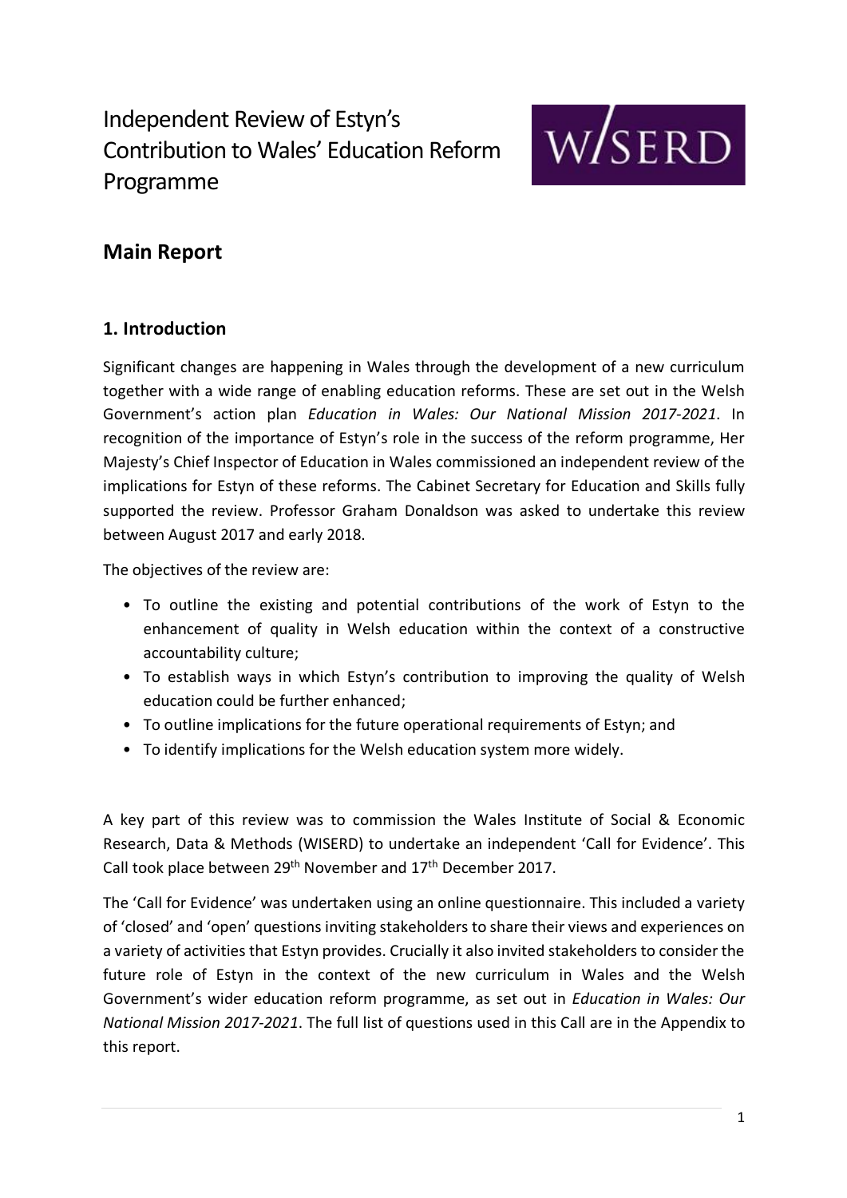# Independent Review of Estyn's Contribution to Wales' Education Reform Programme

## Main Report

### 1. Introduction

Significant changes are happening in Wales through the development of a new curriculum together with a wide range of enabling education reforms. These are set out in the Welsh Government's action plan *Education in Wales: Our National Mission 2017-2021*. In recognition of the importance of Estyn's role in the success of the reform programme, Her Majesty's Chief Inspector of Education in Wales commissioned an independent review of the implications for Estyn of these reforms. The Cabinet Secretary for Education and Skills fully supported the review. Professor Graham Donaldson was asked to undertake this review between August 2017 and early 2018.

The objectives of the review are:

- To outline the existing and potential contributions of the work of Estyn to the enhancement of quality in Welsh education within the context of a constructive accountability culture;
- To establish ways in which Estyn's contribution to improving the quality of Welsh education could be further enhanced;
- To outline implications for the future operational requirements of Estyn; and
- To identify implications for the Welsh education system more widely.

A key part of this review was to commission the Wales Institute of Social & Economic Research, Data & Methods (WISERD) to undertake an independent 'Call for Evidence'. This Call took place between 29th November and 17th December 2017.

The 'Call for Evidence' was undertaken using an online questionnaire. This included a variety of 'closed' and 'open' questions inviting stakeholders to share their views and experiences on a variety of activities that Estyn provides. Crucially it also invited stakeholders to consider the future role of Estyn in the context of the new curriculum in Wales and the Welsh Government's wider education reform programme, as set out in *Education in Wales: Our National Mission 2017-2021*. The full list of questions used in this Call are in the Appendix to this report.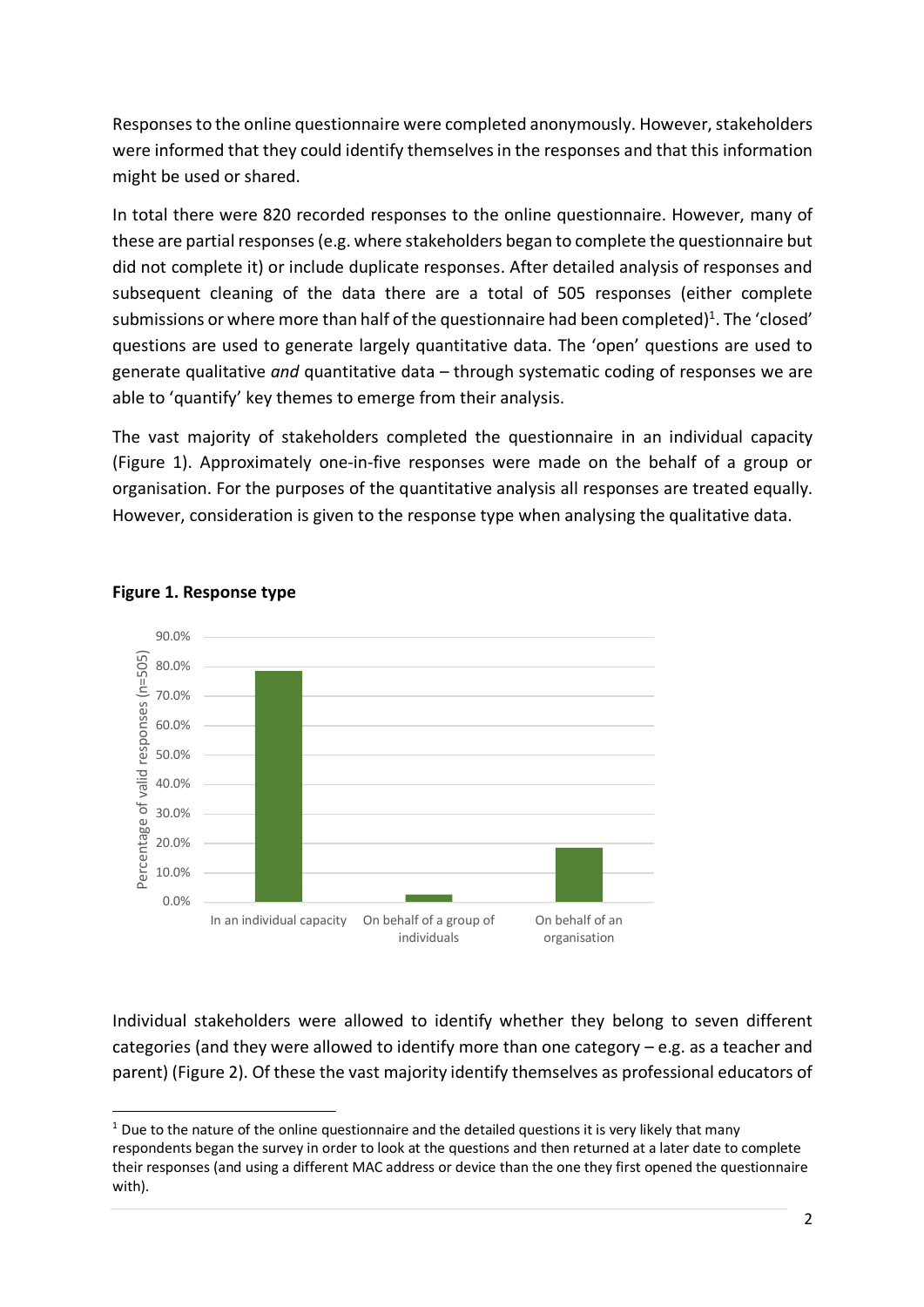Responses to the online questionnaire were completed anonymously. However, stakeholders were informed that they could identify themselves in the responses and that this information might be used or shared.

In total there were 820 recorded responses to the online questionnaire. However, many of these are partial responses (e.g. where stakeholders began to complete the questionnaire but did not complete it) or include duplicate responses. After detailed analysis of responses and subsequent cleaning of the data there are a total of 505 responses (either complete submissions or where more than half of the questionnaire had been completed)[1]. The 'closed' questions are used to generate largely quantitative data. The 'open' questions are used to generate qualitative *and* quantitative data – through systematic coding of responses we are able to 'quantify' key themes to emerge from their analysis.

The vast majority of stakeholders completed the questionnaire in an individual capacity (Figure 1). Approximately one-in-five responses were made on the behalf of a group or organisation. For the purposes of the quantitative analysis all responses are treated equally. However, consideration is given to the response type when analysing the qualitative data.

**Figure 1. Response type**

| Response type | Percentage of valid responses (n=505) |
|---|---|
| In an individual capacity | ~78% |
| On behalf of a group of individuals | ~2.5% |
| On behalf of an organisation | ~18.5% |

Individual stakeholders were allowed to identify whether they belong to seven different categories (and they were allowed to identify more than one category – e.g. as a teacher and parent) (Figure 2). Of these the vast majority identify themselves as professional educators of

[1] Due to the nature of the online questionnaire and the detailed questions it is very likely that many respondents began the survey in order to look at the questions and then returned at a later date to complete their responses (and using a different MAC address or device than the one they first opened the questionnaire with).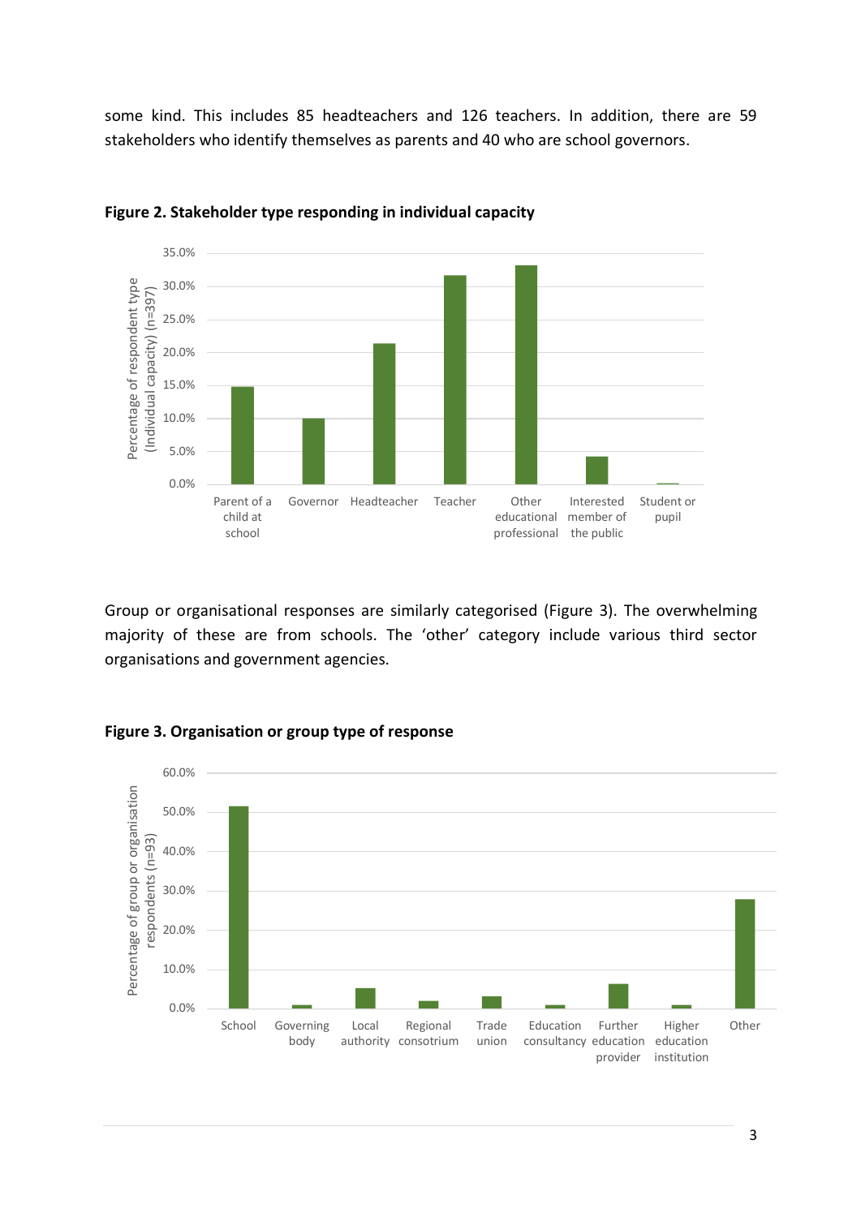some kind. This includes 85 headteachers and 126 teachers. In addition, there are 59 stakeholders who identify themselves as parents and 40 who are school governors.

**Figure 2. Stakeholder type responding in individual capacity**

Group or organisational responses are similarly categorised (Figure 3). The overwhelming majority of these are from schools. The 'other' category include various third sector organisations and government agencies.

**Figure 3. Organisation or group type of response**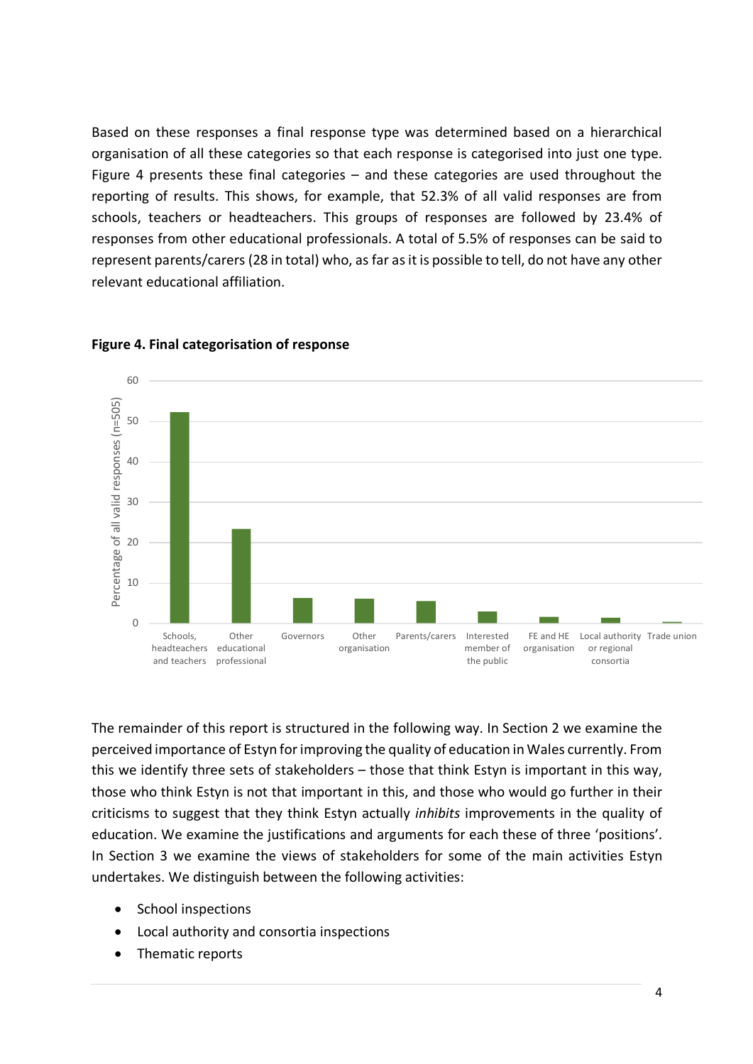Based on these responses a final response type was determined based on a hierarchical organisation of all these categories so that each response is categorised into just one type. Figure 4 presents these final categories – and these categories are used throughout the reporting of results. This shows, for example, that 52.3% of all valid responses are from schools, teachers or headteachers. This groups of responses are followed by 23.4% of responses from other educational professionals. A total of 5.5% of responses can be said to represent parents/carers (28 in total) who, as far as it is possible to tell, do not have any other relevant educational affiliation.

**Figure 4. Final categorisation of response**

The remainder of this report is structured in the following way. In Section 2 we examine the perceived importance of Estyn for improving the quality of education in Wales currently. From this we identify three sets of stakeholders – those that think Estyn is important in this way, those who think Estyn is not that important in this, and those who would go further in their criticisms to suggest that they think Estyn actually *inhibits* improvements in the quality of education. We examine the justifications and arguments for each these of three 'positions'. In Section 3 we examine the views of stakeholders for some of the main activities Estyn undertakes. We distinguish between the following activities:

- School inspections
- Local authority and consortia inspections
- Thematic reports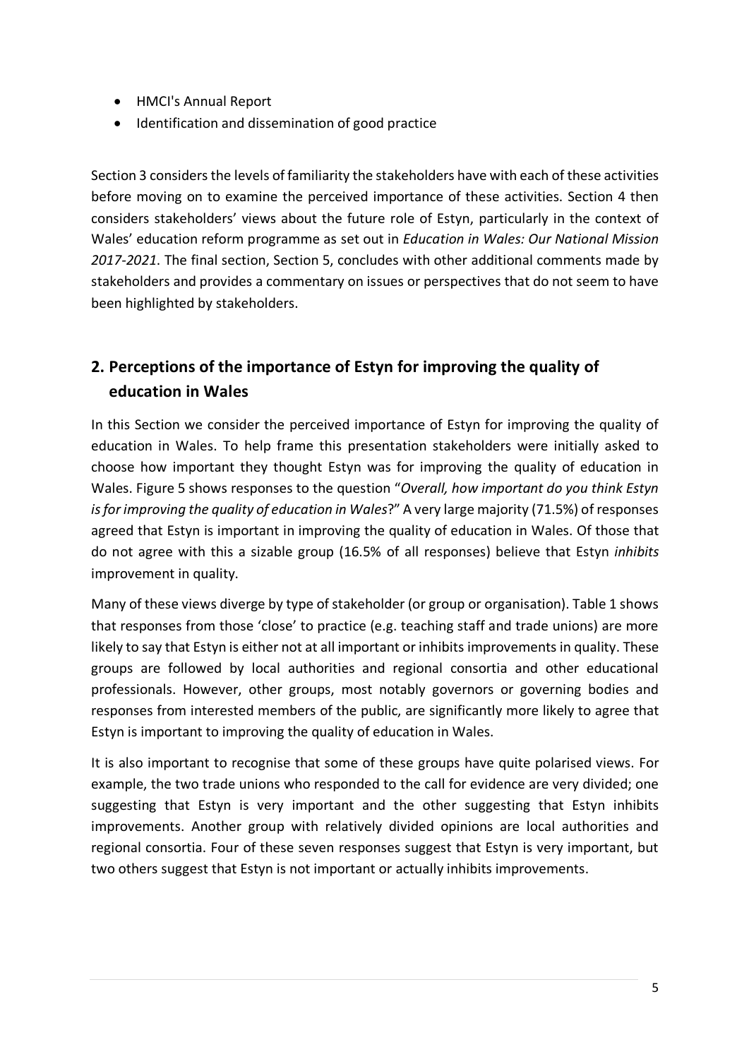- HMCI's Annual Report
- Identification and dissemination of good practice

Section 3 considers the levels of familiarity the stakeholders have with each of these activities before moving on to examine the perceived importance of these activities. Section 4 then considers stakeholders' views about the future role of Estyn, particularly in the context of Wales' education reform programme as set out in *Education in Wales: Our National Mission 2017-2021*. The final section, Section 5, concludes with other additional comments made by stakeholders and provides a commentary on issues or perspectives that do not seem to have been highlighted by stakeholders.

## 2. Perceptions of the importance of Estyn for improving the quality of education in Wales

In this Section we consider the perceived importance of Estyn for improving the quality of education in Wales. To help frame this presentation stakeholders were initially asked to choose how important they thought Estyn was for improving the quality of education in Wales. Figure 5 shows responses to the question "*Overall, how important do you think Estyn is for improving the quality of education in Wales*?" A very large majority (71.5%) of responses agreed that Estyn is important in improving the quality of education in Wales. Of those that do not agree with this a sizable group (16.5% of all responses) believe that Estyn *inhibits* improvement in quality.

Many of these views diverge by type of stakeholder (or group or organisation). Table 1 shows that responses from those 'close' to practice (e.g. teaching staff and trade unions) are more likely to say that Estyn is either not at all important or inhibits improvements in quality. These groups are followed by local authorities and regional consortia and other educational professionals. However, other groups, most notably governors or governing bodies and responses from interested members of the public, are significantly more likely to agree that Estyn is important to improving the quality of education in Wales.

It is also important to recognise that some of these groups have quite polarised views. For example, the two trade unions who responded to the call for evidence are very divided; one suggesting that Estyn is very important and the other suggesting that Estyn inhibits improvements. Another group with relatively divided opinions are local authorities and regional consortia. Four of these seven responses suggest that Estyn is very important, but two others suggest that Estyn is not important or actually inhibits improvements.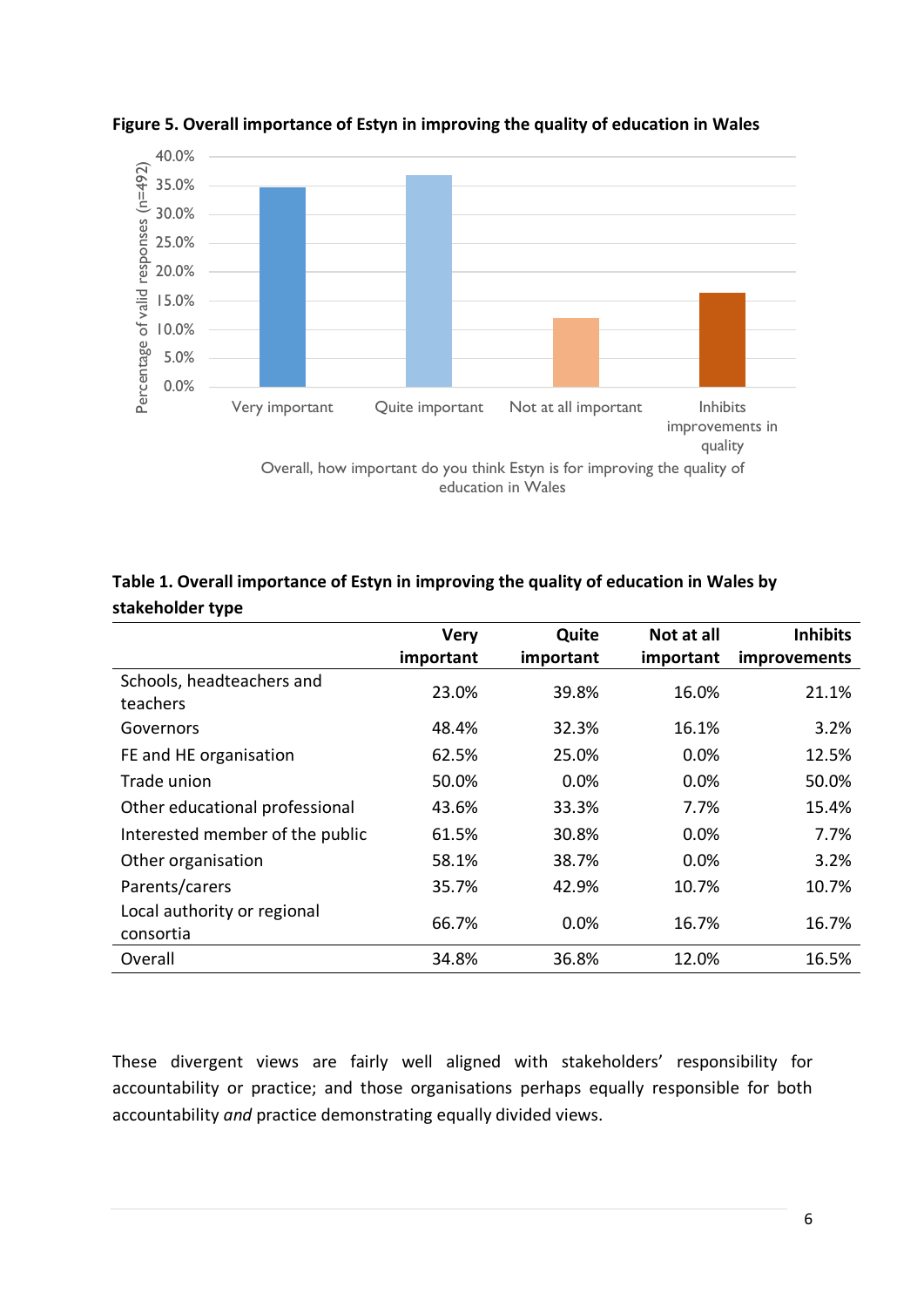**Figure 5. Overall importance of Estyn in improving the quality of education in Wales**

**Table 1. Overall importance of Estyn in improving the quality of education in Wales by stakeholder type**

| | Very important | Quite important | Not at all important | Inhibits improvements |
|---|---|---|---|---|
| Schools, headteachers and teachers | 23.0% | 39.8% | 16.0% | 21.1% |
| Governors | 48.4% | 32.3% | 16.1% | 3.2% |
| FE and HE organisation | 62.5% | 25.0% | 0.0% | 12.5% |
| Trade union | 50.0% | 0.0% | 0.0% | 50.0% |
| Other educational professional | 43.6% | 33.3% | 7.7% | 15.4% |
| Interested member of the public | 61.5% | 30.8% | 0.0% | 7.7% |
| Other organisation | 58.1% | 38.7% | 0.0% | 3.2% |
| Parents/carers | 35.7% | 42.9% | 10.7% | 10.7% |
| Local authority or regional consortia | 66.7% | 0.0% | 16.7% | 16.7% |
| Overall | 34.8% | 36.8% | 12.0% | 16.5% |

These divergent views are fairly well aligned with stakeholders' responsibility for accountability or practice; and those organisations perhaps equally responsible for both accountability *and* practice demonstrating equally divided views.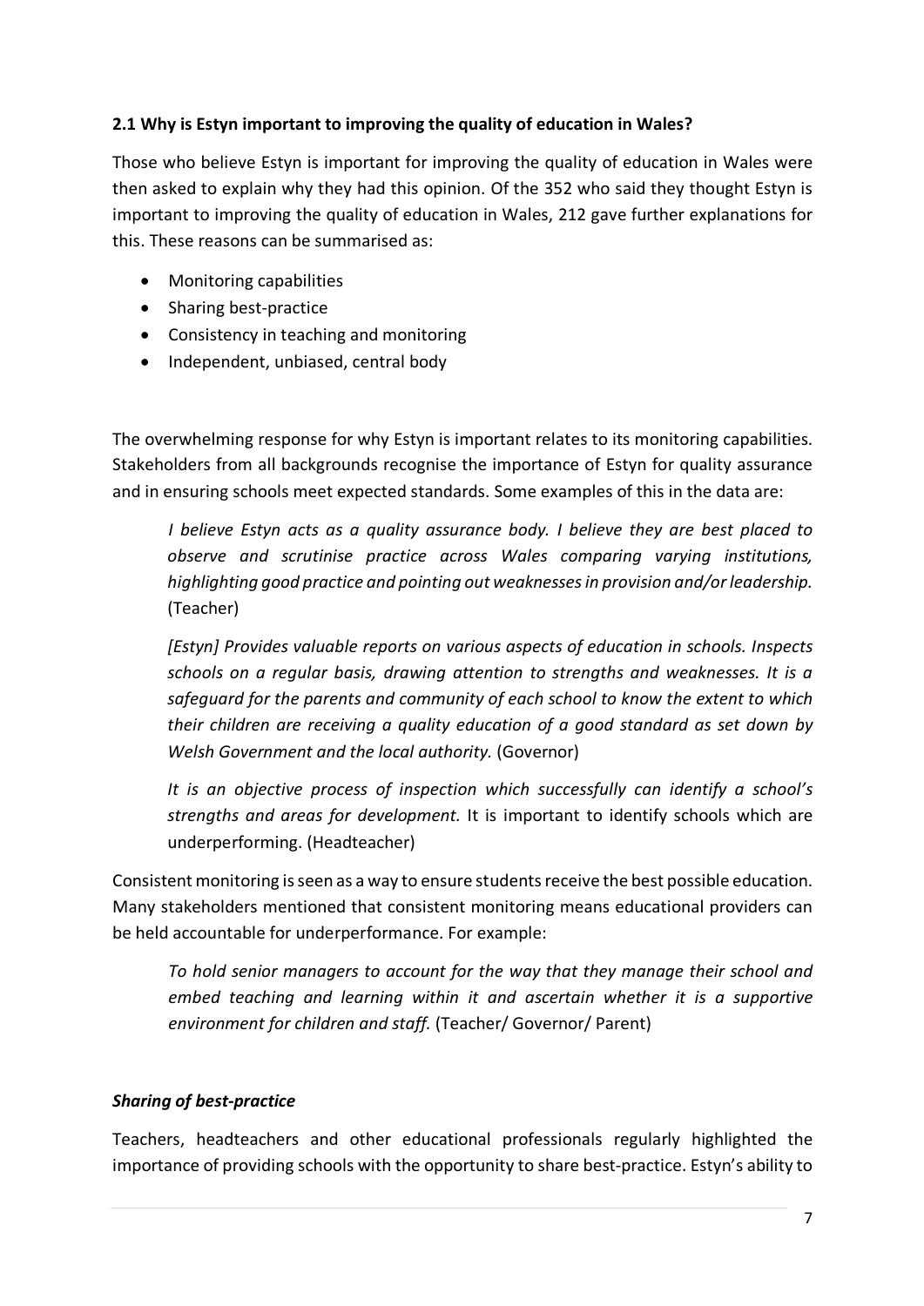### 2.1 Why is Estyn important to improving the quality of education in Wales?

Those who believe Estyn is important for improving the quality of education in Wales were then asked to explain why they had this opinion. Of the 352 who said they thought Estyn is important to improving the quality of education in Wales, 212 gave further explanations for this. These reasons can be summarised as:

- Monitoring capabilities
- Sharing best-practice
- Consistency in teaching and monitoring
- Independent, unbiased, central body

The overwhelming response for why Estyn is important relates to its monitoring capabilities. Stakeholders from all backgrounds recognise the importance of Estyn for quality assurance and in ensuring schools meet expected standards. Some examples of this in the data are:

> *I believe Estyn acts as a quality assurance body. I believe they are best placed to observe and scrutinise practice across Wales comparing varying institutions, highlighting good practice and pointing out weaknesses in provision and/or leadership.* (Teacher)

> *[Estyn] Provides valuable reports on various aspects of education in schools. Inspects schools on a regular basis, drawing attention to strengths and weaknesses. It is a safeguard for the parents and community of each school to know the extent to which their children are receiving a quality education of a good standard as set down by Welsh Government and the local authority.* (Governor)

> *It is an objective process of inspection which successfully can identify a school's strengths and areas for development.* It is important to identify schools which are underperforming. (Headteacher)

Consistent monitoring is seen as a way to ensure students receive the best possible education. Many stakeholders mentioned that consistent monitoring means educational providers can be held accountable for underperformance. For example:

> *To hold senior managers to account for the way that they manage their school and embed teaching and learning within it and ascertain whether it is a supportive environment for children and staff.* (Teacher/ Governor/ Parent)

#### *Sharing of best-practice*

Teachers, headteachers and other educational professionals regularly highlighted the importance of providing schools with the opportunity to share best-practice. Estyn's ability to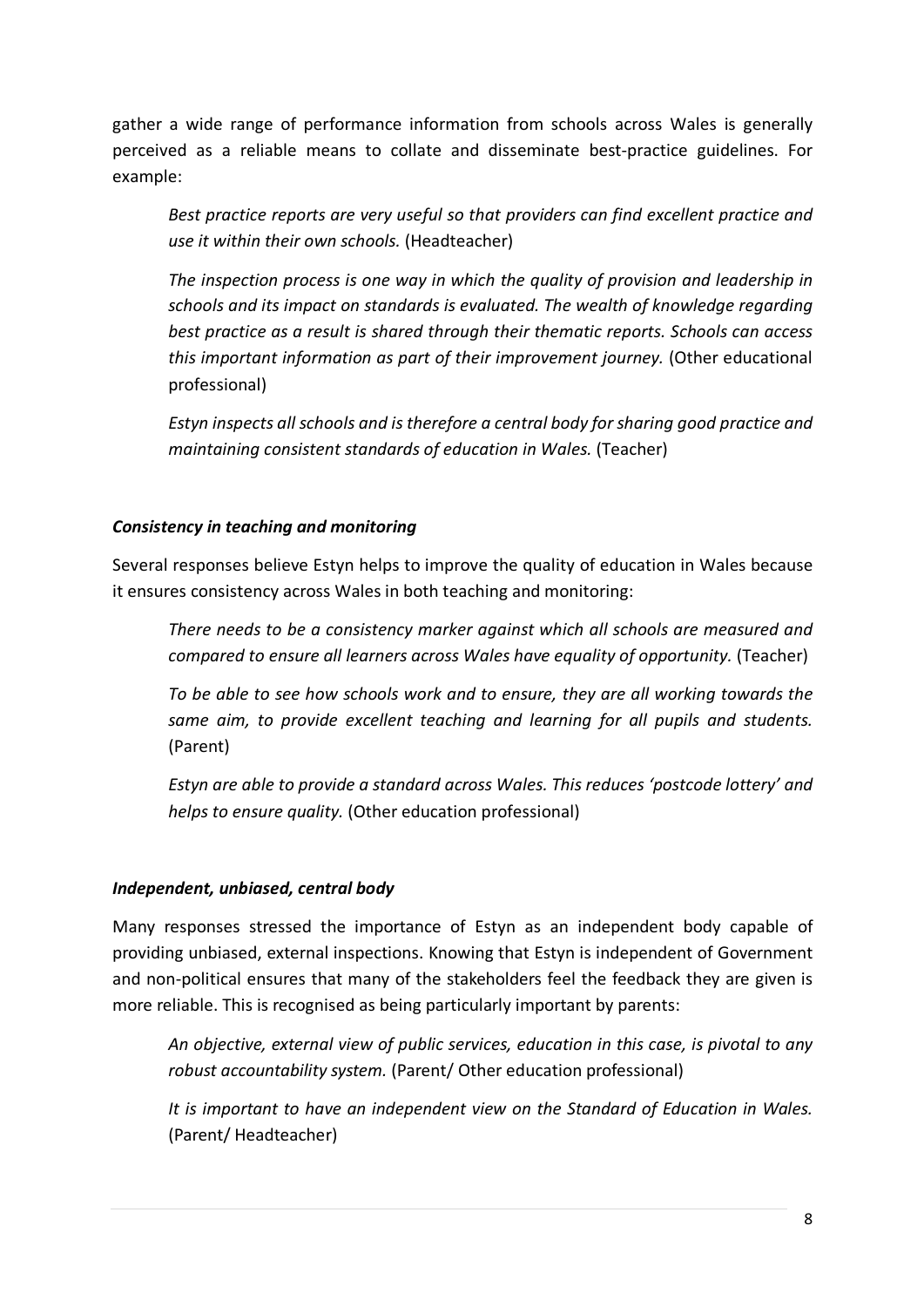gather a wide range of performance information from schools across Wales is generally perceived as a reliable means to collate and disseminate best-practice guidelines. For example:

> *Best practice reports are very useful so that providers can find excellent practice and use it within their own schools.* (Headteacher)
>
> *The inspection process is one way in which the quality of provision and leadership in schools and its impact on standards is evaluated. The wealth of knowledge regarding best practice as a result is shared through their thematic reports. Schools can access this important information as part of their improvement journey.* (Other educational professional)
>
> *Estyn inspects all schools and is therefore a central body for sharing good practice and maintaining consistent standards of education in Wales.* (Teacher)

### *Consistency in teaching and monitoring*

Several responses believe Estyn helps to improve the quality of education in Wales because it ensures consistency across Wales in both teaching and monitoring:

> *There needs to be a consistency marker against which all schools are measured and compared to ensure all learners across Wales have equality of opportunity.* (Teacher)
>
> *To be able to see how schools work and to ensure, they are all working towards the same aim, to provide excellent teaching and learning for all pupils and students.* (Parent)
>
> *Estyn are able to provide a standard across Wales. This reduces 'postcode lottery' and helps to ensure quality.* (Other education professional)

### *Independent, unbiased, central body*

Many responses stressed the importance of Estyn as an independent body capable of providing unbiased, external inspections. Knowing that Estyn is independent of Government and non-political ensures that many of the stakeholders feel the feedback they are given is more reliable. This is recognised as being particularly important by parents:

> *An objective, external view of public services, education in this case, is pivotal to any robust accountability system.* (Parent/ Other education professional)
>
> *It is important to have an independent view on the Standard of Education in Wales.* (Parent/ Headteacher)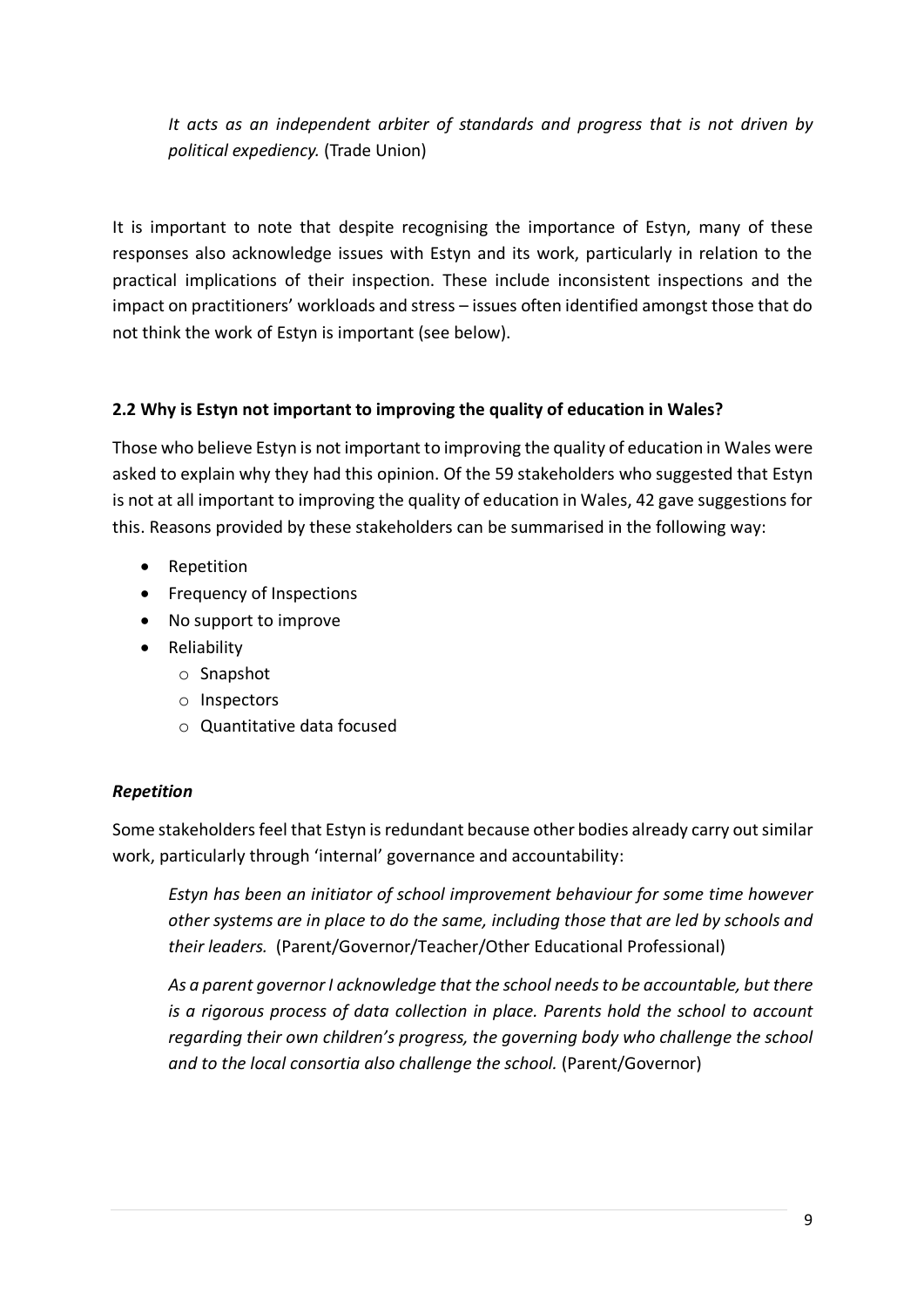> *It acts as an independent arbiter of standards and progress that is not driven by political expediency.* (Trade Union)

It is important to note that despite recognising the importance of Estyn, many of these responses also acknowledge issues with Estyn and its work, particularly in relation to the practical implications of their inspection. These include inconsistent inspections and the impact on practitioners' workloads and stress – issues often identified amongst those that do not think the work of Estyn is important (see below).

### 2.2 Why is Estyn not important to improving the quality of education in Wales?

Those who believe Estyn is not important to improving the quality of education in Wales were asked to explain why they had this opinion. Of the 59 stakeholders who suggested that Estyn is not at all important to improving the quality of education in Wales, 42 gave suggestions for this. Reasons provided by these stakeholders can be summarised in the following way:

- Repetition
- Frequency of Inspections
- No support to improve
- Reliability
  - Snapshot
  - Inspectors
  - Quantitative data focused

#### *Repetition*

Some stakeholders feel that Estyn is redundant because other bodies already carry out similar work, particularly through 'internal' governance and accountability:

> *Estyn has been an initiator of school improvement behaviour for some time however other systems are in place to do the same, including those that are led by schools and their leaders.* (Parent/Governor/Teacher/Other Educational Professional)

> *As a parent governor I acknowledge that the school needs to be accountable, but there is a rigorous process of data collection in place. Parents hold the school to account regarding their own children's progress, the governing body who challenge the school and to the local consortia also challenge the school.* (Parent/Governor)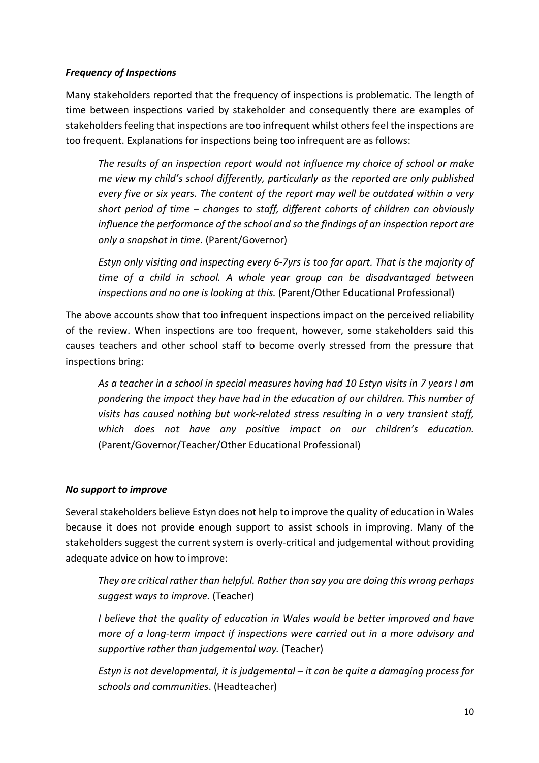***Frequency of Inspections***

Many stakeholders reported that the frequency of inspections is problematic. The length of time between inspections varied by stakeholder and consequently there are examples of stakeholders feeling that inspections are too infrequent whilst others feel the inspections are too frequent. Explanations for inspections being too infrequent are as follows:

> *The results of an inspection report would not influence my choice of school or make me view my child's school differently, particularly as the reported are only published every five or six years. The content of the report may well be outdated within a very short period of time – changes to staff, different cohorts of children can obviously influence the performance of the school and so the findings of an inspection report are only a snapshot in time.* (Parent/Governor)

> *Estyn only visiting and inspecting every 6-7yrs is too far apart. That is the majority of time of a child in school. A whole year group can be disadvantaged between inspections and no one is looking at this.* (Parent/Other Educational Professional)

The above accounts show that too infrequent inspections impact on the perceived reliability of the review. When inspections are too frequent, however, some stakeholders said this causes teachers and other school staff to become overly stressed from the pressure that inspections bring:

> *As a teacher in a school in special measures having had 10 Estyn visits in 7 years I am pondering the impact they have had in the education of our children. This number of visits has caused nothing but work-related stress resulting in a very transient staff, which does not have any positive impact on our children's education.* (Parent/Governor/Teacher/Other Educational Professional)

***No support to improve***

Several stakeholders believe Estyn does not help to improve the quality of education in Wales because it does not provide enough support to assist schools in improving. Many of the stakeholders suggest the current system is overly-critical and judgemental without providing adequate advice on how to improve:

> *They are critical rather than helpful. Rather than say you are doing this wrong perhaps suggest ways to improve.* (Teacher)

> *I believe that the quality of education in Wales would be better improved and have more of a long-term impact if inspections were carried out in a more advisory and supportive rather than judgemental way.* (Teacher)

> *Estyn is not developmental, it is judgemental – it can be quite a damaging process for schools and communities*. (Headteacher)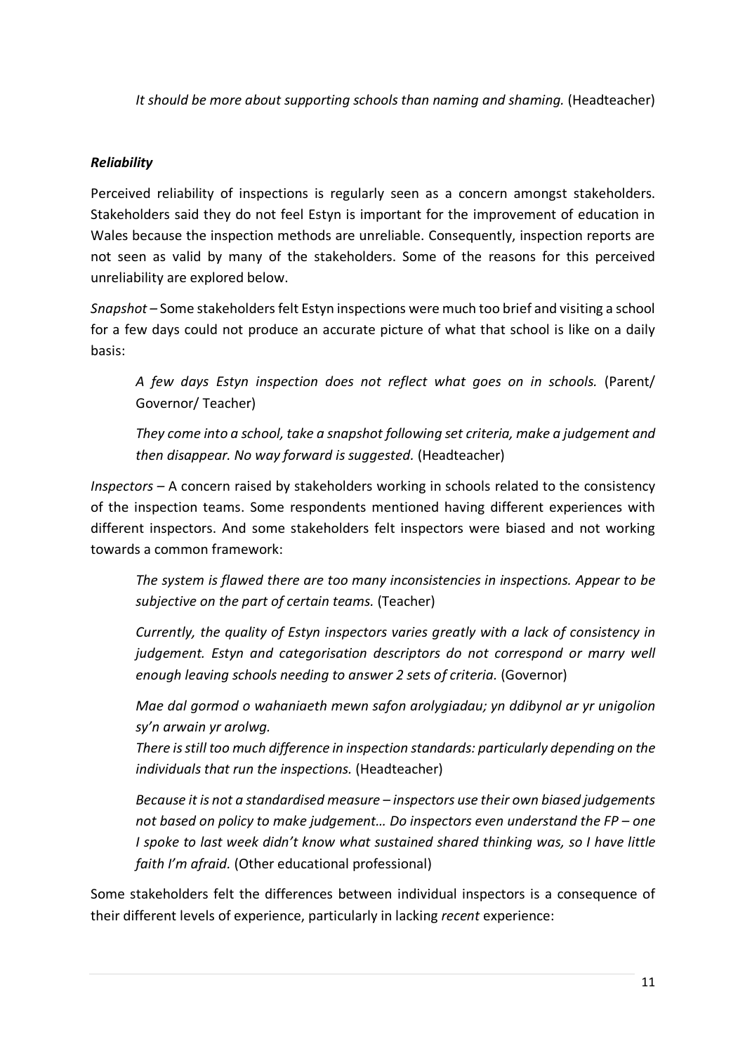*It should be more about supporting schools than naming and shaming.* (Headteacher)

***Reliability***

Perceived reliability of inspections is regularly seen as a concern amongst stakeholders. Stakeholders said they do not feel Estyn is important for the improvement of education in Wales because the inspection methods are unreliable. Consequently, inspection reports are not seen as valid by many of the stakeholders. Some of the reasons for this perceived unreliability are explored below.

*Snapshot* – Some stakeholders felt Estyn inspections were much too brief and visiting a school for a few days could not produce an accurate picture of what that school is like on a daily basis:

> *A few days Estyn inspection does not reflect what goes on in schools.* (Parent/ Governor/ Teacher)
>
> *They come into a school, take a snapshot following set criteria, make a judgement and then disappear. No way forward is suggested.* (Headteacher)

*Inspectors* – A concern raised by stakeholders working in schools related to the consistency of the inspection teams. Some respondents mentioned having different experiences with different inspectors. And some stakeholders felt inspectors were biased and not working towards a common framework:

> *The system is flawed there are too many inconsistencies in inspections. Appear to be subjective on the part of certain teams.* (Teacher)
>
> *Currently, the quality of Estyn inspectors varies greatly with a lack of consistency in judgement. Estyn and categorisation descriptors do not correspond or marry well enough leaving schools needing to answer 2 sets of criteria.* (Governor)
>
> *Mae dal gormod o wahaniaeth mewn safon arolygiadau; yn ddibynol ar yr unigolion sy'n arwain yr arolwg.*
> *There is still too much difference in inspection standards: particularly depending on the individuals that run the inspections.* (Headteacher)
>
> *Because it is not a standardised measure – inspectors use their own biased judgements not based on policy to make judgement… Do inspectors even understand the FP – one I spoke to last week didn't know what sustained shared thinking was, so I have little faith I'm afraid.* (Other educational professional)

Some stakeholders felt the differences between individual inspectors is a consequence of their different levels of experience, particularly in lacking *recent* experience: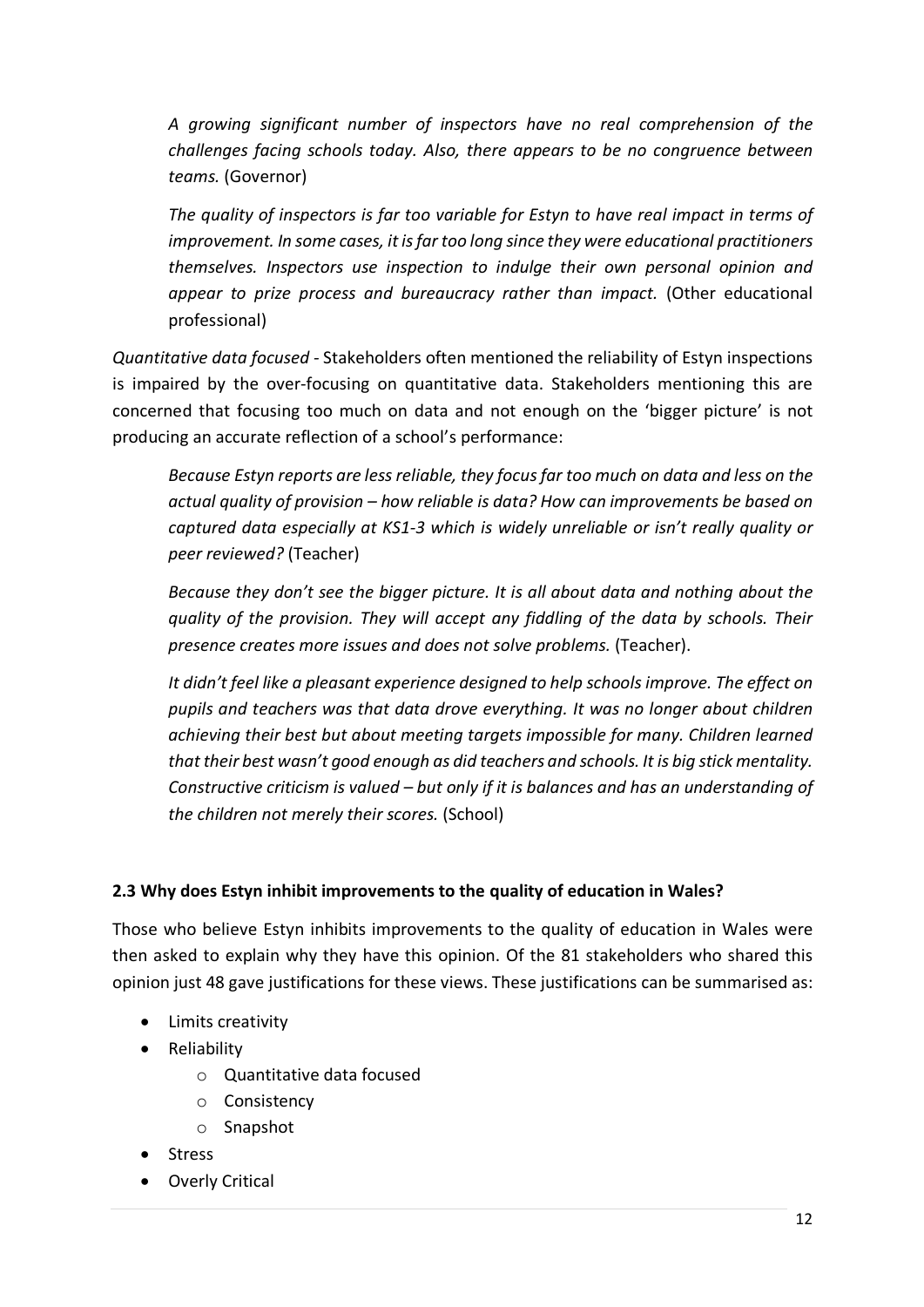*A growing significant number of inspectors have no real comprehension of the challenges facing schools today. Also, there appears to be no congruence between teams.* (Governor)

*The quality of inspectors is far too variable for Estyn to have real impact in terms of improvement. In some cases, it is far too long since they were educational practitioners themselves. Inspectors use inspection to indulge their own personal opinion and appear to prize process and bureaucracy rather than impact.* (Other educational professional)

*Quantitative data focused* - Stakeholders often mentioned the reliability of Estyn inspections is impaired by the over-focusing on quantitative data. Stakeholders mentioning this are concerned that focusing too much on data and not enough on the 'bigger picture' is not producing an accurate reflection of a school's performance:

*Because Estyn reports are less reliable, they focus far too much on data and less on the actual quality of provision – how reliable is data? How can improvements be based on captured data especially at KS1-3 which is widely unreliable or isn't really quality or peer reviewed?* (Teacher)

*Because they don't see the bigger picture. It is all about data and nothing about the quality of the provision. They will accept any fiddling of the data by schools. Their presence creates more issues and does not solve problems.* (Teacher).

*It didn't feel like a pleasant experience designed to help schools improve. The effect on pupils and teachers was that data drove everything. It was no longer about children achieving their best but about meeting targets impossible for many. Children learned that their best wasn't good enough as did teachers and schools. It is big stick mentality. Constructive criticism is valued – but only if it is balances and has an understanding of the children not merely their scores.* (School)

### 2.3 Why does Estyn inhibit improvements to the quality of education in Wales?

Those who believe Estyn inhibits improvements to the quality of education in Wales were then asked to explain why they have this opinion. Of the 81 stakeholders who shared this opinion just 48 gave justifications for these views. These justifications can be summarised as:

- Limits creativity
- Reliability
  - Quantitative data focused
  - Consistency
  - Snapshot
- Stress
- Overly Critical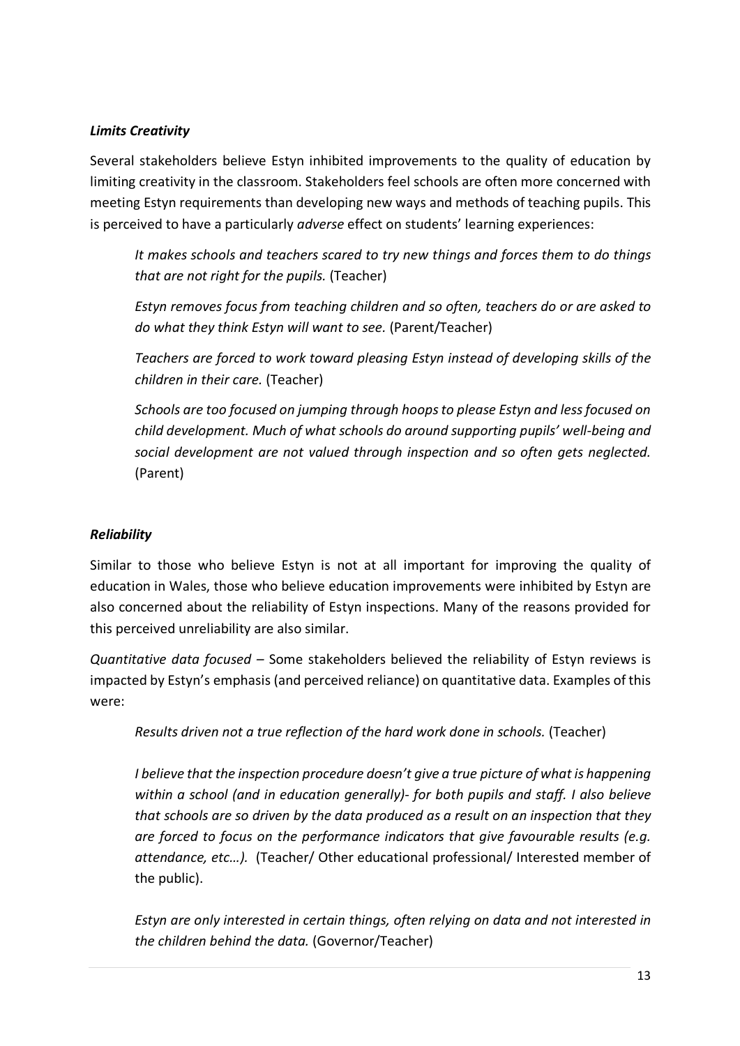***Limits Creativity***

Several stakeholders believe Estyn inhibited improvements to the quality of education by limiting creativity in the classroom. Stakeholders feel schools are often more concerned with meeting Estyn requirements than developing new ways and methods of teaching pupils. This is perceived to have a particularly *adverse* effect on students' learning experiences:

> *It makes schools and teachers scared to try new things and forces them to do things that are not right for the pupils.* (Teacher)
>
> *Estyn removes focus from teaching children and so often, teachers do or are asked to do what they think Estyn will want to see.* (Parent/Teacher)
>
> *Teachers are forced to work toward pleasing Estyn instead of developing skills of the children in their care.* (Teacher)
>
> *Schools are too focused on jumping through hoops to please Estyn and less focused on child development. Much of what schools do around supporting pupils' well-being and social development are not valued through inspection and so often gets neglected.* (Parent)

***Reliability***

Similar to those who believe Estyn is not at all important for improving the quality of education in Wales, those who believe education improvements were inhibited by Estyn are also concerned about the reliability of Estyn inspections. Many of the reasons provided for this perceived unreliability are also similar.

*Quantitative data focused* – Some stakeholders believed the reliability of Estyn reviews is impacted by Estyn's emphasis (and perceived reliance) on quantitative data. Examples of this were:

> *Results driven not a true reflection of the hard work done in schools.* (Teacher)
>
> *I believe that the inspection procedure doesn't give a true picture of what is happening within a school (and in education generally)- for both pupils and staff. I also believe that schools are so driven by the data produced as a result on an inspection that they are forced to focus on the performance indicators that give favourable results (e.g. attendance, etc…).* (Teacher/ Other educational professional/ Interested member of the public).
>
> *Estyn are only interested in certain things, often relying on data and not interested in the children behind the data.* (Governor/Teacher)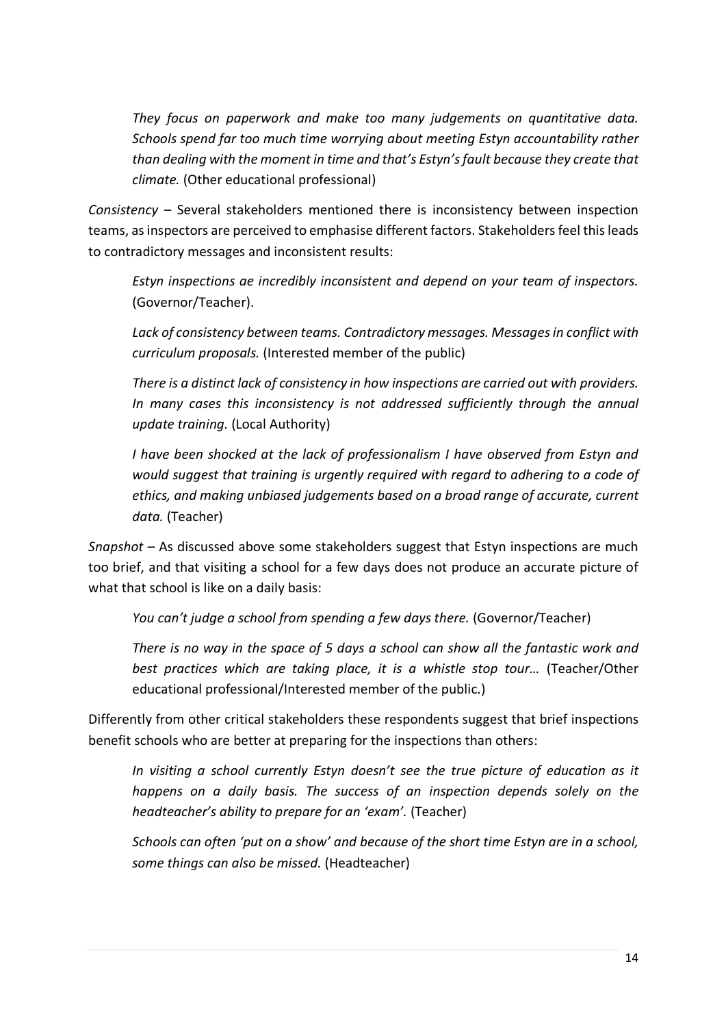*They focus on paperwork and make too many judgements on quantitative data. Schools spend far too much time worrying about meeting Estyn accountability rather than dealing with the moment in time and that's Estyn's fault because they create that climate.* (Other educational professional)

*Consistency* – Several stakeholders mentioned there is inconsistency between inspection teams, as inspectors are perceived to emphasise different factors. Stakeholders feel this leads to contradictory messages and inconsistent results:

*Estyn inspections ae incredibly inconsistent and depend on your team of inspectors.* (Governor/Teacher).

*Lack of consistency between teams. Contradictory messages. Messages in conflict with curriculum proposals.* (Interested member of the public)

*There is a distinct lack of consistency in how inspections are carried out with providers. In many cases this inconsistency is not addressed sufficiently through the annual update training.* (Local Authority)

*I have been shocked at the lack of professionalism I have observed from Estyn and would suggest that training is urgently required with regard to adhering to a code of ethics, and making unbiased judgements based on a broad range of accurate, current data.* (Teacher)

*Snapshot* – As discussed above some stakeholders suggest that Estyn inspections are much too brief, and that visiting a school for a few days does not produce an accurate picture of what that school is like on a daily basis:

*You can't judge a school from spending a few days there.* (Governor/Teacher)

*There is no way in the space of 5 days a school can show all the fantastic work and best practices which are taking place, it is a whistle stop tour…* (Teacher/Other educational professional/Interested member of the public.)

Differently from other critical stakeholders these respondents suggest that brief inspections benefit schools who are better at preparing for the inspections than others:

*In visiting a school currently Estyn doesn't see the true picture of education as it happens on a daily basis. The success of an inspection depends solely on the headteacher's ability to prepare for an 'exam'.* (Teacher)

*Schools can often 'put on a show' and because of the short time Estyn are in a school, some things can also be missed.* (Headteacher)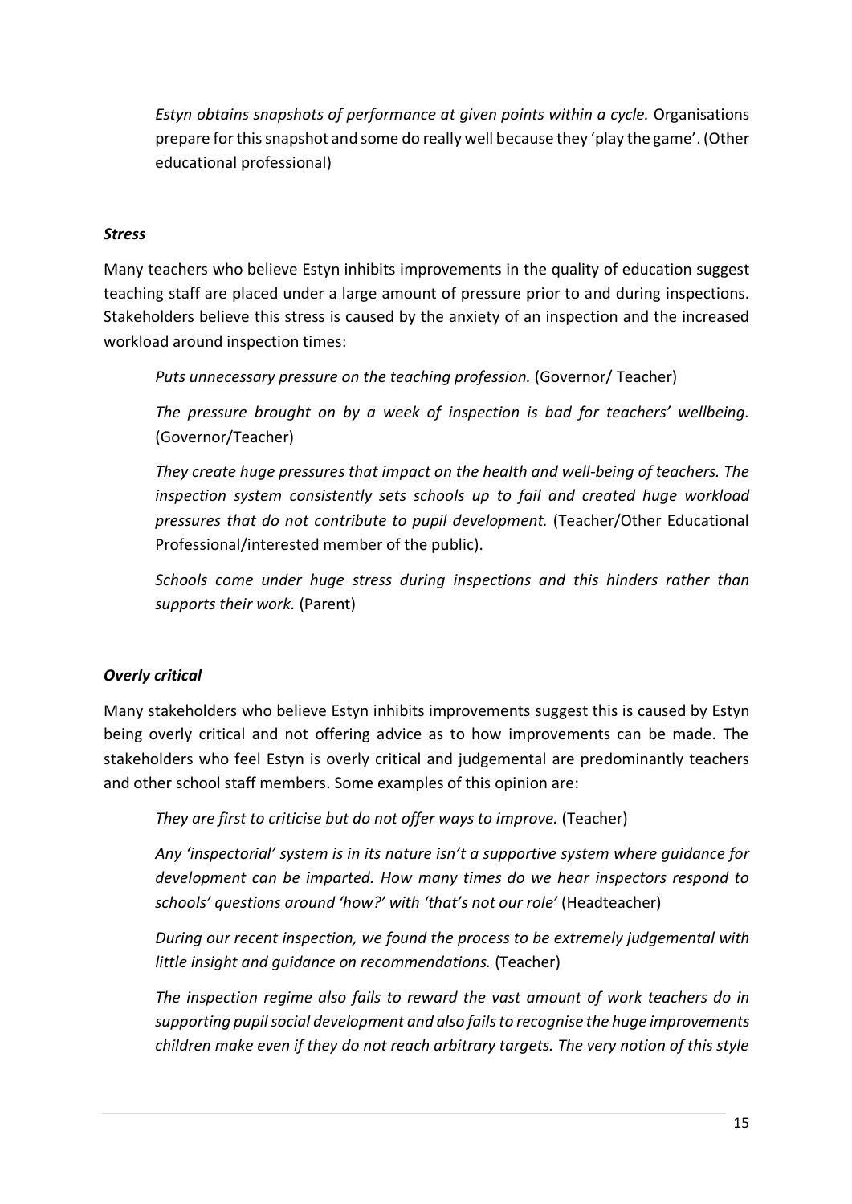*Estyn obtains snapshots of performance at given points within a cycle.* Organisations prepare for this snapshot and some do really well because they 'play the game'. (Other educational professional)

### *Stress*

Many teachers who believe Estyn inhibits improvements in the quality of education suggest teaching staff are placed under a large amount of pressure prior to and during inspections. Stakeholders believe this stress is caused by the anxiety of an inspection and the increased workload around inspection times:

> *Puts unnecessary pressure on the teaching profession.* (Governor/ Teacher)
>
> *The pressure brought on by a week of inspection is bad for teachers' wellbeing.* (Governor/Teacher)
>
> *They create huge pressures that impact on the health and well-being of teachers. The inspection system consistently sets schools up to fail and created huge workload pressures that do not contribute to pupil development.* (Teacher/Other Educational Professional/interested member of the public).
>
> *Schools come under huge stress during inspections and this hinders rather than supports their work.* (Parent)

### *Overly critical*

Many stakeholders who believe Estyn inhibits improvements suggest this is caused by Estyn being overly critical and not offering advice as to how improvements can be made. The stakeholders who feel Estyn is overly critical and judgemental are predominantly teachers and other school staff members. Some examples of this opinion are:

> *They are first to criticise but do not offer ways to improve.* (Teacher)
>
> *Any 'inspectorial' system is in its nature isn't a supportive system where guidance for development can be imparted. How many times do we hear inspectors respond to schools' questions around 'how?' with 'that's not our role'* (Headteacher)
>
> *During our recent inspection, we found the process to be extremely judgemental with little insight and guidance on recommendations.* (Teacher)
>
> *The inspection regime also fails to reward the vast amount of work teachers do in supporting pupil social development and also fails to recognise the huge improvements children make even if they do not reach arbitrary targets. The very notion of this style*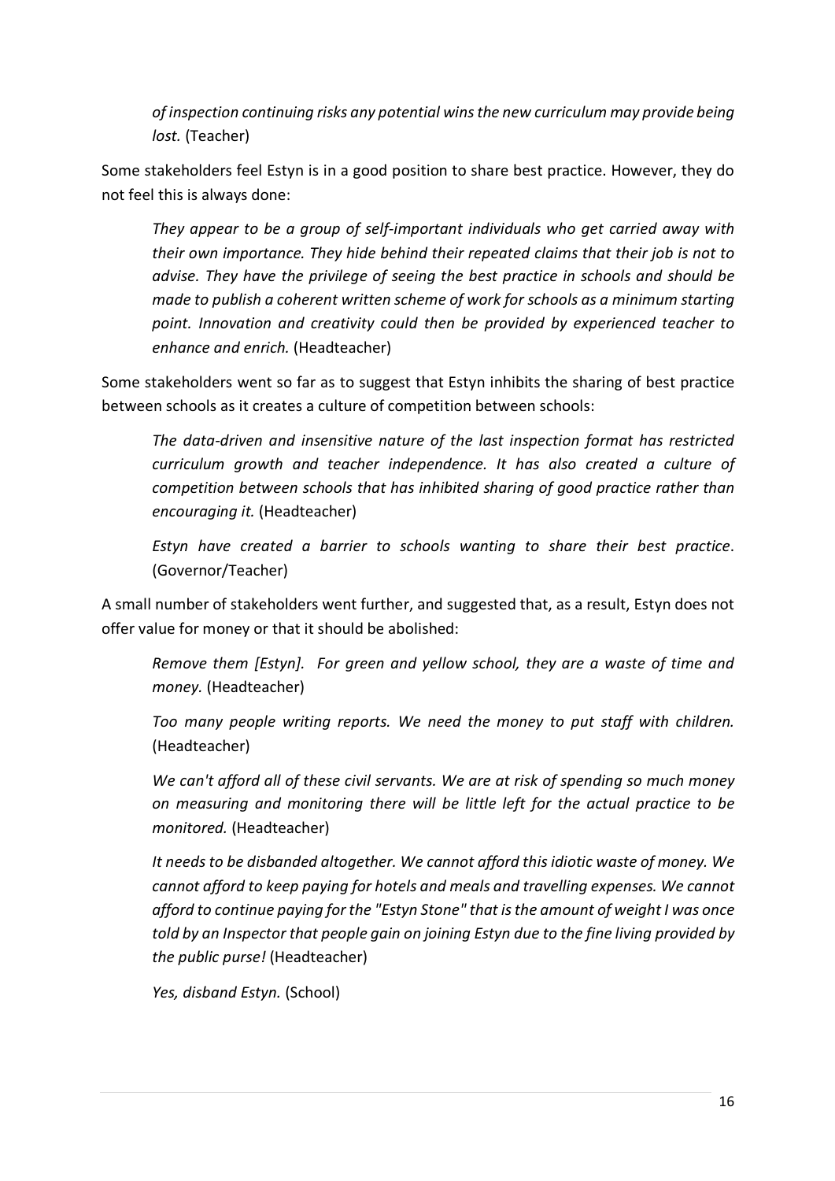*of inspection continuing risks any potential wins the new curriculum may provide being lost.* (Teacher)

Some stakeholders feel Estyn is in a good position to share best practice. However, they do not feel this is always done:

> *They appear to be a group of self-important individuals who get carried away with their own importance. They hide behind their repeated claims that their job is not to advise. They have the privilege of seeing the best practice in schools and should be made to publish a coherent written scheme of work for schools as a minimum starting point. Innovation and creativity could then be provided by experienced teacher to enhance and enrich.* (Headteacher)

Some stakeholders went so far as to suggest that Estyn inhibits the sharing of best practice between schools as it creates a culture of competition between schools:

> *The data-driven and insensitive nature of the last inspection format has restricted curriculum growth and teacher independence. It has also created a culture of competition between schools that has inhibited sharing of good practice rather than encouraging it.* (Headteacher)

> *Estyn have created a barrier to schools wanting to share their best practice*. (Governor/Teacher)

A small number of stakeholders went further, and suggested that, as a result, Estyn does not offer value for money or that it should be abolished:

> *Remove them [Estyn]. For green and yellow school, they are a waste of time and money.* (Headteacher)

> *Too many people writing reports. We need the money to put staff with children.* (Headteacher)

> *We can't afford all of these civil servants. We are at risk of spending so much money on measuring and monitoring there will be little left for the actual practice to be monitored.* (Headteacher)

> *It needs to be disbanded altogether. We cannot afford this idiotic waste of money. We cannot afford to keep paying for hotels and meals and travelling expenses. We cannot afford to continue paying for the "Estyn Stone" that is the amount of weight I was once told by an Inspector that people gain on joining Estyn due to the fine living provided by the public purse!* (Headteacher)

> *Yes, disband Estyn.* (School)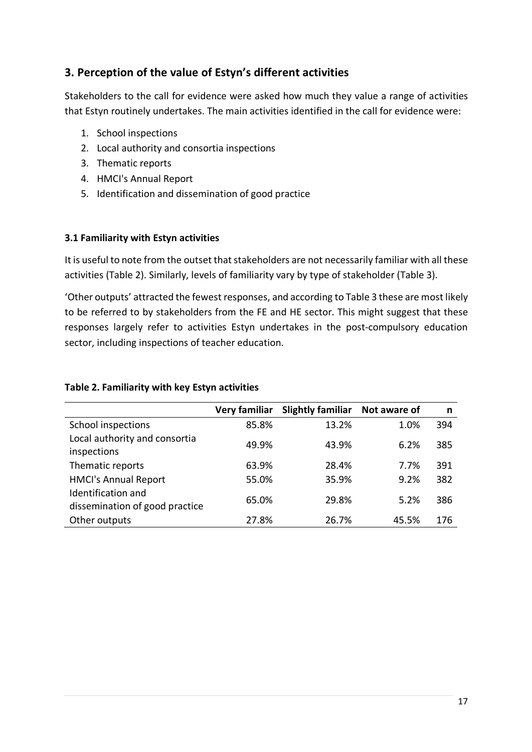## 3. Perception of the value of Estyn's different activities

Stakeholders to the call for evidence were asked how much they value a range of activities that Estyn routinely undertakes. The main activities identified in the call for evidence were:

1. School inspections
2. Local authority and consortia inspections
3. Thematic reports
4. HMCI's Annual Report
5. Identification and dissemination of good practice

### 3.1 Familiarity with Estyn activities

It is useful to note from the outset that stakeholders are not necessarily familiar with all these activities (Table 2). Similarly, levels of familiarity vary by type of stakeholder (Table 3).

'Other outputs' attracted the fewest responses, and according to Table 3 these are most likely to be referred to by stakeholders from the FE and HE sector. This might suggest that these responses largely refer to activities Estyn undertakes in the post-compulsory education sector, including inspections of teacher education.

**Table 2. Familiarity with key Estyn activities**

| | Very familiar | Slightly familiar | Not aware of | n |
|---|---|---|---|---|
| School inspections | 85.8% | 13.2% | 1.0% | 394 |
| Local authority and consortia inspections | 49.9% | 43.9% | 6.2% | 385 |
| Thematic reports | 63.9% | 28.4% | 7.7% | 391 |
| HMCI's Annual Report | 55.0% | 35.9% | 9.2% | 382 |
| Identification and dissemination of good practice | 65.0% | 29.8% | 5.2% | 386 |
| Other outputs | 27.8% | 26.7% | 45.5% | 176 |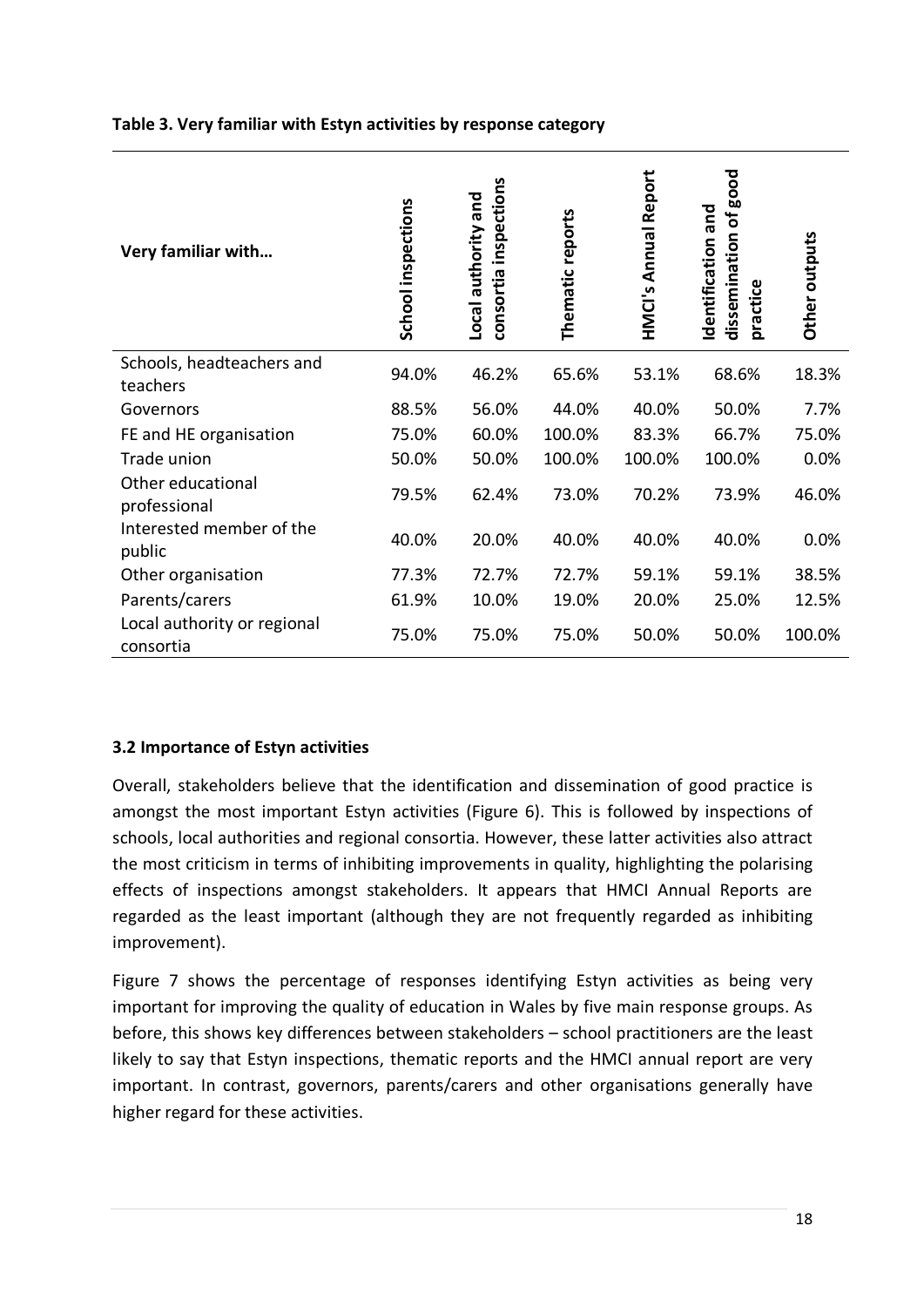**Table 3. Very familiar with Estyn activities by response category**

| Very familiar with… | School inspections | Local authority and consortia inspections | Thematic reports | HMCI's Annual Report | Identification and dissemination of good practice | Other outputs |
|---|---|---|---|---|---|---|
| Schools, headteachers and teachers | 94.0% | 46.2% | 65.6% | 53.1% | 68.6% | 18.3% |
| Governors | 88.5% | 56.0% | 44.0% | 40.0% | 50.0% | 7.7% |
| FE and HE organisation | 75.0% | 60.0% | 100.0% | 83.3% | 66.7% | 75.0% |
| Trade union | 50.0% | 50.0% | 100.0% | 100.0% | 100.0% | 0.0% |
| Other educational professional | 79.5% | 62.4% | 73.0% | 70.2% | 73.9% | 46.0% |
| Interested member of the public | 40.0% | 20.0% | 40.0% | 40.0% | 40.0% | 0.0% |
| Other organisation | 77.3% | 72.7% | 72.7% | 59.1% | 59.1% | 38.5% |
| Parents/carers | 61.9% | 10.0% | 19.0% | 20.0% | 25.0% | 12.5% |
| Local authority or regional consortia | 75.0% | 75.0% | 75.0% | 50.0% | 50.0% | 100.0% |

### 3.2 Importance of Estyn activities

Overall, stakeholders believe that the identification and dissemination of good practice is amongst the most important Estyn activities (Figure 6). This is followed by inspections of schools, local authorities and regional consortia. However, these latter activities also attract the most criticism in terms of inhibiting improvements in quality, highlighting the polarising effects of inspections amongst stakeholders. It appears that HMCI Annual Reports are regarded as the least important (although they are not frequently regarded as inhibiting improvement).

Figure 7 shows the percentage of responses identifying Estyn activities as being very important for improving the quality of education in Wales by five main response groups. As before, this shows key differences between stakeholders – school practitioners are the least likely to say that Estyn inspections, thematic reports and the HMCI annual report are very important. In contrast, governors, parents/carers and other organisations generally have higher regard for these activities.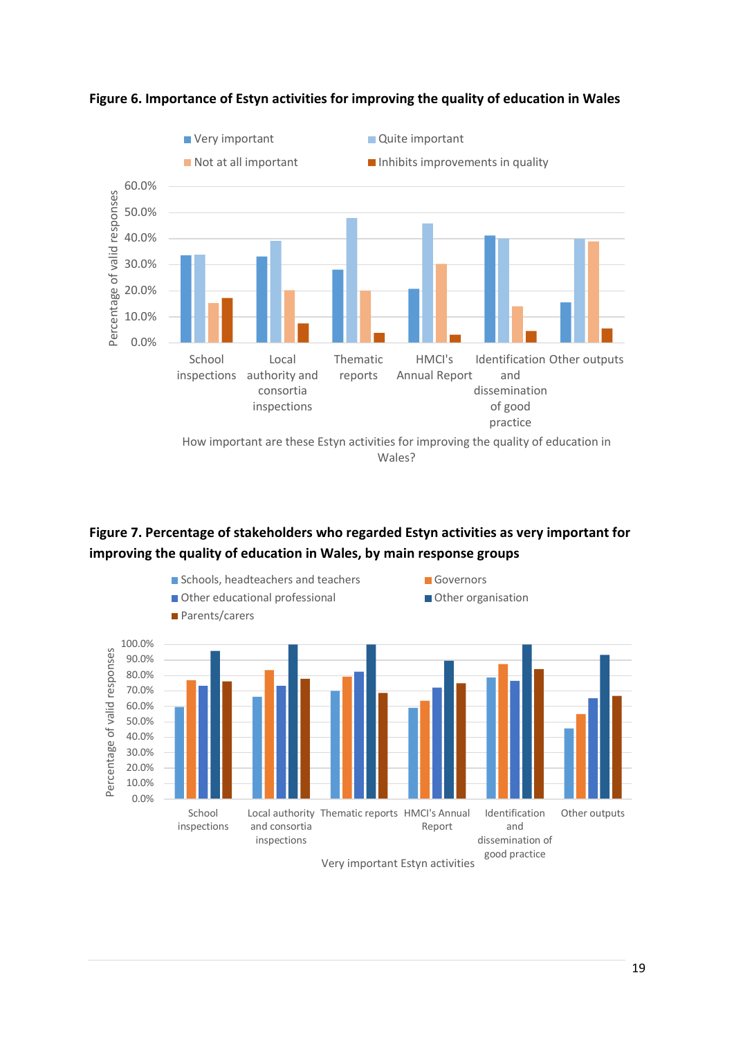**Figure 6. Importance of Estyn activities for improving the quality of education in Wales**

**Figure 7. Percentage of stakeholders who regarded Estyn activities as very important for improving the quality of education in Wales, by main response groups**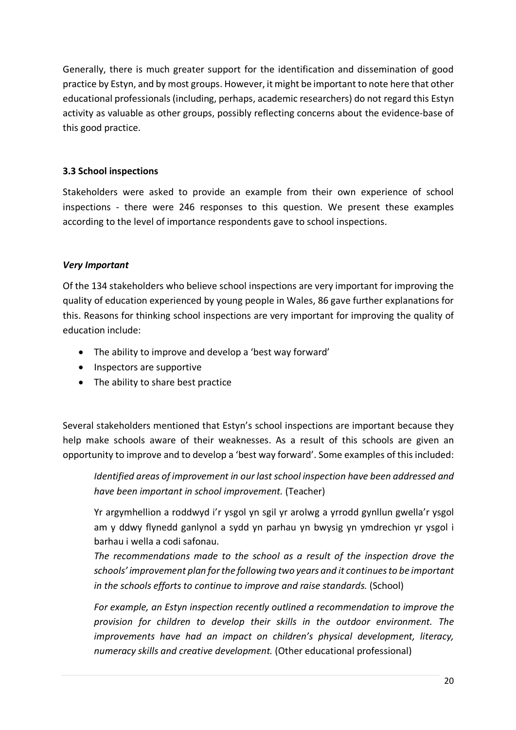Generally, there is much greater support for the identification and dissemination of good practice by Estyn, and by most groups. However, it might be important to note here that other educational professionals (including, perhaps, academic researchers) do not regard this Estyn activity as valuable as other groups, possibly reflecting concerns about the evidence-base of this good practice.

### 3.3 School inspections

Stakeholders were asked to provide an example from their own experience of school inspections - there were 246 responses to this question. We present these examples according to the level of importance respondents gave to school inspections.

#### *Very Important*

Of the 134 stakeholders who believe school inspections are very important for improving the quality of education experienced by young people in Wales, 86 gave further explanations for this. Reasons for thinking school inspections are very important for improving the quality of education include:

- The ability to improve and develop a 'best way forward'
- Inspectors are supportive
- The ability to share best practice

Several stakeholders mentioned that Estyn's school inspections are important because they help make schools aware of their weaknesses. As a result of this schools are given an opportunity to improve and to develop a 'best way forward'. Some examples of this included:

> *Identified areas of improvement in our last school inspection have been addressed and have been important in school improvement.* (Teacher)

> Yr argymhellion a roddwyd i'r ysgol yn sgil yr arolwg a yrrodd gynllun gwella'r ysgol am y ddwy flynedd ganlynol a sydd yn parhau yn bwysig yn ymdrechion yr ysgol i barhau i wella a codi safonau.
> *The recommendations made to the school as a result of the inspection drove the schools' improvement plan for the following two years and it continues to be important in the schools efforts to continue to improve and raise standards.* (School)

> *For example, an Estyn inspection recently outlined a recommendation to improve the provision for children to develop their skills in the outdoor environment. The improvements have had an impact on children's physical development, literacy, numeracy skills and creative development.* (Other educational professional)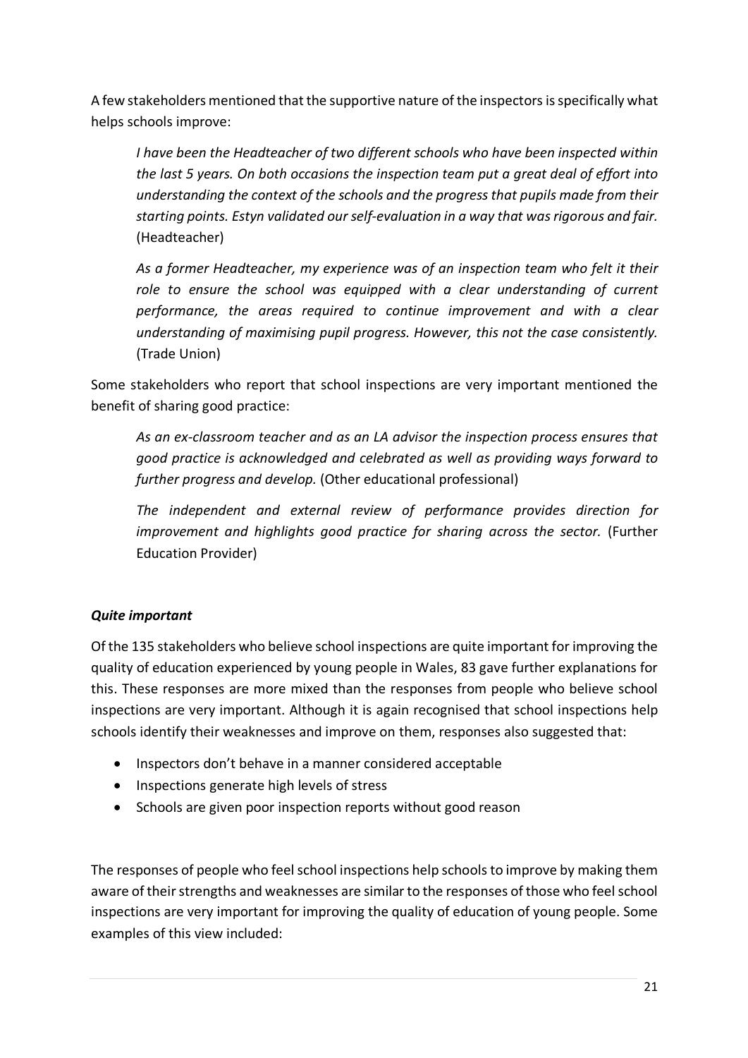A few stakeholders mentioned that the supportive nature of the inspectors is specifically what helps schools improve:

> *I have been the Headteacher of two different schools who have been inspected within the last 5 years. On both occasions the inspection team put a great deal of effort into understanding the context of the schools and the progress that pupils made from their starting points. Estyn validated our self-evaluation in a way that was rigorous and fair.* (Headteacher)

> *As a former Headteacher, my experience was of an inspection team who felt it their role to ensure the school was equipped with a clear understanding of current performance, the areas required to continue improvement and with a clear understanding of maximising pupil progress. However, this not the case consistently.* (Trade Union)

Some stakeholders who report that school inspections are very important mentioned the benefit of sharing good practice:

> *As an ex-classroom teacher and as an LA advisor the inspection process ensures that good practice is acknowledged and celebrated as well as providing ways forward to further progress and develop.* (Other educational professional)

> *The independent and external review of performance provides direction for improvement and highlights good practice for sharing across the sector.* (Further Education Provider)

### ***Quite important***

Of the 135 stakeholders who believe school inspections are quite important for improving the quality of education experienced by young people in Wales, 83 gave further explanations for this. These responses are more mixed than the responses from people who believe school inspections are very important. Although it is again recognised that school inspections help schools identify their weaknesses and improve on them, responses also suggested that:

- Inspectors don't behave in a manner considered acceptable
- Inspections generate high levels of stress
- Schools are given poor inspection reports without good reason

The responses of people who feel school inspections help schools to improve by making them aware of their strengths and weaknesses are similar to the responses of those who feel school inspections are very important for improving the quality of education of young people. Some examples of this view included: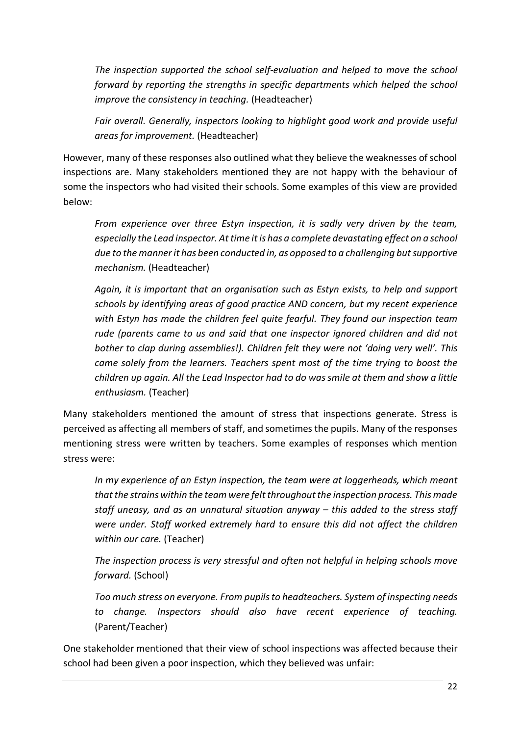*The inspection supported the school self-evaluation and helped to move the school forward by reporting the strengths in specific departments which helped the school improve the consistency in teaching.* (Headteacher)

*Fair overall. Generally, inspectors looking to highlight good work and provide useful areas for improvement.* (Headteacher)

However, many of these responses also outlined what they believe the weaknesses of school inspections are. Many stakeholders mentioned they are not happy with the behaviour of some the inspectors who had visited their schools. Some examples of this view are provided below:

*From experience over three Estyn inspection, it is sadly very driven by the team, especially the Lead inspector. At time it is has a complete devastating effect on a school due to the manner it has been conducted in, as opposed to a challenging but supportive mechanism.* (Headteacher)

*Again, it is important that an organisation such as Estyn exists, to help and support schools by identifying areas of good practice AND concern, but my recent experience with Estyn has made the children feel quite fearful. They found our inspection team rude (parents came to us and said that one inspector ignored children and did not bother to clap during assemblies!). Children felt they were not 'doing very well'. This came solely from the learners. Teachers spent most of the time trying to boost the children up again. All the Lead Inspector had to do was smile at them and show a little enthusiasm.* (Teacher)

Many stakeholders mentioned the amount of stress that inspections generate. Stress is perceived as affecting all members of staff, and sometimes the pupils. Many of the responses mentioning stress were written by teachers. Some examples of responses which mention stress were:

*In my experience of an Estyn inspection, the team were at loggerheads, which meant that the strains within the team were felt throughout the inspection process. This made staff uneasy, and as an unnatural situation anyway – this added to the stress staff were under. Staff worked extremely hard to ensure this did not affect the children within our care.* (Teacher)

*The inspection process is very stressful and often not helpful in helping schools move forward.* (School)

*Too much stress on everyone. From pupils to headteachers. System of inspecting needs to change. Inspectors should also have recent experience of teaching.* (Parent/Teacher)

One stakeholder mentioned that their view of school inspections was affected because their school had been given a poor inspection, which they believed was unfair: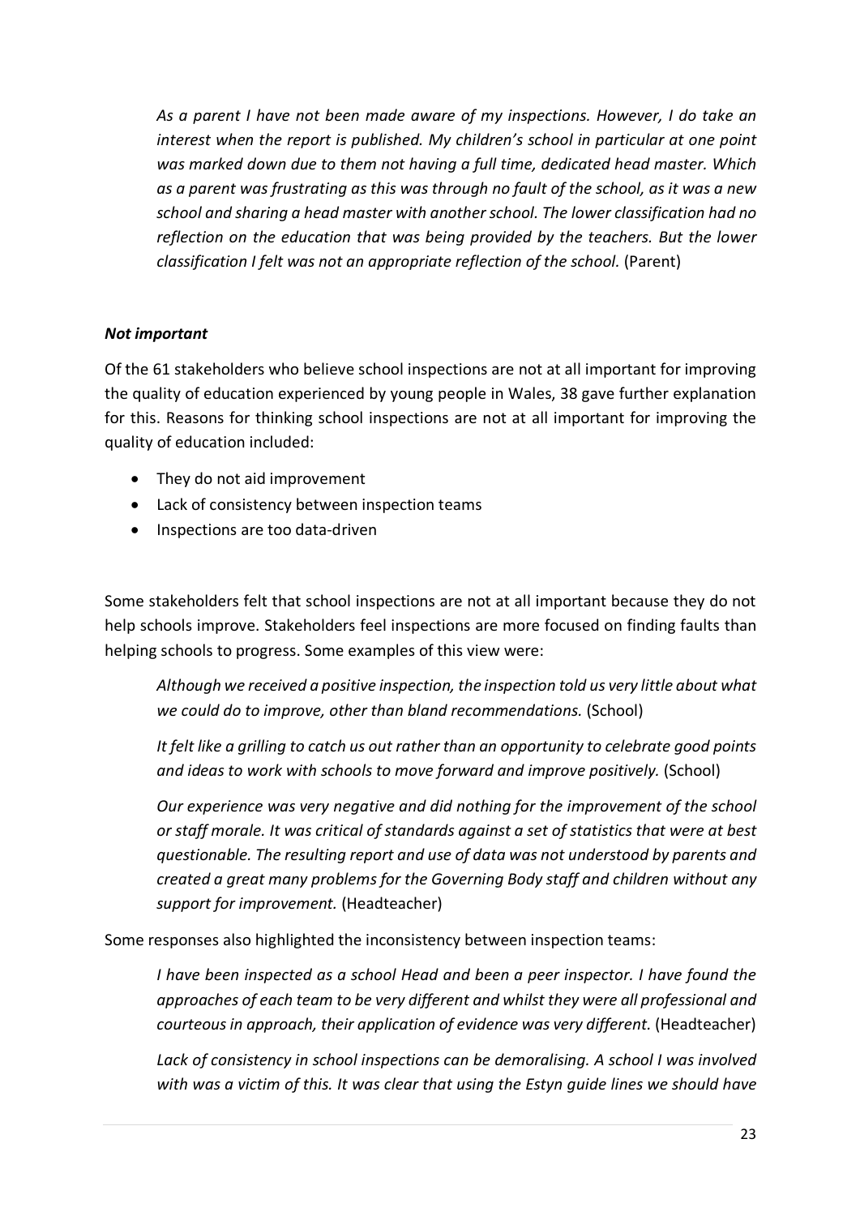*As a parent I have not been made aware of my inspections. However, I do take an interest when the report is published. My children's school in particular at one point was marked down due to them not having a full time, dedicated head master. Which as a parent was frustrating as this was through no fault of the school, as it was a new school and sharing a head master with another school. The lower classification had no reflection on the education that was being provided by the teachers. But the lower classification I felt was not an appropriate reflection of the school.* (Parent)

***Not important***

Of the 61 stakeholders who believe school inspections are not at all important for improving the quality of education experienced by young people in Wales, 38 gave further explanation for this. Reasons for thinking school inspections are not at all important for improving the quality of education included:

- They do not aid improvement
- Lack of consistency between inspection teams
- Inspections are too data-driven

Some stakeholders felt that school inspections are not at all important because they do not help schools improve. Stakeholders feel inspections are more focused on finding faults than helping schools to progress. Some examples of this view were:

*Although we received a positive inspection, the inspection told us very little about what we could do to improve, other than bland recommendations.* (School)

*It felt like a grilling to catch us out rather than an opportunity to celebrate good points and ideas to work with schools to move forward and improve positively.* (School)

*Our experience was very negative and did nothing for the improvement of the school or staff morale. It was critical of standards against a set of statistics that were at best questionable. The resulting report and use of data was not understood by parents and created a great many problems for the Governing Body staff and children without any support for improvement.* (Headteacher)

Some responses also highlighted the inconsistency between inspection teams:

*I have been inspected as a school Head and been a peer inspector. I have found the approaches of each team to be very different and whilst they were all professional and courteous in approach, their application of evidence was very different.* (Headteacher)

*Lack of consistency in school inspections can be demoralising. A school I was involved with was a victim of this. It was clear that using the Estyn guide lines we should have*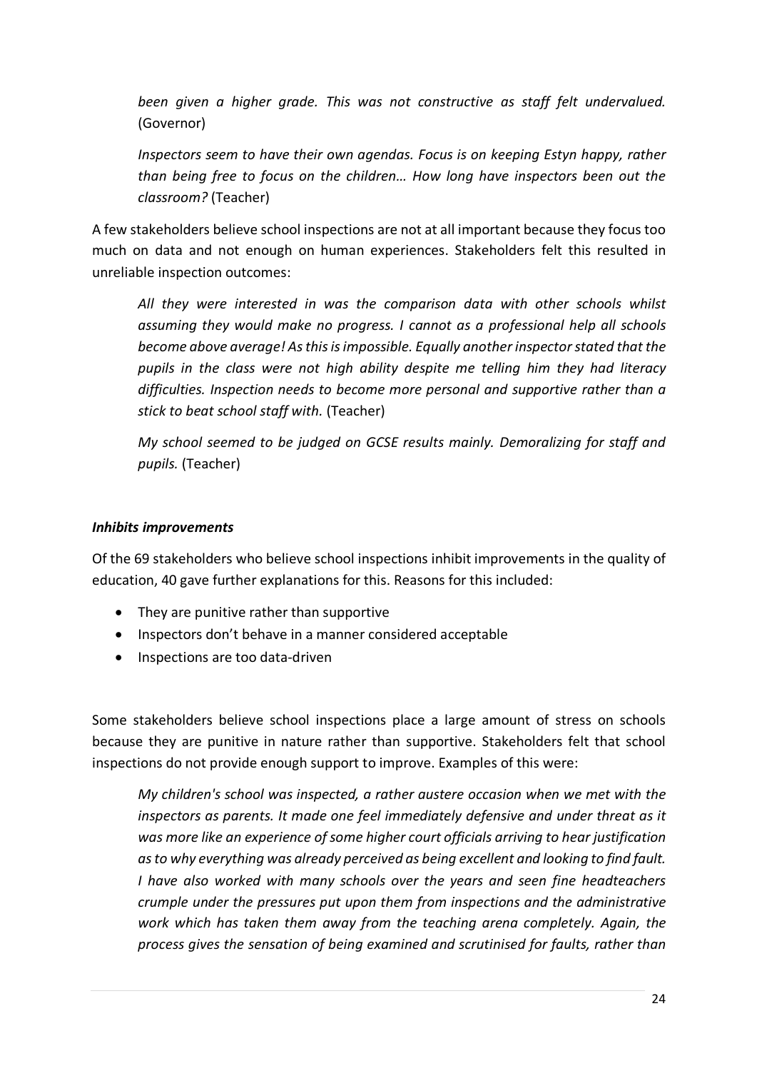*been given a higher grade. This was not constructive as staff felt undervalued.* (Governor)

*Inspectors seem to have their own agendas. Focus is on keeping Estyn happy, rather than being free to focus on the children… How long have inspectors been out the classroom?* (Teacher)

A few stakeholders believe school inspections are not at all important because they focus too much on data and not enough on human experiences. Stakeholders felt this resulted in unreliable inspection outcomes:

*All they were interested in was the comparison data with other schools whilst assuming they would make no progress. I cannot as a professional help all schools become above average! As this is impossible. Equally another inspector stated that the pupils in the class were not high ability despite me telling him they had literacy difficulties. Inspection needs to become more personal and supportive rather than a stick to beat school staff with.* (Teacher)

*My school seemed to be judged on GCSE results mainly. Demoralizing for staff and pupils.* (Teacher)

***Inhibits improvements***

Of the 69 stakeholders who believe school inspections inhibit improvements in the quality of education, 40 gave further explanations for this. Reasons for this included:

- They are punitive rather than supportive
- Inspectors don't behave in a manner considered acceptable
- Inspections are too data-driven

Some stakeholders believe school inspections place a large amount of stress on schools because they are punitive in nature rather than supportive. Stakeholders felt that school inspections do not provide enough support to improve. Examples of this were:

*My children's school was inspected, a rather austere occasion when we met with the inspectors as parents. It made one feel immediately defensive and under threat as it was more like an experience of some higher court officials arriving to hear justification as to why everything was already perceived as being excellent and looking to find fault. I have also worked with many schools over the years and seen fine headteachers crumple under the pressures put upon them from inspections and the administrative work which has taken them away from the teaching arena completely. Again, the process gives the sensation of being examined and scrutinised for faults, rather than*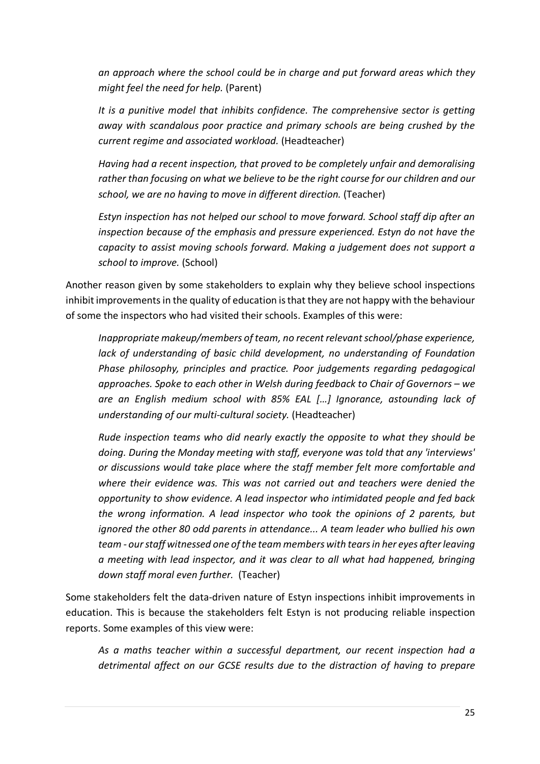*an approach where the school could be in charge and put forward areas which they might feel the need for help.* (Parent)

> *It is a punitive model that inhibits confidence. The comprehensive sector is getting away with scandalous poor practice and primary schools are being crushed by the current regime and associated workload.* (Headteacher)

> *Having had a recent inspection, that proved to be completely unfair and demoralising rather than focusing on what we believe to be the right course for our children and our school, we are no having to move in different direction.* (Teacher)

> *Estyn inspection has not helped our school to move forward. School staff dip after an inspection because of the emphasis and pressure experienced. Estyn do not have the capacity to assist moving schools forward. Making a judgement does not support a school to improve.* (School)

Another reason given by some stakeholders to explain why they believe school inspections inhibit improvements in the quality of education is that they are not happy with the behaviour of some the inspectors who had visited their schools. Examples of this were:

> *Inappropriate makeup/members of team, no recent relevant school/phase experience, lack of understanding of basic child development, no understanding of Foundation Phase philosophy, principles and practice. Poor judgements regarding pedagogical approaches. Spoke to each other in Welsh during feedback to Chair of Governors – we are an English medium school with 85% EAL […] Ignorance, astounding lack of understanding of our multi-cultural society.* (Headteacher)

> *Rude inspection teams who did nearly exactly the opposite to what they should be doing. During the Monday meeting with staff, everyone was told that any 'interviews' or discussions would take place where the staff member felt more comfortable and where their evidence was. This was not carried out and teachers were denied the opportunity to show evidence. A lead inspector who intimidated people and fed back the wrong information. A lead inspector who took the opinions of 2 parents, but ignored the other 80 odd parents in attendance... A team leader who bullied his own team - our staff witnessed one of the team members with tears in her eyes after leaving a meeting with lead inspector, and it was clear to all what had happened, bringing down staff moral even further.* (Teacher)

Some stakeholders felt the data-driven nature of Estyn inspections inhibit improvements in education. This is because the stakeholders felt Estyn is not producing reliable inspection reports. Some examples of this view were:

> *As a maths teacher within a successful department, our recent inspection had a detrimental affect on our GCSE results due to the distraction of having to prepare*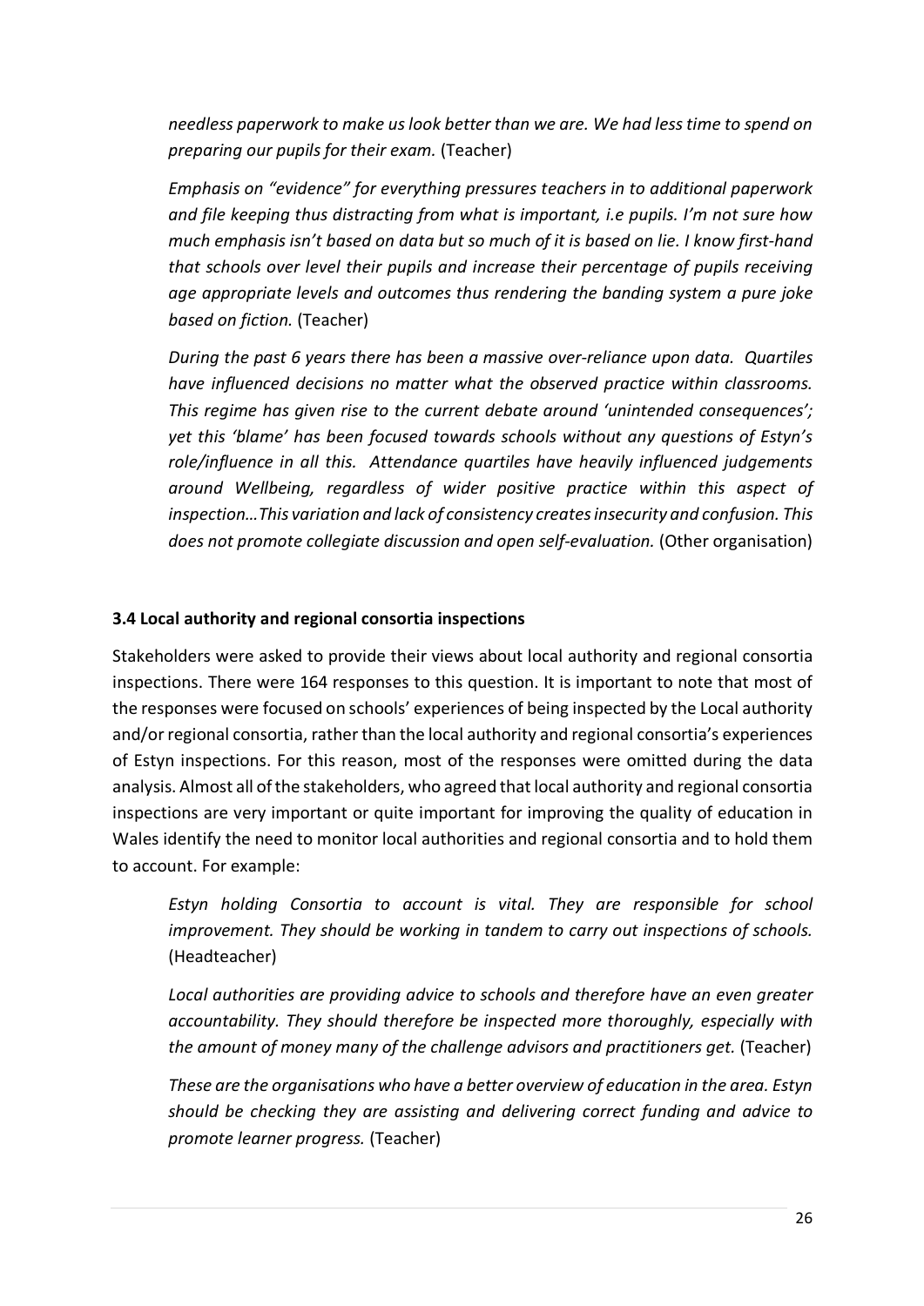*needless paperwork to make us look better than we are. We had less time to spend on preparing our pupils for their exam.* (Teacher)

*Emphasis on "evidence" for everything pressures teachers in to additional paperwork and file keeping thus distracting from what is important, i.e pupils. I'm not sure how much emphasis isn't based on data but so much of it is based on lie. I know first-hand that schools over level their pupils and increase their percentage of pupils receiving age appropriate levels and outcomes thus rendering the banding system a pure joke based on fiction.* (Teacher)

*During the past 6 years there has been a massive over-reliance upon data. Quartiles have influenced decisions no matter what the observed practice within classrooms. This regime has given rise to the current debate around 'unintended consequences'; yet this 'blame' has been focused towards schools without any questions of Estyn's role/influence in all this. Attendance quartiles have heavily influenced judgements around Wellbeing, regardless of wider positive practice within this aspect of inspection…This variation and lack of consistency creates insecurity and confusion. This does not promote collegiate discussion and open self-evaluation.* (Other organisation)

### 3.4 Local authority and regional consortia inspections

Stakeholders were asked to provide their views about local authority and regional consortia inspections. There were 164 responses to this question. It is important to note that most of the responses were focused on schools' experiences of being inspected by the Local authority and/or regional consortia, rather than the local authority and regional consortia's experiences of Estyn inspections. For this reason, most of the responses were omitted during the data analysis. Almost all of the stakeholders, who agreed that local authority and regional consortia inspections are very important or quite important for improving the quality of education in Wales identify the need to monitor local authorities and regional consortia and to hold them to account. For example:

*Estyn holding Consortia to account is vital. They are responsible for school improvement. They should be working in tandem to carry out inspections of schools.* (Headteacher)

*Local authorities are providing advice to schools and therefore have an even greater accountability. They should therefore be inspected more thoroughly, especially with the amount of money many of the challenge advisors and practitioners get.* (Teacher)

*These are the organisations who have a better overview of education in the area. Estyn should be checking they are assisting and delivering correct funding and advice to promote learner progress.* (Teacher)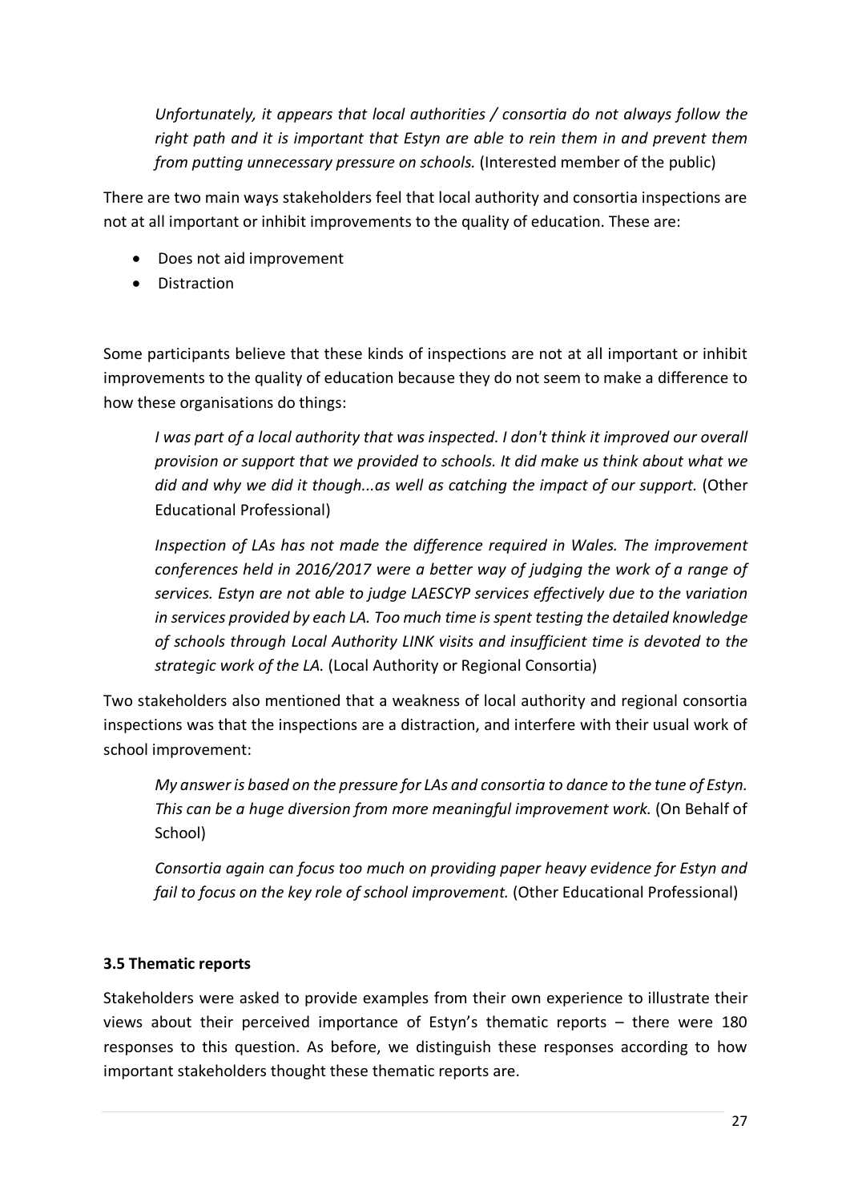*Unfortunately, it appears that local authorities / consortia do not always follow the right path and it is important that Estyn are able to rein them in and prevent them from putting unnecessary pressure on schools.* (Interested member of the public)

There are two main ways stakeholders feel that local authority and consortia inspections are not at all important or inhibit improvements to the quality of education. These are:

- Does not aid improvement
- Distraction

Some participants believe that these kinds of inspections are not at all important or inhibit improvements to the quality of education because they do not seem to make a difference to how these organisations do things:

*I was part of a local authority that was inspected. I don't think it improved our overall provision or support that we provided to schools. It did make us think about what we did and why we did it though...as well as catching the impact of our support.* (Other Educational Professional)

*Inspection of LAs has not made the difference required in Wales. The improvement conferences held in 2016/2017 were a better way of judging the work of a range of services. Estyn are not able to judge LAESCYP services effectively due to the variation in services provided by each LA. Too much time is spent testing the detailed knowledge of schools through Local Authority LINK visits and insufficient time is devoted to the strategic work of the LA.* (Local Authority or Regional Consortia)

Two stakeholders also mentioned that a weakness of local authority and regional consortia inspections was that the inspections are a distraction, and interfere with their usual work of school improvement:

*My answer is based on the pressure for LAs and consortia to dance to the tune of Estyn. This can be a huge diversion from more meaningful improvement work.* (On Behalf of School)

*Consortia again can focus too much on providing paper heavy evidence for Estyn and fail to focus on the key role of school improvement.* (Other Educational Professional)

### 3.5 Thematic reports

Stakeholders were asked to provide examples from their own experience to illustrate their views about their perceived importance of Estyn's thematic reports – there were 180 responses to this question. As before, we distinguish these responses according to how important stakeholders thought these thematic reports are.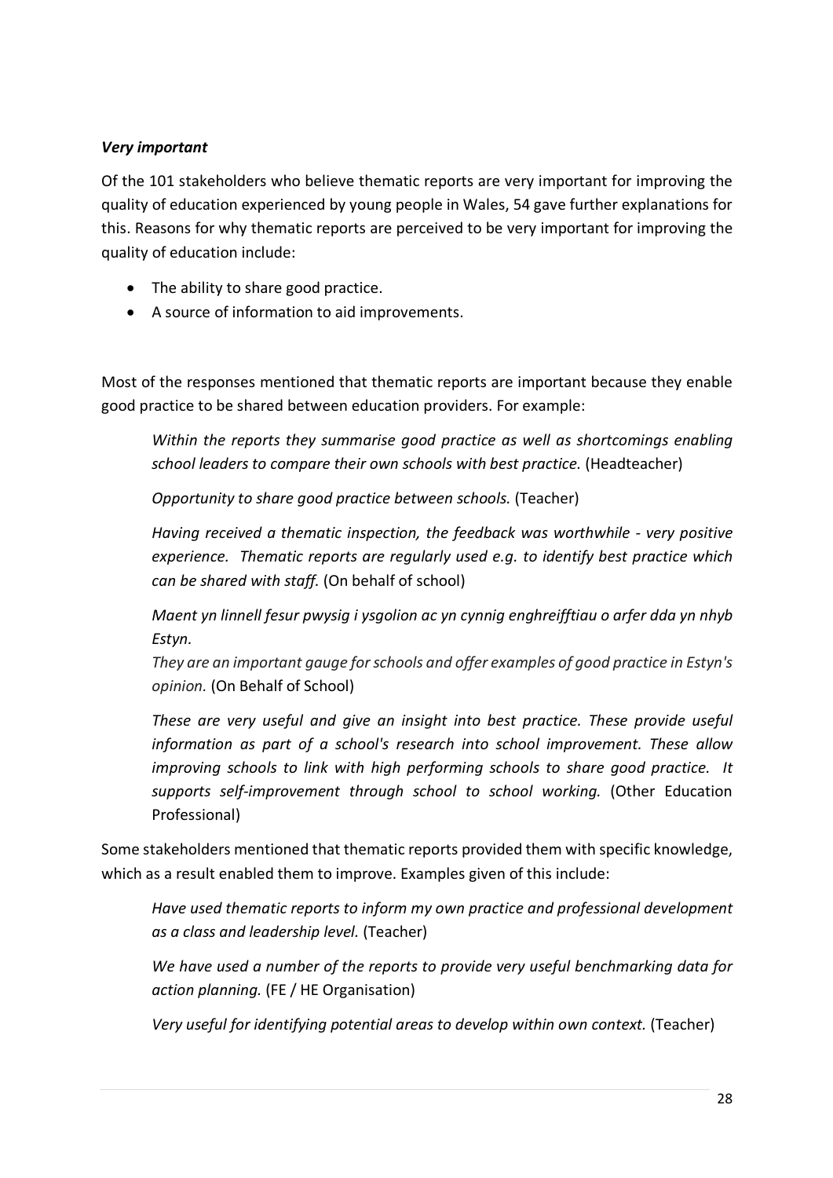***Very important***

Of the 101 stakeholders who believe thematic reports are very important for improving the quality of education experienced by young people in Wales, 54 gave further explanations for this. Reasons for why thematic reports are perceived to be very important for improving the quality of education include:

- The ability to share good practice.
- A source of information to aid improvements.

Most of the responses mentioned that thematic reports are important because they enable good practice to be shared between education providers. For example:

> *Within the reports they summarise good practice as well as shortcomings enabling school leaders to compare their own schools with best practice.* (Headteacher)
>
> *Opportunity to share good practice between schools.* (Teacher)
>
> *Having received a thematic inspection, the feedback was worthwhile - very positive experience. Thematic reports are regularly used e.g. to identify best practice which can be shared with staff.* (On behalf of school)
>
> *Maent yn linnell fesur pwysig i ysgolion ac yn cynnig enghreifftiau o arfer dda yn nhyb Estyn.*
> *They are an important gauge for schools and offer examples of good practice in Estyn's opinion.* (On Behalf of School)
>
> *These are very useful and give an insight into best practice. These provide useful information as part of a school's research into school improvement. These allow improving schools to link with high performing schools to share good practice. It supports self-improvement through school to school working.* (Other Education Professional)

Some stakeholders mentioned that thematic reports provided them with specific knowledge, which as a result enabled them to improve. Examples given of this include:

> *Have used thematic reports to inform my own practice and professional development as a class and leadership level.* (Teacher)
>
> *We have used a number of the reports to provide very useful benchmarking data for action planning.* (FE / HE Organisation)
>
> *Very useful for identifying potential areas to develop within own context.* (Teacher)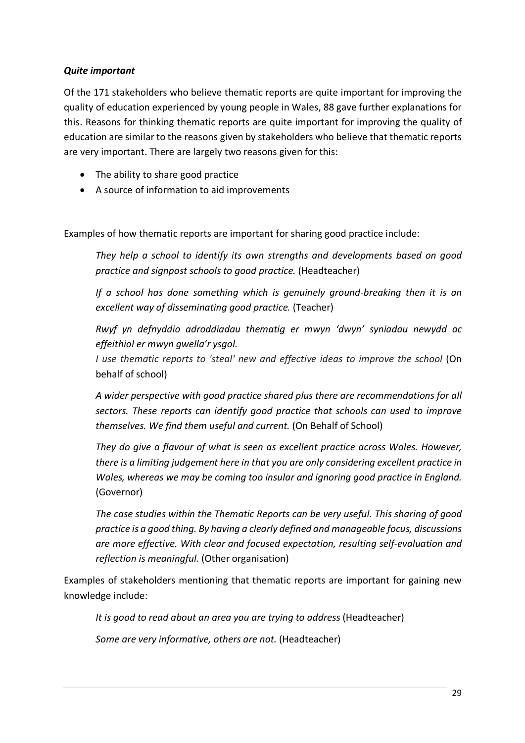***Quite important***

Of the 171 stakeholders who believe thematic reports are quite important for improving the quality of education experienced by young people in Wales, 88 gave further explanations for this. Reasons for thinking thematic reports are quite important for improving the quality of education are similar to the reasons given by stakeholders who believe that thematic reports are very important. There are largely two reasons given for this:

- The ability to share good practice
- A source of information to aid improvements

Examples of how thematic reports are important for sharing good practice include:

> *They help a school to identify its own strengths and developments based on good practice and signpost schools to good practice.* (Headteacher)
>
> *If a school has done something which is genuinely ground-breaking then it is an excellent way of disseminating good practice.* (Teacher)
>
> *Rwyf yn defnyddio adroddiadau thematig er mwyn 'dwyn' syniadau newydd ac effeithiol er mwyn gwella'r ysgol.*
> *I use thematic reports to 'steal' new and effective ideas to improve the school* (On behalf of school)
>
> *A wider perspective with good practice shared plus there are recommendations for all sectors. These reports can identify good practice that schools can used to improve themselves. We find them useful and current.* (On Behalf of School)
>
> *They do give a flavour of what is seen as excellent practice across Wales. However, there is a limiting judgement here in that you are only considering excellent practice in Wales, whereas we may be coming too insular and ignoring good practice in England.* (Governor)
>
> *The case studies within the Thematic Reports can be very useful. This sharing of good practice is a good thing. By having a clearly defined and manageable focus, discussions are more effective. With clear and focused expectation, resulting self-evaluation and reflection is meaningful.* (Other organisation)

Examples of stakeholders mentioning that thematic reports are important for gaining new knowledge include:

> *It is good to read about an area you are trying to address* (Headteacher)
>
> *Some are very informative, others are not.* (Headteacher)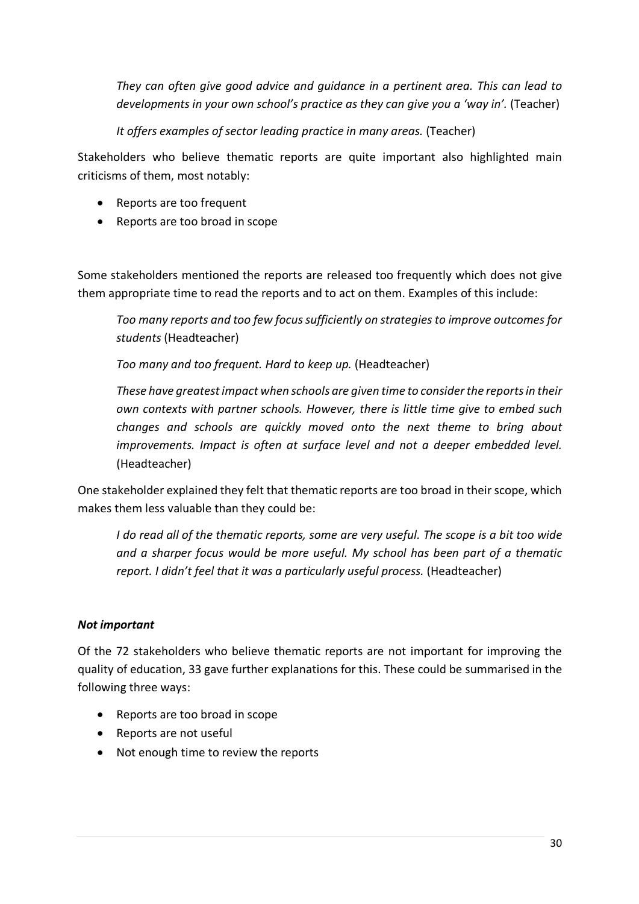*They can often give good advice and guidance in a pertinent area. This can lead to developments in your own school's practice as they can give you a 'way in'.* (Teacher)

*It offers examples of sector leading practice in many areas.* (Teacher)

Stakeholders who believe thematic reports are quite important also highlighted main criticisms of them, most notably:

- Reports are too frequent
- Reports are too broad in scope

Some stakeholders mentioned the reports are released too frequently which does not give them appropriate time to read the reports and to act on them. Examples of this include:

*Too many reports and too few focus sufficiently on strategies to improve outcomes for students* (Headteacher)

*Too many and too frequent. Hard to keep up.* (Headteacher)

*These have greatest impact when schools are given time to consider the reports in their own contexts with partner schools. However, there is little time give to embed such changes and schools are quickly moved onto the next theme to bring about improvements. Impact is often at surface level and not a deeper embedded level.* (Headteacher)

One stakeholder explained they felt that thematic reports are too broad in their scope, which makes them less valuable than they could be:

*I do read all of the thematic reports, some are very useful. The scope is a bit too wide and a sharper focus would be more useful. My school has been part of a thematic report. I didn't feel that it was a particularly useful process.* (Headteacher)

***Not important***

Of the 72 stakeholders who believe thematic reports are not important for improving the quality of education, 33 gave further explanations for this. These could be summarised in the following three ways:

- Reports are too broad in scope
- Reports are not useful
- Not enough time to review the reports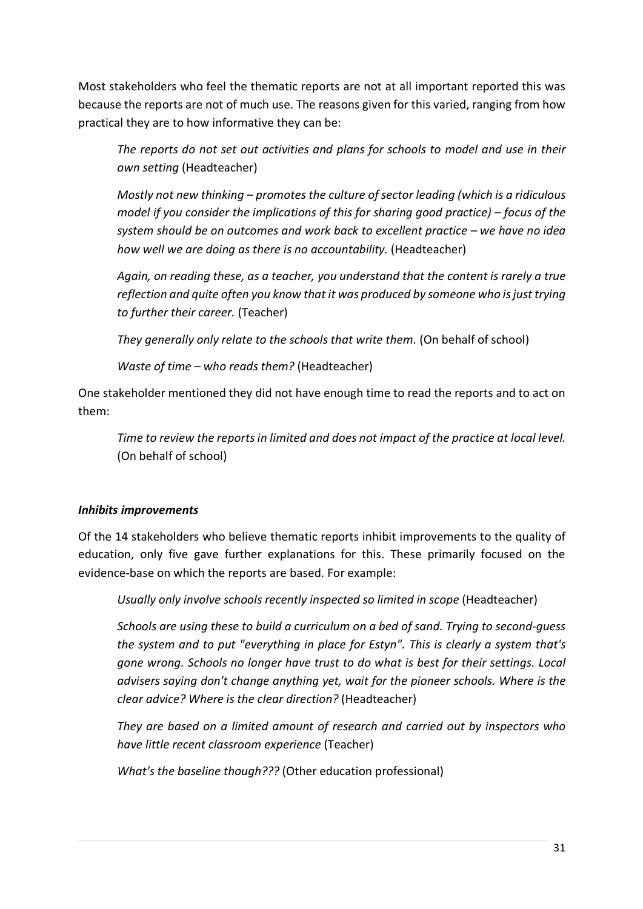Most stakeholders who feel the thematic reports are not at all important reported this was because the reports are not of much use. The reasons given for this varied, ranging from how practical they are to how informative they can be:

> *The reports do not set out activities and plans for schools to model and use in their own setting* (Headteacher)
>
> *Mostly not new thinking – promotes the culture of sector leading (which is a ridiculous model if you consider the implications of this for sharing good practice) – focus of the system should be on outcomes and work back to excellent practice – we have no idea how well we are doing as there is no accountability.* (Headteacher)
>
> *Again, on reading these, as a teacher, you understand that the content is rarely a true reflection and quite often you know that it was produced by someone who is just trying to further their career.* (Teacher)
>
> *They generally only relate to the schools that write them.* (On behalf of school)
>
> *Waste of time – who reads them?* (Headteacher)

One stakeholder mentioned they did not have enough time to read the reports and to act on them:

> *Time to review the reports in limited and does not impact of the practice at local level.* (On behalf of school)

***Inhibits improvements***

Of the 14 stakeholders who believe thematic reports inhibit improvements to the quality of education, only five gave further explanations for this. These primarily focused on the evidence-base on which the reports are based. For example:

> *Usually only involve schools recently inspected so limited in scope* (Headteacher)
>
> *Schools are using these to build a curriculum on a bed of sand. Trying to second-guess the system and to put "everything in place for Estyn". This is clearly a system that's gone wrong. Schools no longer have trust to do what is best for their settings. Local advisers saying don't change anything yet, wait for the pioneer schools. Where is the clear advice? Where is the clear direction?* (Headteacher)
>
> *They are based on a limited amount of research and carried out by inspectors who have little recent classroom experience* (Teacher)
>
> *What's the baseline though???* (Other education professional)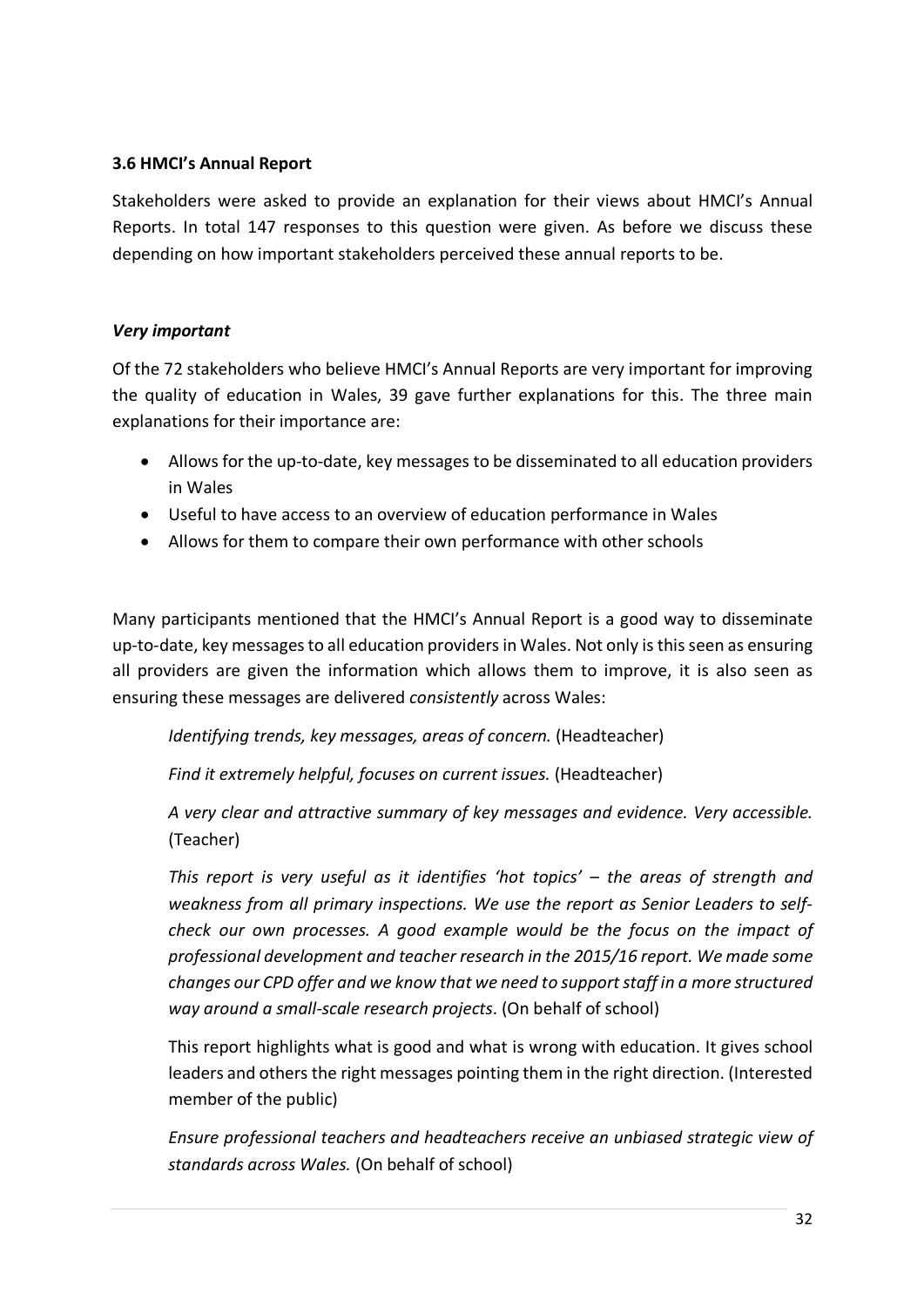### 3.6 HMCI's Annual Report

Stakeholders were asked to provide an explanation for their views about HMCI's Annual Reports. In total 147 responses to this question were given. As before we discuss these depending on how important stakeholders perceived these annual reports to be.

#### *Very important*

Of the 72 stakeholders who believe HMCI's Annual Reports are very important for improving the quality of education in Wales, 39 gave further explanations for this. The three main explanations for their importance are:

- Allows for the up-to-date, key messages to be disseminated to all education providers in Wales
- Useful to have access to an overview of education performance in Wales
- Allows for them to compare their own performance with other schools

Many participants mentioned that the HMCI's Annual Report is a good way to disseminate up-to-date, key messages to all education providers in Wales. Not only is this seen as ensuring all providers are given the information which allows them to improve, it is also seen as ensuring these messages are delivered *consistently* across Wales:

> *Identifying trends, key messages, areas of concern.* (Headteacher)
>
> *Find it extremely helpful, focuses on current issues.* (Headteacher)
>
> *A very clear and attractive summary of key messages and evidence. Very accessible.* (Teacher)
>
> *This report is very useful as it identifies 'hot topics' – the areas of strength and weakness from all primary inspections. We use the report as Senior Leaders to self-check our own processes. A good example would be the focus on the impact of professional development and teacher research in the 2015/16 report. We made some changes our CPD offer and we know that we need to support staff in a more structured way around a small-scale research projects*. (On behalf of school)
>
> This report highlights what is good and what is wrong with education. It gives school leaders and others the right messages pointing them in the right direction. (Interested member of the public)
>
> *Ensure professional teachers and headteachers receive an unbiased strategic view of standards across Wales.* (On behalf of school)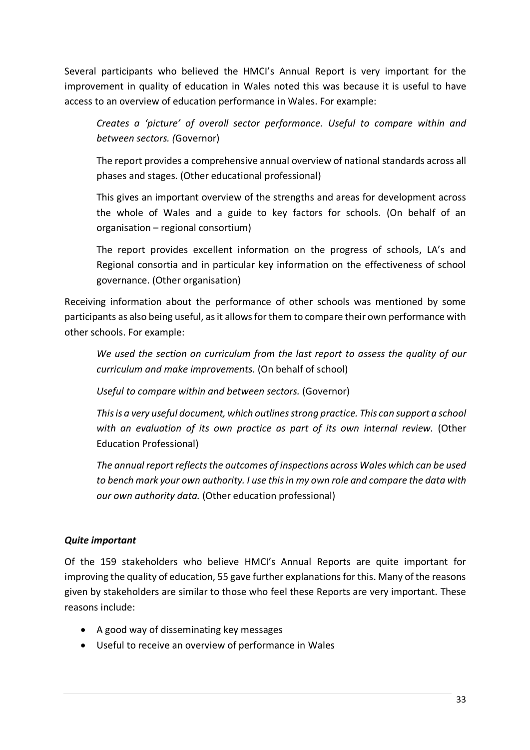Several participants who believed the HMCI's Annual Report is very important for the improvement in quality of education in Wales noted this was because it is useful to have access to an overview of education performance in Wales. For example:

> *Creates a 'picture' of overall sector performance. Useful to compare within and between sectors. (*Governor)
>
> The report provides a comprehensive annual overview of national standards across all phases and stages. (Other educational professional)
>
> This gives an important overview of the strengths and areas for development across the whole of Wales and a guide to key factors for schools. (On behalf of an organisation – regional consortium)
>
> The report provides excellent information on the progress of schools, LA's and Regional consortia and in particular key information on the effectiveness of school governance. (Other organisation)

Receiving information about the performance of other schools was mentioned by some participants as also being useful, as it allows for them to compare their own performance with other schools. For example:

> *We used the section on curriculum from the last report to assess the quality of our curriculum and make improvements.* (On behalf of school)
>
> *Useful to compare within and between sectors.* (Governor)
>
> *This is a very useful document, which outlines strong practice. This can support a school with an evaluation of its own practice as part of its own internal review.* (Other Education Professional)
>
> *The annual report reflects the outcomes of inspections across Wales which can be used to bench mark your own authority. I use this in my own role and compare the data with our own authority data.* (Other education professional)

### *Quite important*

Of the 159 stakeholders who believe HMCI's Annual Reports are quite important for improving the quality of education, 55 gave further explanations for this. Many of the reasons given by stakeholders are similar to those who feel these Reports are very important. These reasons include:

- A good way of disseminating key messages
- Useful to receive an overview of performance in Wales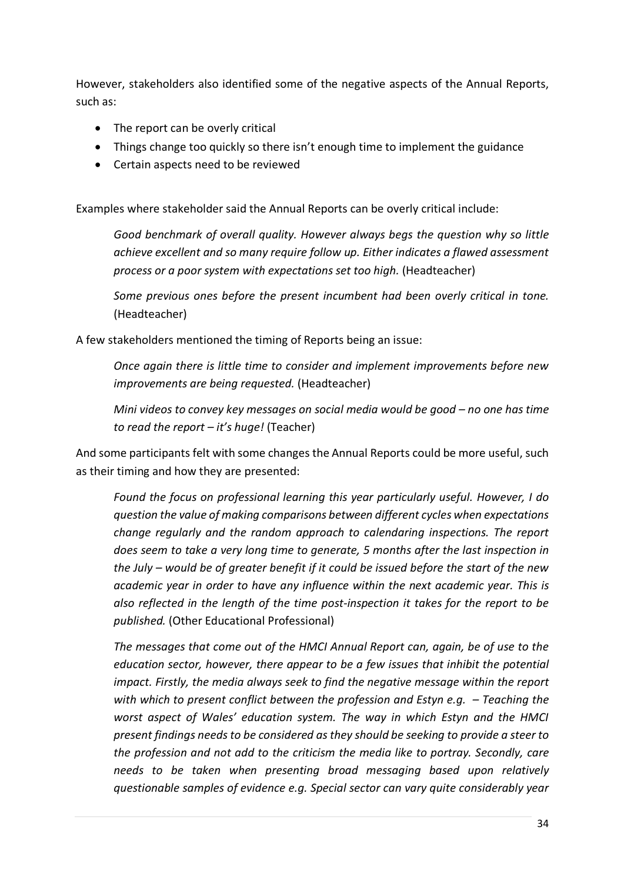However, stakeholders also identified some of the negative aspects of the Annual Reports, such as:

- The report can be overly critical
- Things change too quickly so there isn't enough time to implement the guidance
- Certain aspects need to be reviewed

Examples where stakeholder said the Annual Reports can be overly critical include:

> *Good benchmark of overall quality. However always begs the question why so little achieve excellent and so many require follow up. Either indicates a flawed assessment process or a poor system with expectations set too high.* (Headteacher)
>
> *Some previous ones before the present incumbent had been overly critical in tone.* (Headteacher)

A few stakeholders mentioned the timing of Reports being an issue:

> *Once again there is little time to consider and implement improvements before new improvements are being requested.* (Headteacher)
>
> *Mini videos to convey key messages on social media would be good – no one has time to read the report – it's huge!* (Teacher)

And some participants felt with some changes the Annual Reports could be more useful, such as their timing and how they are presented:

> *Found the focus on professional learning this year particularly useful. However, I do question the value of making comparisons between different cycles when expectations change regularly and the random approach to calendaring inspections. The report does seem to take a very long time to generate, 5 months after the last inspection in the July – would be of greater benefit if it could be issued before the start of the new academic year in order to have any influence within the next academic year. This is also reflected in the length of the time post-inspection it takes for the report to be published.* (Other Educational Professional)
>
> *The messages that come out of the HMCI Annual Report can, again, be of use to the education sector, however, there appear to be a few issues that inhibit the potential impact. Firstly, the media always seek to find the negative message within the report with which to present conflict between the profession and Estyn e.g. – Teaching the worst aspect of Wales' education system. The way in which Estyn and the HMCI present findings needs to be considered as they should be seeking to provide a steer to the profession and not add to the criticism the media like to portray. Secondly, care needs to be taken when presenting broad messaging based upon relatively questionable samples of evidence e.g. Special sector can vary quite considerably year*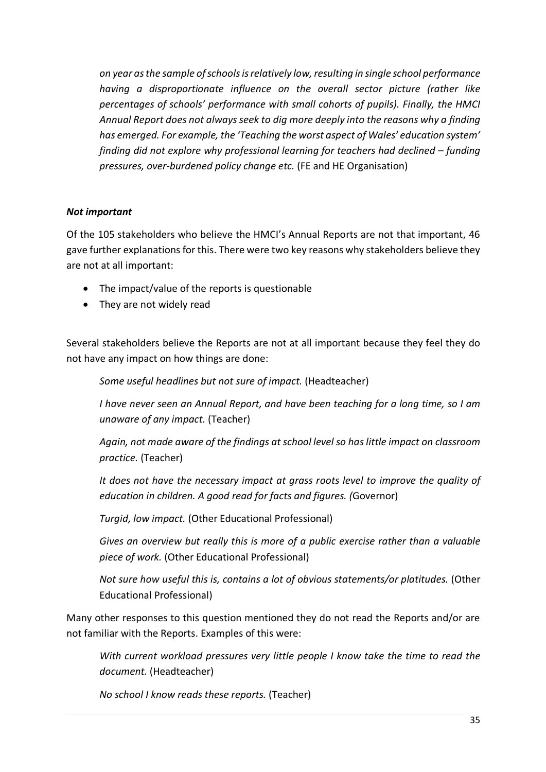*on year as the sample of schools is relatively low, resulting in single school performance having a disproportionate influence on the overall sector picture (rather like percentages of schools' performance with small cohorts of pupils). Finally, the HMCI Annual Report does not always seek to dig more deeply into the reasons why a finding has emerged. For example, the 'Teaching the worst aspect of Wales' education system' finding did not explore why professional learning for teachers had declined – funding pressures, over-burdened policy change etc.* (FE and HE Organisation)

***Not important***

Of the 105 stakeholders who believe the HMCI's Annual Reports are not that important, 46 gave further explanations for this. There were two key reasons why stakeholders believe they are not at all important:

- The impact/value of the reports is questionable
- They are not widely read

Several stakeholders believe the Reports are not at all important because they feel they do not have any impact on how things are done:

> *Some useful headlines but not sure of impact.* (Headteacher)
>
> *I have never seen an Annual Report, and have been teaching for a long time, so I am unaware of any impact.* (Teacher)
>
> *Again, not made aware of the findings at school level so has little impact on classroom practice.* (Teacher)
>
> *It does not have the necessary impact at grass roots level to improve the quality of education in children. A good read for facts and figures. (*Governor)
>
> *Turgid, low impact.* (Other Educational Professional)
>
> *Gives an overview but really this is more of a public exercise rather than a valuable piece of work.* (Other Educational Professional)
>
> *Not sure how useful this is, contains a lot of obvious statements/or platitudes.* (Other Educational Professional)

Many other responses to this question mentioned they do not read the Reports and/or are not familiar with the Reports. Examples of this were:

> *With current workload pressures very little people I know take the time to read the document.* (Headteacher)
>
> *No school I know reads these reports.* (Teacher)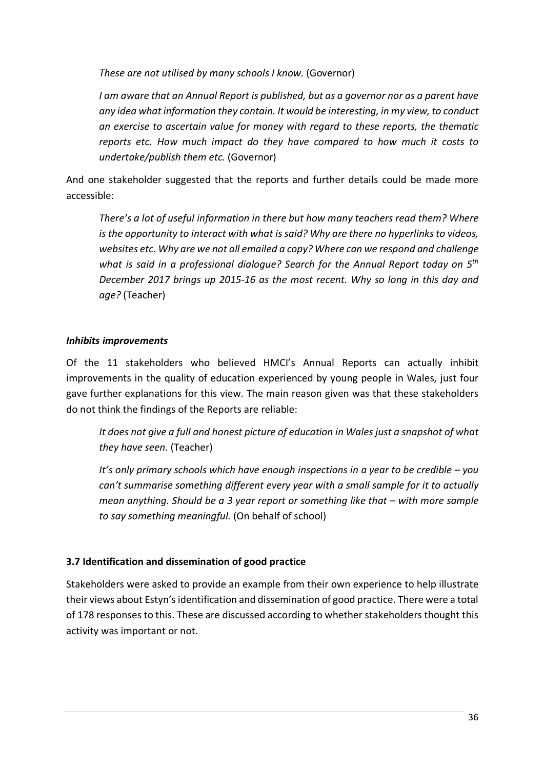*These are not utilised by many schools I know.* (Governor)

*I am aware that an Annual Report is published, but as a governor nor as a parent have any idea what information they contain. It would be interesting, in my view, to conduct an exercise to ascertain value for money with regard to these reports, the thematic reports etc. How much impact do they have compared to how much it costs to undertake/publish them etc.* (Governor)

And one stakeholder suggested that the reports and further details could be made more accessible:

*There's a lot of useful information in there but how many teachers read them? Where is the opportunity to interact with what is said? Why are there no hyperlinks to videos, websites etc. Why are we not all emailed a copy? Where can we respond and challenge what is said in a professional dialogue? Search for the Annual Report today on 5th December 2017 brings up 2015-16 as the most recent. Why so long in this day and age?* (Teacher)

***Inhibits improvements***

Of the 11 stakeholders who believed HMCI's Annual Reports can actually inhibit improvements in the quality of education experienced by young people in Wales, just four gave further explanations for this view. The main reason given was that these stakeholders do not think the findings of the Reports are reliable:

*It does not give a full and honest picture of education in Wales just a snapshot of what they have seen.* (Teacher)

*It's only primary schools which have enough inspections in a year to be credible – you can't summarise something different every year with a small sample for it to actually mean anything. Should be a 3 year report or something like that – with more sample to say something meaningful.* (On behalf of school)

**3.7 Identification and dissemination of good practice**

Stakeholders were asked to provide an example from their own experience to help illustrate their views about Estyn's identification and dissemination of good practice. There were a total of 178 responses to this. These are discussed according to whether stakeholders thought this activity was important or not.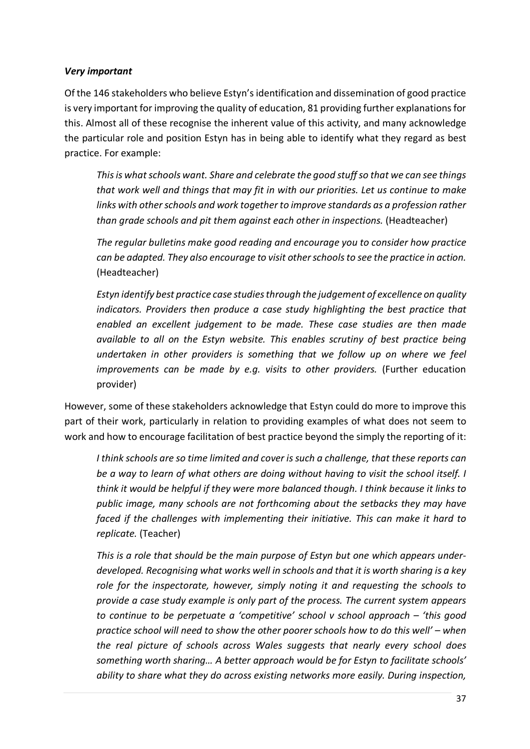***Very important***

Of the 146 stakeholders who believe Estyn's identification and dissemination of good practice is very important for improving the quality of education, 81 providing further explanations for this. Almost all of these recognise the inherent value of this activity, and many acknowledge the particular role and position Estyn has in being able to identify what they regard as best practice. For example:

> *This is what schools want. Share and celebrate the good stuff so that we can see things that work well and things that may fit in with our priorities. Let us continue to make links with other schools and work together to improve standards as a profession rather than grade schools and pit them against each other in inspections.* (Headteacher)

> *The regular bulletins make good reading and encourage you to consider how practice can be adapted. They also encourage to visit other schools to see the practice in action.* (Headteacher)

> *Estyn identify best practice case studies through the judgement of excellence on quality indicators. Providers then produce a case study highlighting the best practice that enabled an excellent judgement to be made. These case studies are then made available to all on the Estyn website. This enables scrutiny of best practice being undertaken in other providers is something that we follow up on where we feel improvements can be made by e.g. visits to other providers.* (Further education provider)

However, some of these stakeholders acknowledge that Estyn could do more to improve this part of their work, particularly in relation to providing examples of what does not seem to work and how to encourage facilitation of best practice beyond the simply the reporting of it:

> *I think schools are so time limited and cover is such a challenge, that these reports can be a way to learn of what others are doing without having to visit the school itself. I think it would be helpful if they were more balanced though. I think because it links to public image, many schools are not forthcoming about the setbacks they may have faced if the challenges with implementing their initiative. This can make it hard to replicate.* (Teacher)

> *This is a role that should be the main purpose of Estyn but one which appears under-developed. Recognising what works well in schools and that it is worth sharing is a key role for the inspectorate, however, simply noting it and requesting the schools to provide a case study example is only part of the process. The current system appears to continue to be perpetuate a 'competitive' school v school approach – 'this good practice school will need to show the other poorer schools how to do this well' – when the real picture of schools across Wales suggests that nearly every school does something worth sharing… A better approach would be for Estyn to facilitate schools' ability to share what they do across existing networks more easily. During inspection,*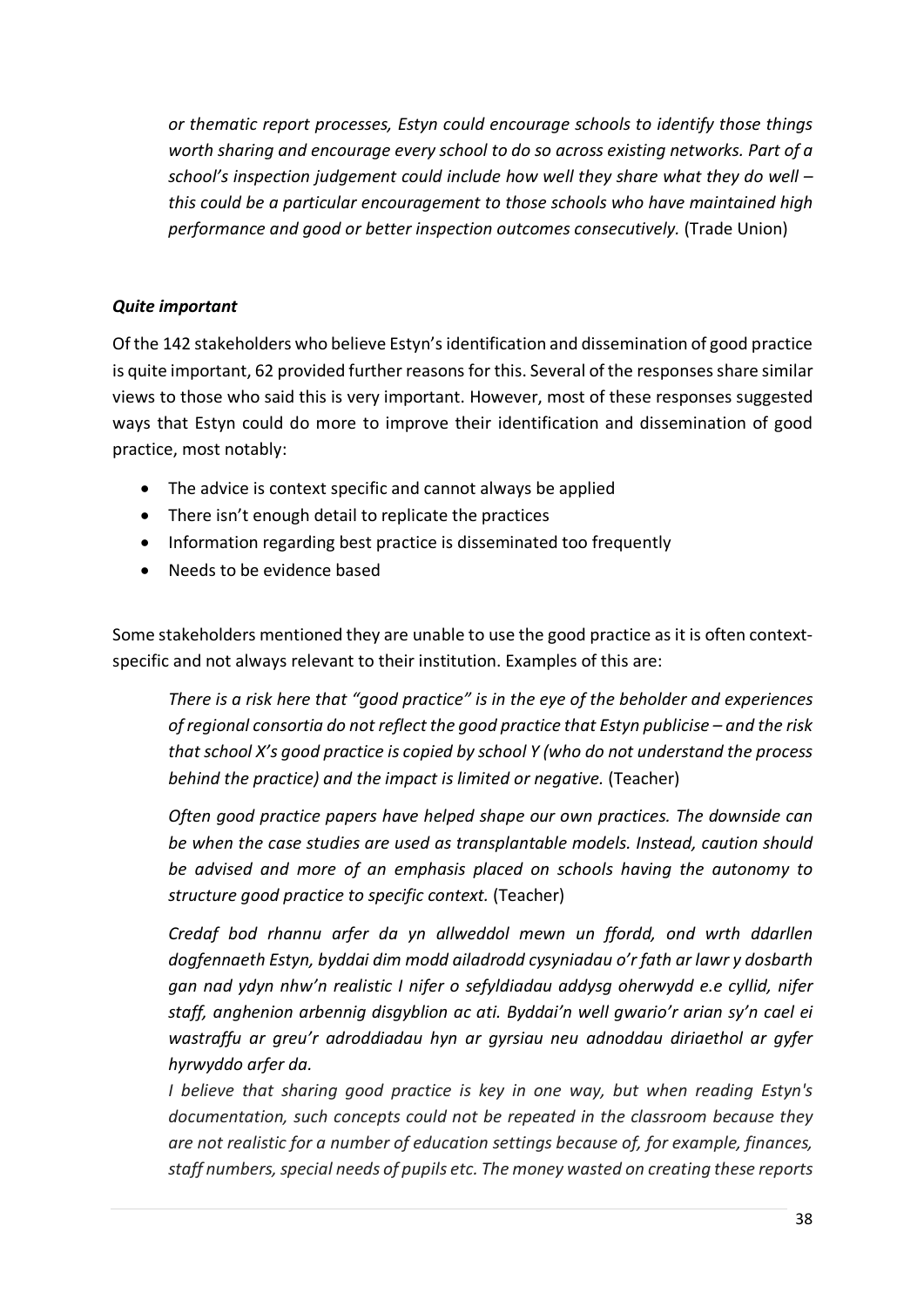*or thematic report processes, Estyn could encourage schools to identify those things worth sharing and encourage every school to do so across existing networks. Part of a school's inspection judgement could include how well they share what they do well – this could be a particular encouragement to those schools who have maintained high performance and good or better inspection outcomes consecutively.* (Trade Union)

### *Quite important*

Of the 142 stakeholders who believe Estyn's identification and dissemination of good practice is quite important, 62 provided further reasons for this. Several of the responses share similar views to those who said this is very important. However, most of these responses suggested ways that Estyn could do more to improve their identification and dissemination of good practice, most notably:

- The advice is context specific and cannot always be applied
- There isn't enough detail to replicate the practices
- Information regarding best practice is disseminated too frequently
- Needs to be evidence based

Some stakeholders mentioned they are unable to use the good practice as it is often context-specific and not always relevant to their institution. Examples of this are:

> *There is a risk here that "good practice" is in the eye of the beholder and experiences of regional consortia do not reflect the good practice that Estyn publicise – and the risk that school X's good practice is copied by school Y (who do not understand the process behind the practice) and the impact is limited or negative.* (Teacher)
>
> *Often good practice papers have helped shape our own practices. The downside can be when the case studies are used as transplantable models. Instead, caution should be advised and more of an emphasis placed on schools having the autonomy to structure good practice to specific context.* (Teacher)
>
> *Credaf bod rhannu arfer da yn allweddol mewn un ffordd, ond wrth ddarllen dogfennaeth Estyn, byddai dim modd ailadrodd cysyniadau o'r fath ar lawr y dosbarth gan nad ydyn nhw'n realistic I nifer o sefyldiadau addysg oherwydd e.e cyllid, nifer staff, anghenion arbennig disgyblion ac ati. Byddai'n well gwario'r arian sy'n cael ei wastraffu ar greu'r adroddiadau hyn ar gyrsiau neu adnoddau diriaethol ar gyfer hyrwyddo arfer da.*
> *I believe that sharing good practice is key in one way, but when reading Estyn's documentation, such concepts could not be repeated in the classroom because they are not realistic for a number of education settings because of, for example, finances, staff numbers, special needs of pupils etc. The money wasted on creating these reports*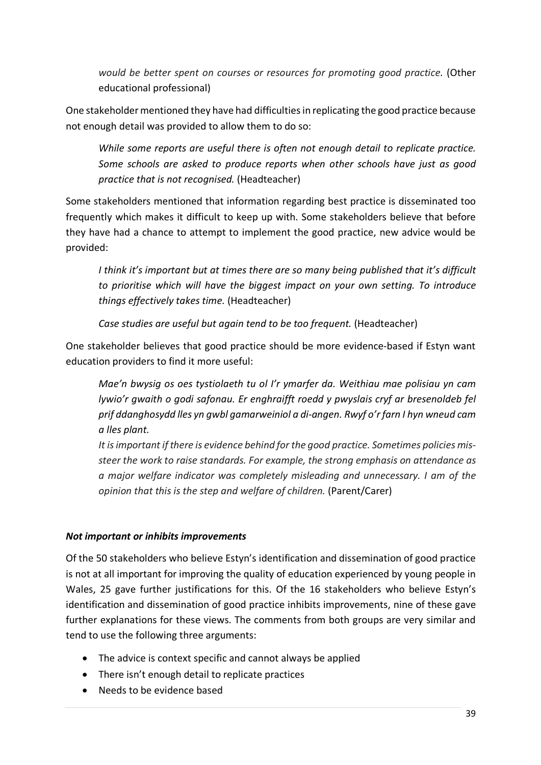*would be better spent on courses or resources for promoting good practice.* (Other educational professional)

One stakeholder mentioned they have had difficulties in replicating the good practice because not enough detail was provided to allow them to do so:

> *While some reports are useful there is often not enough detail to replicate practice. Some schools are asked to produce reports when other schools have just as good practice that is not recognised.* (Headteacher)

Some stakeholders mentioned that information regarding best practice is disseminated too frequently which makes it difficult to keep up with. Some stakeholders believe that before they have had a chance to attempt to implement the good practice, new advice would be provided:

> *I think it's important but at times there are so many being published that it's difficult to prioritise which will have the biggest impact on your own setting. To introduce things effectively takes time.* (Headteacher)
>
> *Case studies are useful but again tend to be too frequent.* (Headteacher)

One stakeholder believes that good practice should be more evidence-based if Estyn want education providers to find it more useful:

> *Mae'n bwysig os oes tystiolaeth tu ol I'r ymarfer da. Weithiau mae polisiau yn cam lywio'r gwaith o godi safonau. Er enghraifft roedd y pwyslais cryf ar bresenoldeb fel prif ddanghosydd lles yn gwbl gamarweiniol a di-angen. Rwyf o'r farn I hyn wneud cam a lles plant.*
> *It is important if there is evidence behind for the good practice. Sometimes policies mis-steer the work to raise standards. For example, the strong emphasis on attendance as a major welfare indicator was completely misleading and unnecessary. I am of the opinion that this is the step and welfare of children.* (Parent/Carer)

### *Not important or inhibits improvements*

Of the 50 stakeholders who believe Estyn's identification and dissemination of good practice is not at all important for improving the quality of education experienced by young people in Wales, 25 gave further justifications for this. Of the 16 stakeholders who believe Estyn's identification and dissemination of good practice inhibits improvements, nine of these gave further explanations for these views. The comments from both groups are very similar and tend to use the following three arguments:

- The advice is context specific and cannot always be applied
- There isn't enough detail to replicate practices
- Needs to be evidence based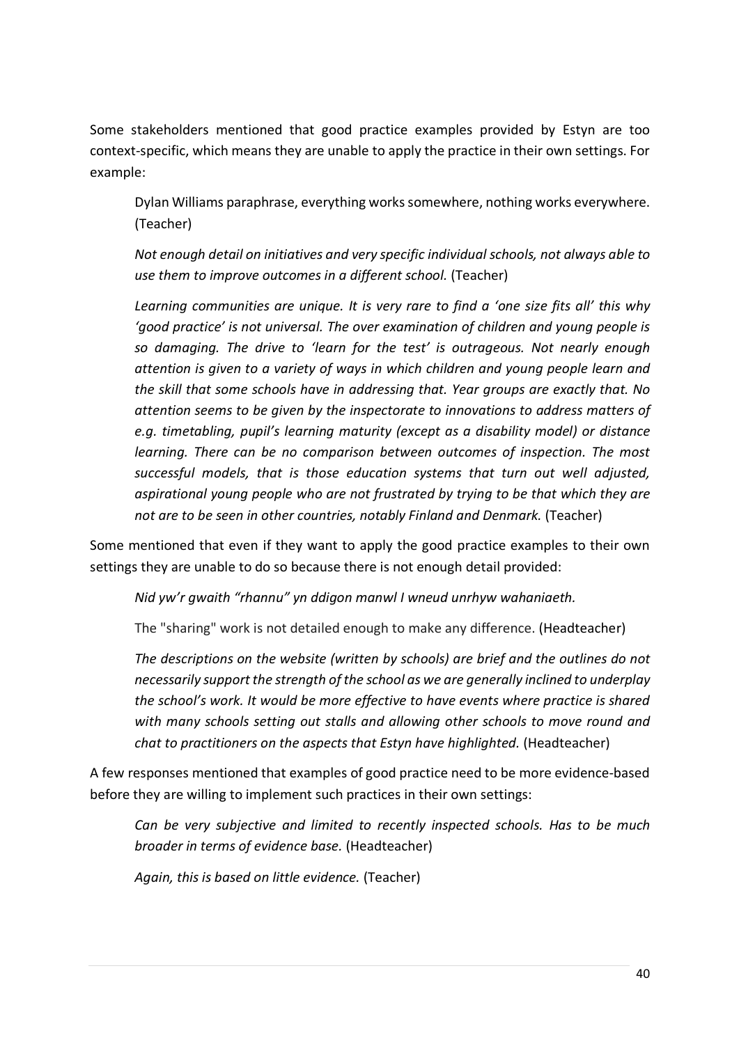Some stakeholders mentioned that good practice examples provided by Estyn are too context-specific, which means they are unable to apply the practice in their own settings. For example:

> Dylan Williams paraphrase, everything works somewhere, nothing works everywhere. (Teacher)
>
> *Not enough detail on initiatives and very specific individual schools, not always able to use them to improve outcomes in a different school.* (Teacher)
>
> *Learning communities are unique. It is very rare to find a 'one size fits all' this why 'good practice' is not universal. The over examination of children and young people is so damaging. The drive to 'learn for the test' is outrageous. Not nearly enough attention is given to a variety of ways in which children and young people learn and the skill that some schools have in addressing that. Year groups are exactly that. No attention seems to be given by the inspectorate to innovations to address matters of e.g. timetabling, pupil's learning maturity (except as a disability model) or distance learning. There can be no comparison between outcomes of inspection. The most successful models, that is those education systems that turn out well adjusted, aspirational young people who are not frustrated by trying to be that which they are not are to be seen in other countries, notably Finland and Denmark.* (Teacher)

Some mentioned that even if they want to apply the good practice examples to their own settings they are unable to do so because there is not enough detail provided:

> *Nid yw'r gwaith "rhannu" yn ddigon manwl I wneud unrhyw wahaniaeth.*
>
> The "sharing" work is not detailed enough to make any difference. (Headteacher)
>
> *The descriptions on the website (written by schools) are brief and the outlines do not necessarily support the strength of the school as we are generally inclined to underplay the school's work. It would be more effective to have events where practice is shared with many schools setting out stalls and allowing other schools to move round and chat to practitioners on the aspects that Estyn have highlighted.* (Headteacher)

A few responses mentioned that examples of good practice need to be more evidence-based before they are willing to implement such practices in their own settings:

> *Can be very subjective and limited to recently inspected schools. Has to be much broader in terms of evidence base.* (Headteacher)
>
> *Again, this is based on little evidence.* (Teacher)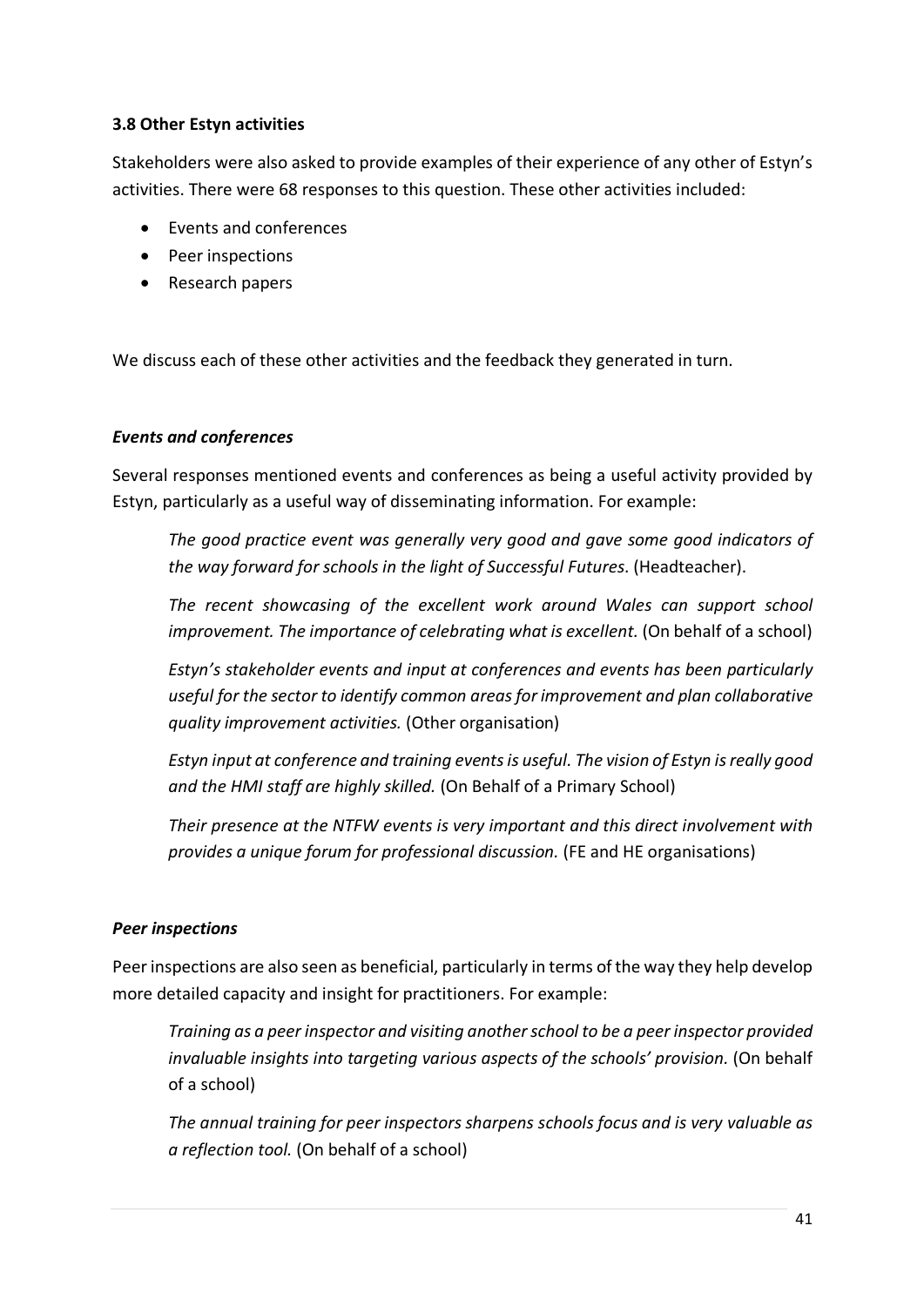### 3.8 Other Estyn activities

Stakeholders were also asked to provide examples of their experience of any other of Estyn's activities. There were 68 responses to this question. These other activities included:

- Events and conferences
- Peer inspections
- Research papers

We discuss each of these other activities and the feedback they generated in turn.

#### *Events and conferences*

Several responses mentioned events and conferences as being a useful activity provided by Estyn, particularly as a useful way of disseminating information. For example:

> *The good practice event was generally very good and gave some good indicators of the way forward for schools in the light of Successful Futures*. (Headteacher).
>
> *The recent showcasing of the excellent work around Wales can support school improvement. The importance of celebrating what is excellent.* (On behalf of a school)
>
> *Estyn's stakeholder events and input at conferences and events has been particularly useful for the sector to identify common areas for improvement and plan collaborative quality improvement activities.* (Other organisation)
>
> *Estyn input at conference and training events is useful. The vision of Estyn is really good and the HMI staff are highly skilled.* (On Behalf of a Primary School)
>
> *Their presence at the NTFW events is very important and this direct involvement with provides a unique forum for professional discussion.* (FE and HE organisations)

#### *Peer inspections*

Peer inspections are also seen as beneficial, particularly in terms of the way they help develop more detailed capacity and insight for practitioners. For example:

> *Training as a peer inspector and visiting another school to be a peer inspector provided invaluable insights into targeting various aspects of the schools' provision.* (On behalf of a school)
>
> *The annual training for peer inspectors sharpens schools focus and is very valuable as a reflection tool.* (On behalf of a school)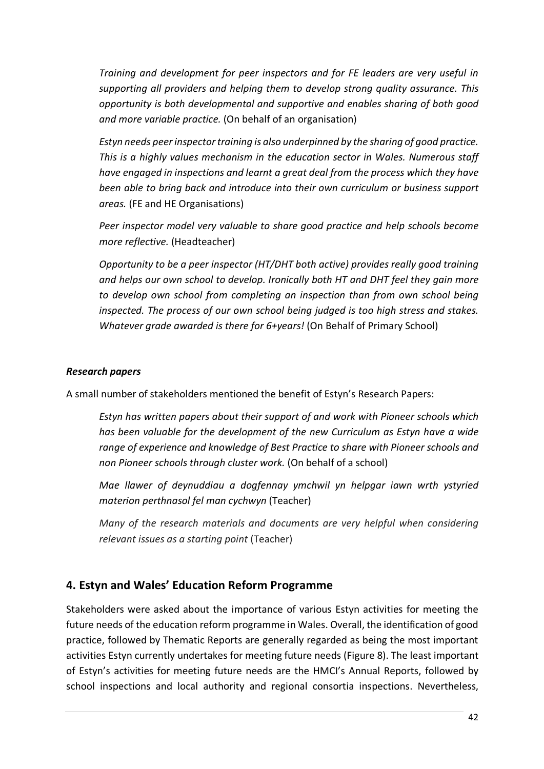*Training and development for peer inspectors and for FE leaders are very useful in supporting all providers and helping them to develop strong quality assurance. This opportunity is both developmental and supportive and enables sharing of both good and more variable practice.* (On behalf of an organisation)

*Estyn needs peer inspector training is also underpinned by the sharing of good practice. This is a highly values mechanism in the education sector in Wales. Numerous staff have engaged in inspections and learnt a great deal from the process which they have been able to bring back and introduce into their own curriculum or business support areas.* (FE and HE Organisations)

*Peer inspector model very valuable to share good practice and help schools become more reflective.* (Headteacher)

*Opportunity to be a peer inspector (HT/DHT both active) provides really good training and helps our own school to develop. Ironically both HT and DHT feel they gain more to develop own school from completing an inspection than from own school being inspected. The process of our own school being judged is too high stress and stakes. Whatever grade awarded is there for 6+years!* (On Behalf of Primary School)

### *Research papers*

A small number of stakeholders mentioned the benefit of Estyn's Research Papers:

*Estyn has written papers about their support of and work with Pioneer schools which has been valuable for the development of the new Curriculum as Estyn have a wide range of experience and knowledge of Best Practice to share with Pioneer schools and non Pioneer schools through cluster work.* (On behalf of a school)

*Mae llawer of deynuddiau a dogfennay ymchwil yn helpgar iawn wrth ystyried materion perthnasol fel man cychwyn* (Teacher)

*Many of the research materials and documents are very helpful when considering relevant issues as a starting point* (Teacher)

## 4. Estyn and Wales' Education Reform Programme

Stakeholders were asked about the importance of various Estyn activities for meeting the future needs of the education reform programme in Wales. Overall, the identification of good practice, followed by Thematic Reports are generally regarded as being the most important activities Estyn currently undertakes for meeting future needs (Figure 8). The least important of Estyn's activities for meeting future needs are the HMCI's Annual Reports, followed by school inspections and local authority and regional consortia inspections. Nevertheless,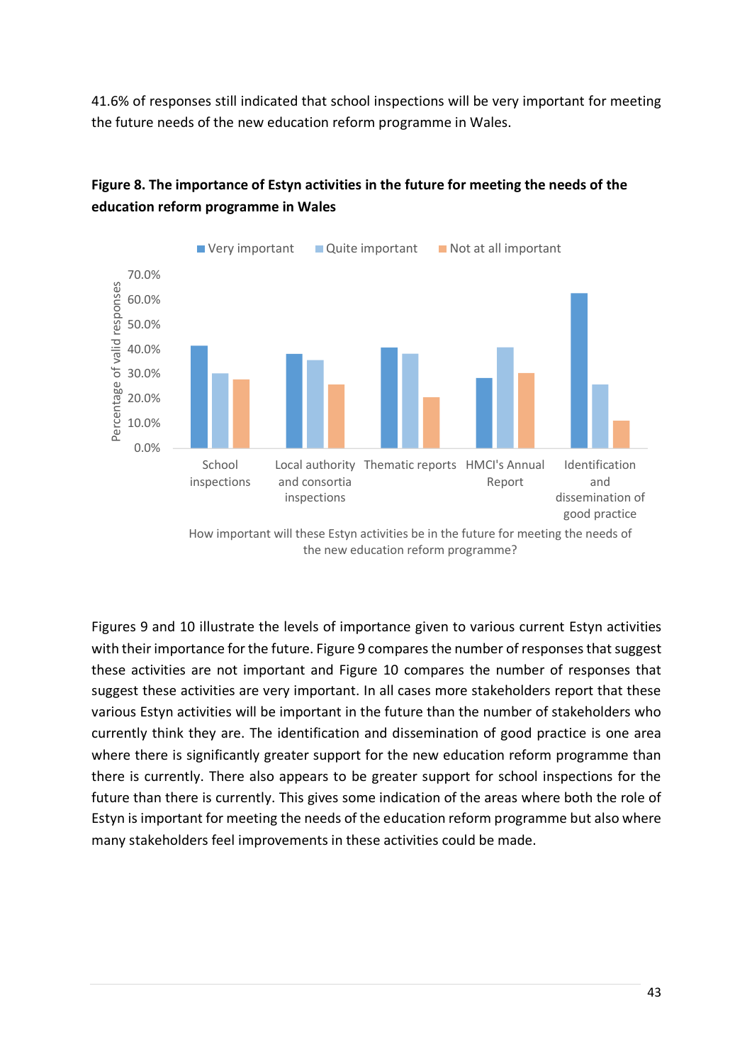41.6% of responses still indicated that school inspections will be very important for meeting the future needs of the new education reform programme in Wales.

**Figure 8. The importance of Estyn activities in the future for meeting the needs of the education reform programme in Wales**

Figures 9 and 10 illustrate the levels of importance given to various current Estyn activities with their importance for the future. Figure 9 compares the number of responses that suggest these activities are not important and Figure 10 compares the number of responses that suggest these activities are very important. In all cases more stakeholders report that these various Estyn activities will be important in the future than the number of stakeholders who currently think they are. The identification and dissemination of good practice is one area where there is significantly greater support for the new education reform programme than there is currently. There also appears to be greater support for school inspections for the future than there is currently. This gives some indication of the areas where both the role of Estyn is important for meeting the needs of the education reform programme but also where many stakeholders feel improvements in these activities could be made.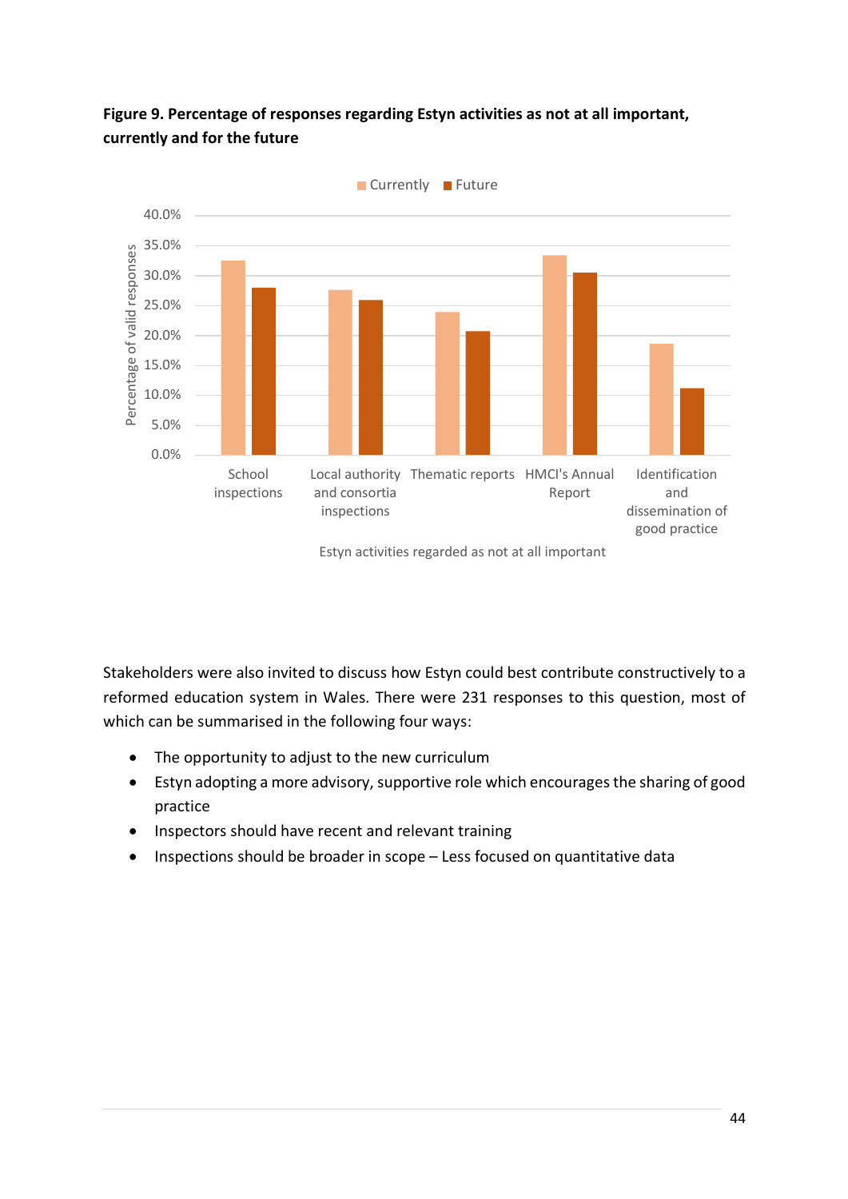**Figure 9. Percentage of responses regarding Estyn activities as not at all important, currently and for the future**

Stakeholders were also invited to discuss how Estyn could best contribute constructively to a reformed education system in Wales. There were 231 responses to this question, most of which can be summarised in the following four ways:

- The opportunity to adjust to the new curriculum
- Estyn adopting a more advisory, supportive role which encourages the sharing of good practice
- Inspectors should have recent and relevant training
- Inspections should be broader in scope – Less focused on quantitative data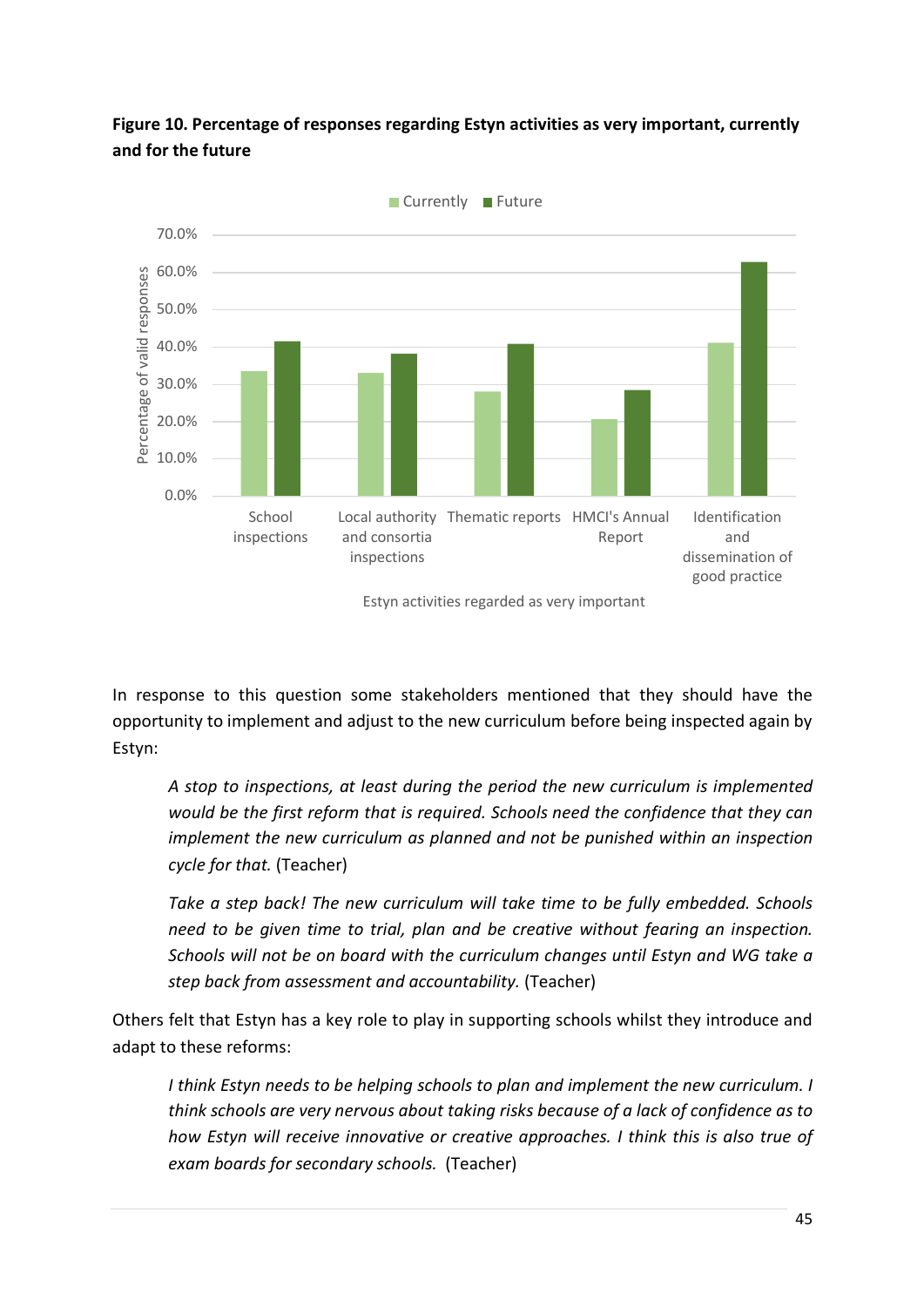**Figure 10. Percentage of responses regarding Estyn activities as very important, currently and for the future**

In response to this question some stakeholders mentioned that they should have the opportunity to implement and adjust to the new curriculum before being inspected again by Estyn:

> *A stop to inspections, at least during the period the new curriculum is implemented would be the first reform that is required. Schools need the confidence that they can implement the new curriculum as planned and not be punished within an inspection cycle for that.* (Teacher)

> *Take a step back! The new curriculum will take time to be fully embedded. Schools need to be given time to trial, plan and be creative without fearing an inspection. Schools will not be on board with the curriculum changes until Estyn and WG take a step back from assessment and accountability.* (Teacher)

Others felt that Estyn has a key role to play in supporting schools whilst they introduce and adapt to these reforms:

> *I think Estyn needs to be helping schools to plan and implement the new curriculum. I think schools are very nervous about taking risks because of a lack of confidence as to how Estyn will receive innovative or creative approaches. I think this is also true of exam boards for secondary schools.* (Teacher)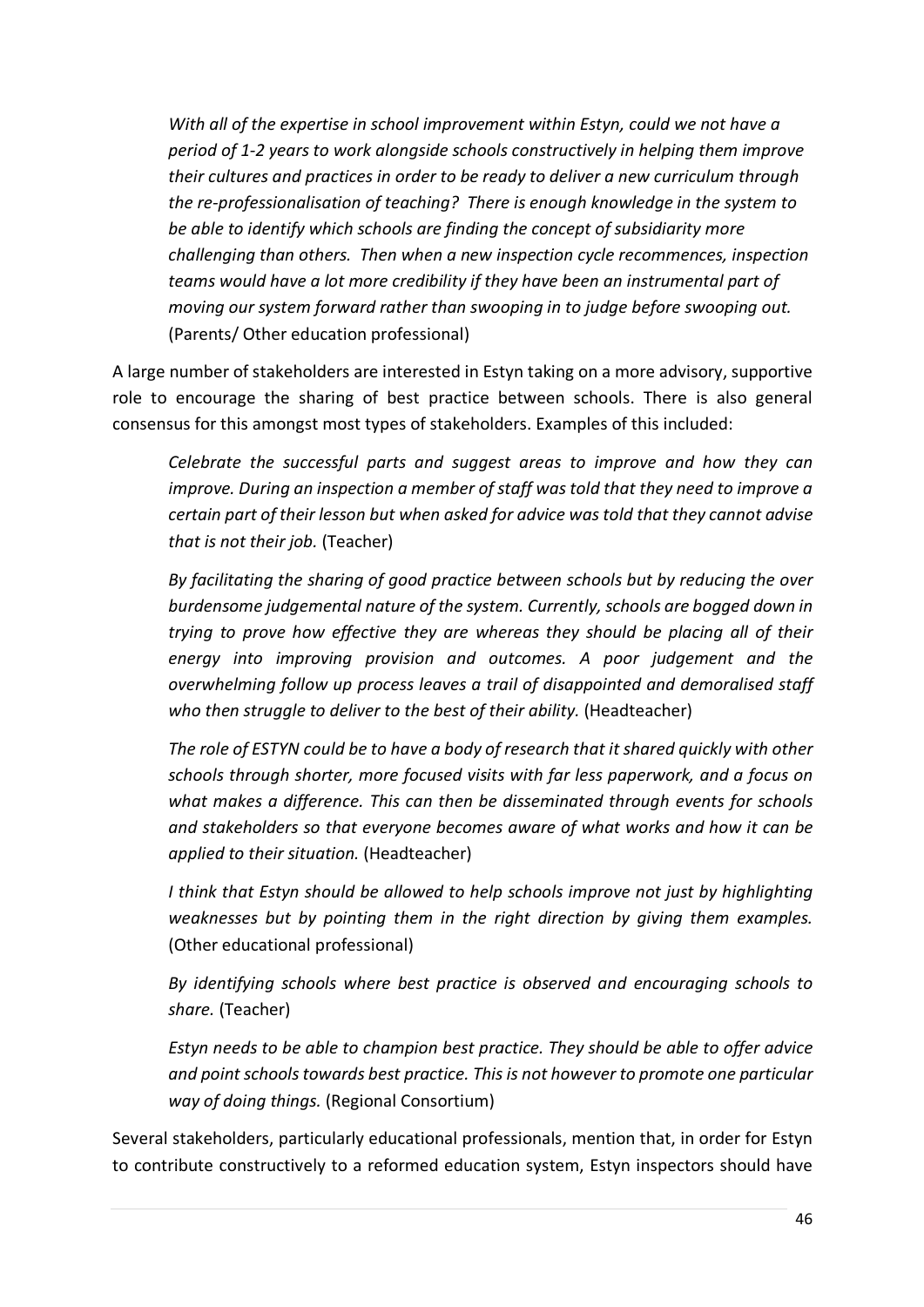> *With all of the expertise in school improvement within Estyn, could we not have a period of 1-2 years to work alongside schools constructively in helping them improve their cultures and practices in order to be ready to deliver a new curriculum through the re-professionalisation of teaching? There is enough knowledge in the system to be able to identify which schools are finding the concept of subsidiarity more challenging than others. Then when a new inspection cycle recommences, inspection teams would have a lot more credibility if they have been an instrumental part of moving our system forward rather than swooping in to judge before swooping out.* (Parents/ Other education professional)

A large number of stakeholders are interested in Estyn taking on a more advisory, supportive role to encourage the sharing of best practice between schools. There is also general consensus for this amongst most types of stakeholders. Examples of this included:

> *Celebrate the successful parts and suggest areas to improve and how they can improve. During an inspection a member of staff was told that they need to improve a certain part of their lesson but when asked for advice was told that they cannot advise that is not their job.* (Teacher)

> *By facilitating the sharing of good practice between schools but by reducing the over burdensome judgemental nature of the system. Currently, schools are bogged down in trying to prove how effective they are whereas they should be placing all of their energy into improving provision and outcomes. A poor judgement and the overwhelming follow up process leaves a trail of disappointed and demoralised staff who then struggle to deliver to the best of their ability.* (Headteacher)

> *The role of ESTYN could be to have a body of research that it shared quickly with other schools through shorter, more focused visits with far less paperwork, and a focus on what makes a difference. This can then be disseminated through events for schools and stakeholders so that everyone becomes aware of what works and how it can be applied to their situation.* (Headteacher)

> *I think that Estyn should be allowed to help schools improve not just by highlighting weaknesses but by pointing them in the right direction by giving them examples.* (Other educational professional)

> *By identifying schools where best practice is observed and encouraging schools to share.* (Teacher)

> *Estyn needs to be able to champion best practice. They should be able to offer advice and point schools towards best practice. This is not however to promote one particular way of doing things.* (Regional Consortium)

Several stakeholders, particularly educational professionals, mention that, in order for Estyn to contribute constructively to a reformed education system, Estyn inspectors should have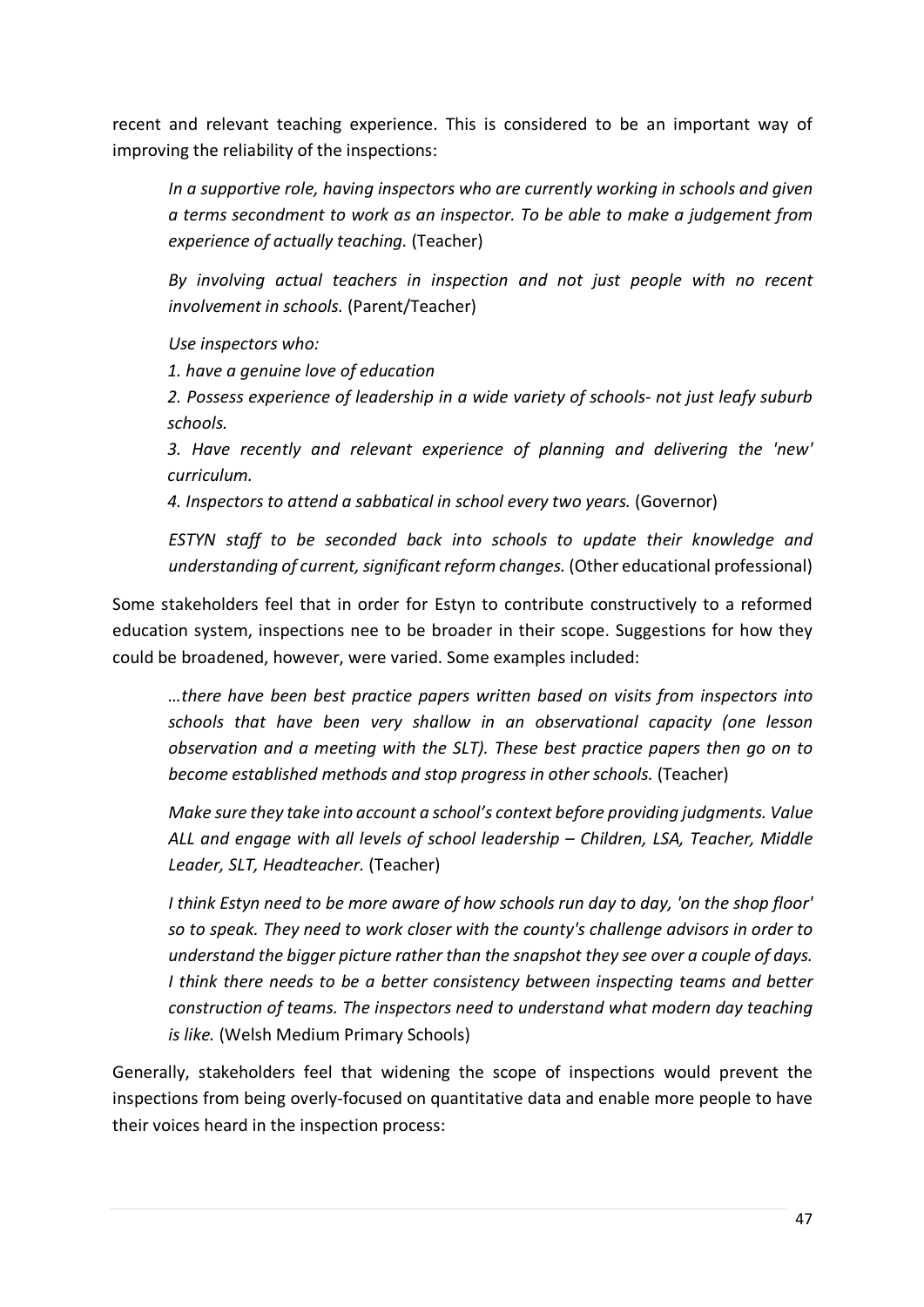recent and relevant teaching experience. This is considered to be an important way of improving the reliability of the inspections:

> *In a supportive role, having inspectors who are currently working in schools and given a terms secondment to work as an inspector. To be able to make a judgement from experience of actually teaching.* (Teacher)

> *By involving actual teachers in inspection and not just people with no recent involvement in schools.* (Parent/Teacher)

> *Use inspectors who:*
>
> *1. have a genuine love of education*
>
> *2. Possess experience of leadership in a wide variety of schools- not just leafy suburb schools.*
>
> *3. Have recently and relevant experience of planning and delivering the 'new' curriculum.*
>
> *4. Inspectors to attend a sabbatical in school every two years.* (Governor)

> *ESTYN staff to be seconded back into schools to update their knowledge and understanding of current, significant reform changes.* (Other educational professional)

Some stakeholders feel that in order for Estyn to contribute constructively to a reformed education system, inspections nee to be broader in their scope. Suggestions for how they could be broadened, however, were varied. Some examples included:

> *…there have been best practice papers written based on visits from inspectors into schools that have been very shallow in an observational capacity (one lesson observation and a meeting with the SLT). These best practice papers then go on to become established methods and stop progress in other schools.* (Teacher)

> *Make sure they take into account a school's context before providing judgments. Value ALL and engage with all levels of school leadership – Children, LSA, Teacher, Middle Leader, SLT, Headteacher.* (Teacher)

> *I think Estyn need to be more aware of how schools run day to day, 'on the shop floor' so to speak. They need to work closer with the county's challenge advisors in order to understand the bigger picture rather than the snapshot they see over a couple of days. I think there needs to be a better consistency between inspecting teams and better construction of teams. The inspectors need to understand what modern day teaching is like.* (Welsh Medium Primary Schools)

Generally, stakeholders feel that widening the scope of inspections would prevent the inspections from being overly-focused on quantitative data and enable more people to have their voices heard in the inspection process: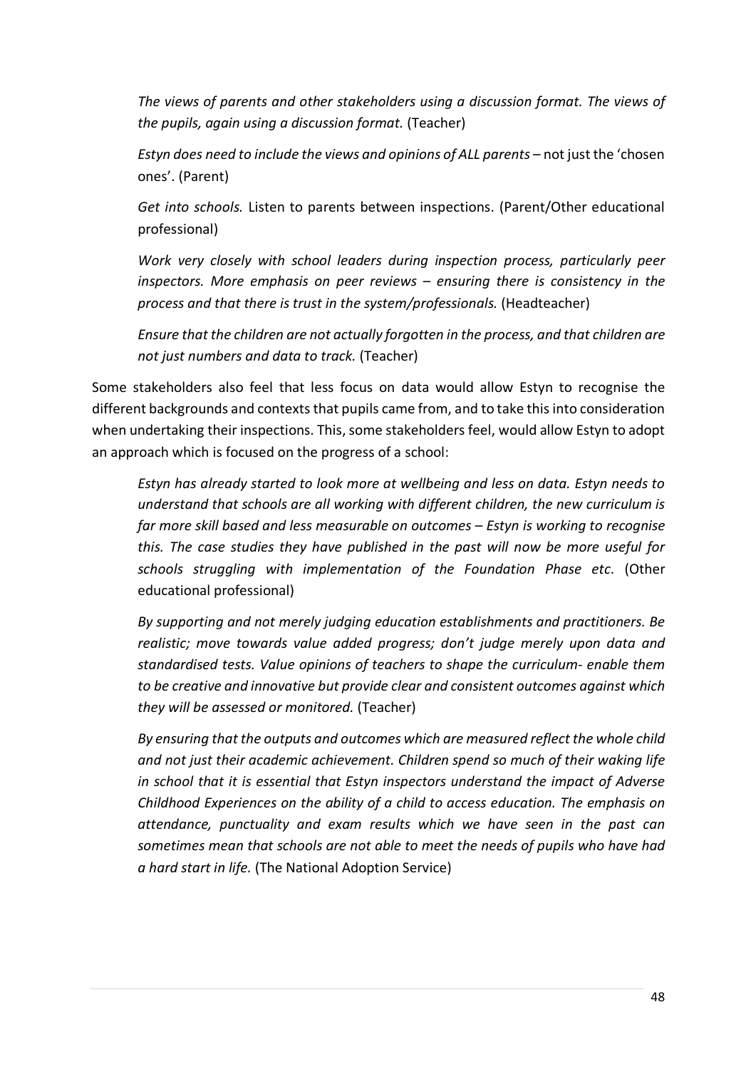> *The views of parents and other stakeholders using a discussion format. The views of the pupils, again using a discussion format.* (Teacher)

> *Estyn does need to include the views and opinions of ALL parents* – not just the 'chosen ones'. (Parent)

> *Get into schools.* Listen to parents between inspections. (Parent/Other educational professional)

> *Work very closely with school leaders during inspection process, particularly peer inspectors. More emphasis on peer reviews – ensuring there is consistency in the process and that there is trust in the system/professionals.* (Headteacher)

> *Ensure that the children are not actually forgotten in the process, and that children are not just numbers and data to track.* (Teacher)

Some stakeholders also feel that less focus on data would allow Estyn to recognise the different backgrounds and contexts that pupils came from, and to take this into consideration when undertaking their inspections. This, some stakeholders feel, would allow Estyn to adopt an approach which is focused on the progress of a school:

> *Estyn has already started to look more at wellbeing and less on data. Estyn needs to understand that schools are all working with different children, the new curriculum is far more skill based and less measurable on outcomes – Estyn is working to recognise this. The case studies they have published in the past will now be more useful for schools struggling with implementation of the Foundation Phase etc*. (Other educational professional)

> *By supporting and not merely judging education establishments and practitioners. Be realistic; move towards value added progress; don't judge merely upon data and standardised tests. Value opinions of teachers to shape the curriculum- enable them to be creative and innovative but provide clear and consistent outcomes against which they will be assessed or monitored.* (Teacher)

> *By ensuring that the outputs and outcomes which are measured reflect the whole child and not just their academic achievement. Children spend so much of their waking life in school that it is essential that Estyn inspectors understand the impact of Adverse Childhood Experiences on the ability of a child to access education. The emphasis on attendance, punctuality and exam results which we have seen in the past can sometimes mean that schools are not able to meet the needs of pupils who have had a hard start in life.* (The National Adoption Service)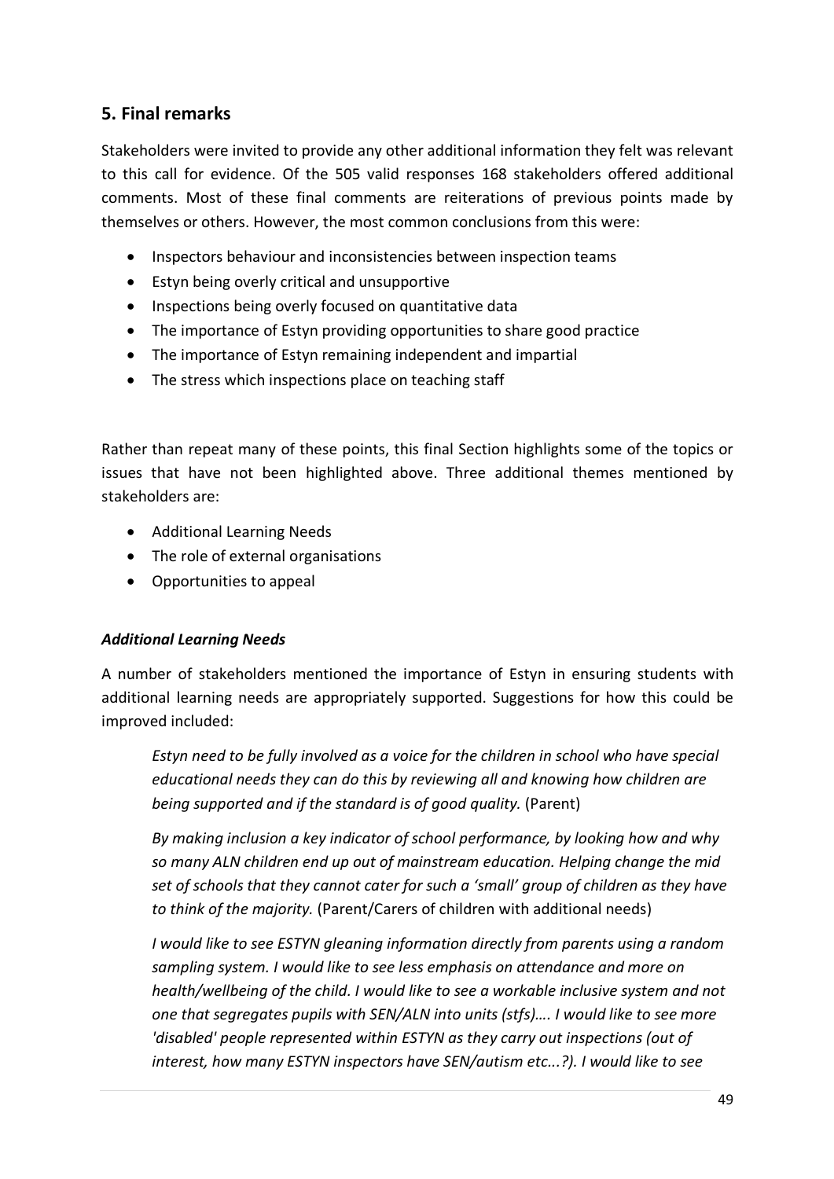## 5. Final remarks

Stakeholders were invited to provide any other additional information they felt was relevant to this call for evidence. Of the 505 valid responses 168 stakeholders offered additional comments. Most of these final comments are reiterations of previous points made by themselves or others. However, the most common conclusions from this were:

- Inspectors behaviour and inconsistencies between inspection teams
- Estyn being overly critical and unsupportive
- Inspections being overly focused on quantitative data
- The importance of Estyn providing opportunities to share good practice
- The importance of Estyn remaining independent and impartial
- The stress which inspections place on teaching staff

Rather than repeat many of these points, this final Section highlights some of the topics or issues that have not been highlighted above. Three additional themes mentioned by stakeholders are:

- Additional Learning Needs
- The role of external organisations
- Opportunities to appeal

***Additional Learning Needs***

A number of stakeholders mentioned the importance of Estyn in ensuring students with additional learning needs are appropriately supported. Suggestions for how this could be improved included:

> *Estyn need to be fully involved as a voice for the children in school who have special educational needs they can do this by reviewing all and knowing how children are being supported and if the standard is of good quality.* (Parent)
>
> *By making inclusion a key indicator of school performance, by looking how and why so many ALN children end up out of mainstream education. Helping change the mid set of schools that they cannot cater for such a 'small' group of children as they have to think of the majority.* (Parent/Carers of children with additional needs)
>
> *I would like to see ESTYN gleaning information directly from parents using a random sampling system. I would like to see less emphasis on attendance and more on health/wellbeing of the child. I would like to see a workable inclusive system and not one that segregates pupils with SEN/ALN into units (stfs)…. I would like to see more 'disabled' people represented within ESTYN as they carry out inspections (out of interest, how many ESTYN inspectors have SEN/autism etc...?). I would like to see*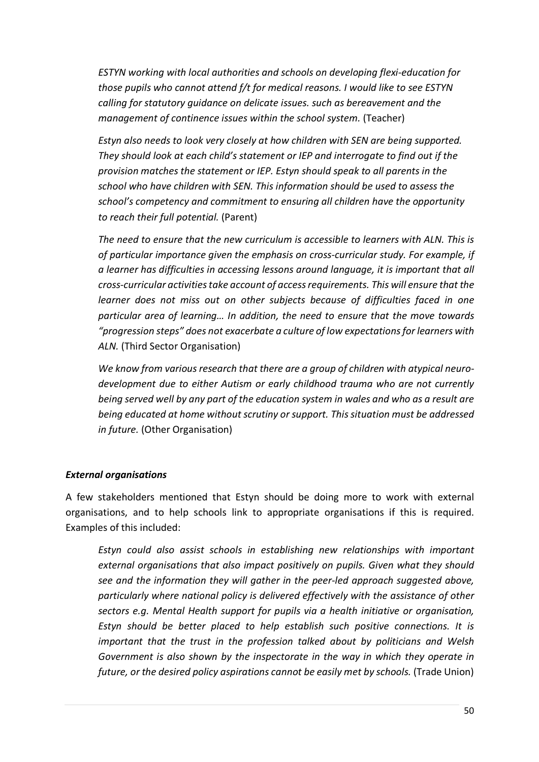*ESTYN working with local authorities and schools on developing flexi-education for those pupils who cannot attend f/t for medical reasons. I would like to see ESTYN calling for statutory guidance on delicate issues. such as bereavement and the management of continence issues within the school system.* (Teacher)

*Estyn also needs to look very closely at how children with SEN are being supported. They should look at each child's statement or IEP and interrogate to find out if the provision matches the statement or IEP. Estyn should speak to all parents in the school who have children with SEN. This information should be used to assess the school's competency and commitment to ensuring all children have the opportunity to reach their full potential.* (Parent)

*The need to ensure that the new curriculum is accessible to learners with ALN. This is of particular importance given the emphasis on cross-curricular study. For example, if a learner has difficulties in accessing lessons around language, it is important that all cross-curricular activities take account of access requirements. This will ensure that the learner does not miss out on other subjects because of difficulties faced in one particular area of learning… In addition, the need to ensure that the move towards "progression steps" does not exacerbate a culture of low expectations for learners with ALN.* (Third Sector Organisation)

*We know from various research that there are a group of children with atypical neuro-development due to either Autism or early childhood trauma who are not currently being served well by any part of the education system in wales and who as a result are being educated at home without scrutiny or support. This situation must be addressed in future.* (Other Organisation)

***External organisations***

A few stakeholders mentioned that Estyn should be doing more to work with external organisations, and to help schools link to appropriate organisations if this is required. Examples of this included:

*Estyn could also assist schools in establishing new relationships with important external organisations that also impact positively on pupils. Given what they should see and the information they will gather in the peer-led approach suggested above, particularly where national policy is delivered effectively with the assistance of other sectors e.g. Mental Health support for pupils via a health initiative or organisation, Estyn should be better placed to help establish such positive connections. It is important that the trust in the profession talked about by politicians and Welsh Government is also shown by the inspectorate in the way in which they operate in future, or the desired policy aspirations cannot be easily met by schools.* (Trade Union)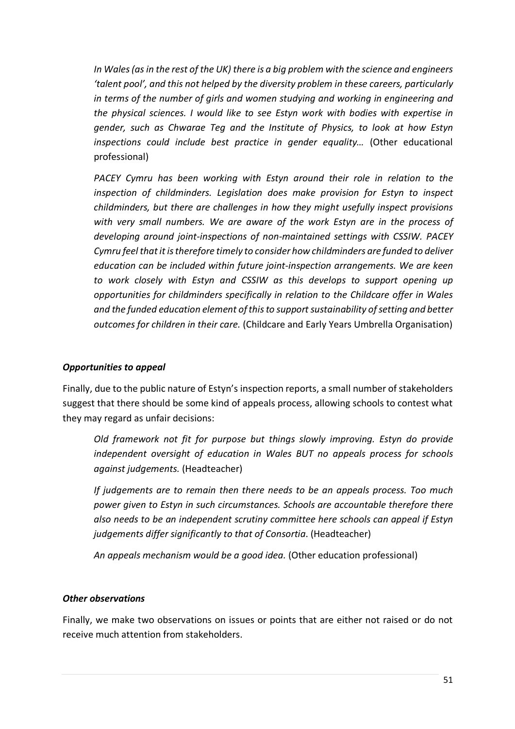*In Wales (as in the rest of the UK) there is a big problem with the science and engineers 'talent pool', and this not helped by the diversity problem in these careers, particularly in terms of the number of girls and women studying and working in engineering and the physical sciences. I would like to see Estyn work with bodies with expertise in gender, such as Chwarae Teg and the Institute of Physics, to look at how Estyn inspections could include best practice in gender equality…* (Other educational professional)

*PACEY Cymru has been working with Estyn around their role in relation to the inspection of childminders. Legislation does make provision for Estyn to inspect childminders, but there are challenges in how they might usefully inspect provisions with very small numbers. We are aware of the work Estyn are in the process of developing around joint-inspections of non-maintained settings with CSSIW. PACEY Cymru feel that it is therefore timely to consider how childminders are funded to deliver education can be included within future joint-inspection arrangements. We are keen to work closely with Estyn and CSSIW as this develops to support opening up opportunities for childminders specifically in relation to the Childcare offer in Wales and the funded education element of this to support sustainability of setting and better outcomes for children in their care.* (Childcare and Early Years Umbrella Organisation)

***Opportunities to appeal***

Finally, due to the public nature of Estyn's inspection reports, a small number of stakeholders suggest that there should be some kind of appeals process, allowing schools to contest what they may regard as unfair decisions:

*Old framework not fit for purpose but things slowly improving. Estyn do provide independent oversight of education in Wales BUT no appeals process for schools against judgements.* (Headteacher)

*If judgements are to remain then there needs to be an appeals process. Too much power given to Estyn in such circumstances. Schools are accountable therefore there also needs to be an independent scrutiny committee here schools can appeal if Estyn judgements differ significantly to that of Consortia.* (Headteacher)

*An appeals mechanism would be a good idea.* (Other education professional)

***Other observations***

Finally, we make two observations on issues or points that are either not raised or do not receive much attention from stakeholders.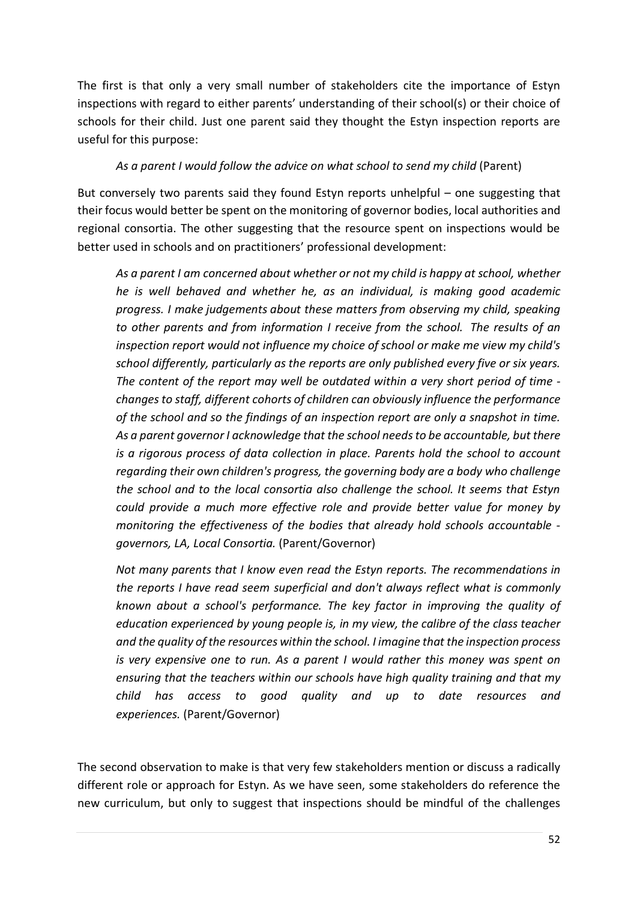The first is that only a very small number of stakeholders cite the importance of Estyn inspections with regard to either parents' understanding of their school(s) or their choice of schools for their child. Just one parent said they thought the Estyn inspection reports are useful for this purpose:

> *As a parent I would follow the advice on what school to send my child* (Parent)

But conversely two parents said they found Estyn reports unhelpful – one suggesting that their focus would better be spent on the monitoring of governor bodies, local authorities and regional consortia. The other suggesting that the resource spent on inspections would be better used in schools and on practitioners' professional development:

> *As a parent I am concerned about whether or not my child is happy at school, whether he is well behaved and whether he, as an individual, is making good academic progress. I make judgements about these matters from observing my child, speaking to other parents and from information I receive from the school. The results of an inspection report would not influence my choice of school or make me view my child's school differently, particularly as the reports are only published every five or six years. The content of the report may well be outdated within a very short period of time - changes to staff, different cohorts of children can obviously influence the performance of the school and so the findings of an inspection report are only a snapshot in time. As a parent governor I acknowledge that the school needs to be accountable, but there is a rigorous process of data collection in place. Parents hold the school to account regarding their own children's progress, the governing body are a body who challenge the school and to the local consortia also challenge the school. It seems that Estyn could provide a much more effective role and provide better value for money by monitoring the effectiveness of the bodies that already hold schools accountable - governors, LA, Local Consortia.* (Parent/Governor)

> *Not many parents that I know even read the Estyn reports. The recommendations in the reports I have read seem superficial and don't always reflect what is commonly known about a school's performance. The key factor in improving the quality of education experienced by young people is, in my view, the calibre of the class teacher and the quality of the resources within the school. I imagine that the inspection process is very expensive one to run. As a parent I would rather this money was spent on ensuring that the teachers within our schools have high quality training and that my child has access to good quality and up to date resources and experiences.* (Parent/Governor)

The second observation to make is that very few stakeholders mention or discuss a radically different role or approach for Estyn. As we have seen, some stakeholders do reference the new curriculum, but only to suggest that inspections should be mindful of the challenges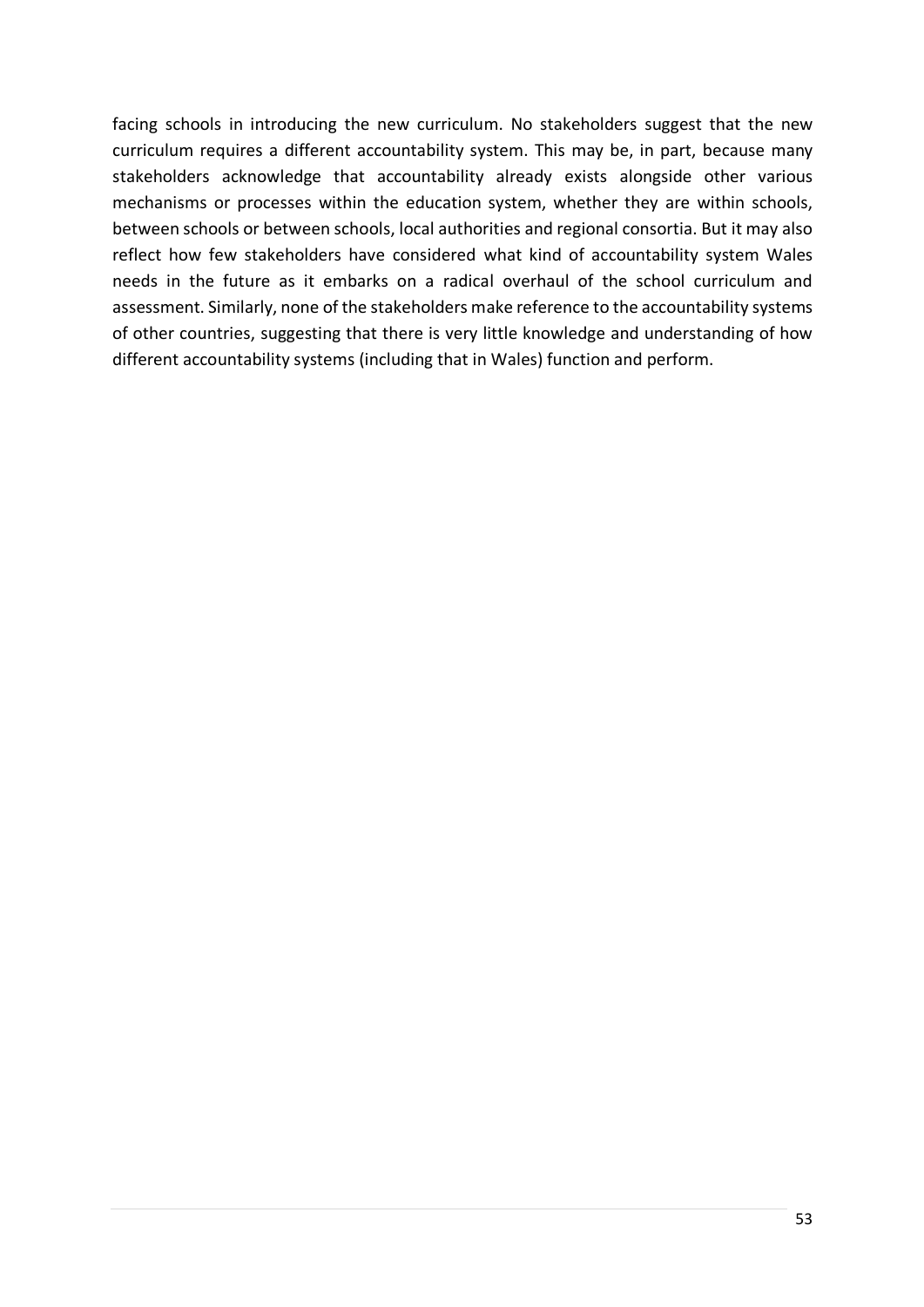facing schools in introducing the new curriculum. No stakeholders suggest that the new curriculum requires a different accountability system. This may be, in part, because many stakeholders acknowledge that accountability already exists alongside other various mechanisms or processes within the education system, whether they are within schools, between schools or between schools, local authorities and regional consortia. But it may also reflect how few stakeholders have considered what kind of accountability system Wales needs in the future as it embarks on a radical overhaul of the school curriculum and assessment. Similarly, none of the stakeholders make reference to the accountability systems of other countries, suggesting that there is very little knowledge and understanding of how different accountability systems (including that in Wales) function and perform.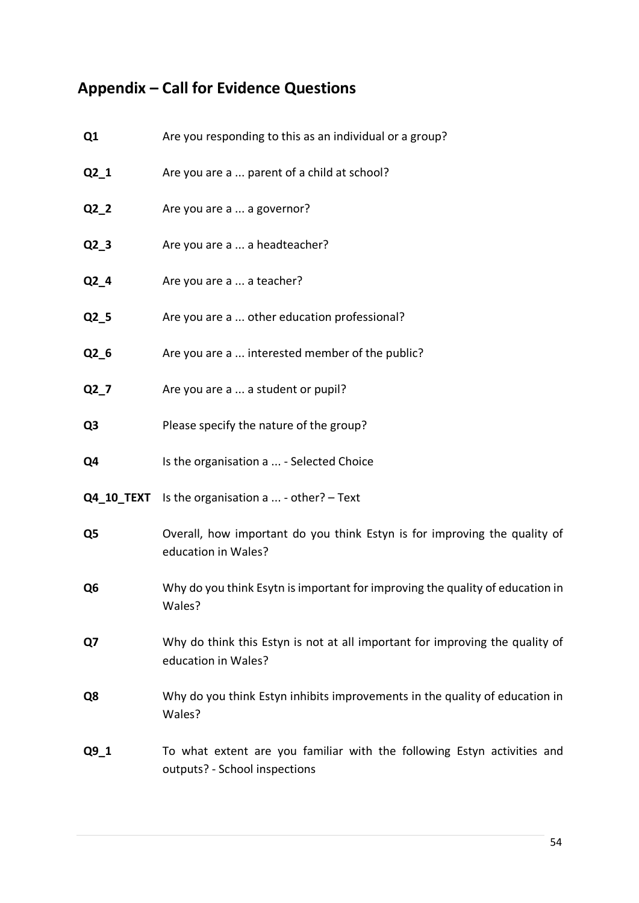## Appendix – Call for Evidence Questions

| | |
|---|---|
| **Q1** | Are you responding to this as an individual or a group? |
| **Q2_1** | Are you are a ... parent of a child at school? |
| **Q2_2** | Are you are a ... a governor? |
| **Q2_3** | Are you are a ... a headteacher? |
| **Q2_4** | Are you are a ... a teacher? |
| **Q2_5** | Are you are a ... other education professional? |
| **Q2_6** | Are you are a ... interested member of the public? |
| **Q2_7** | Are you are a ... a student or pupil? |
| **Q3** | Please specify the nature of the group? |
| **Q4** | Is the organisation a ... - Selected Choice |
| **Q4_10_TEXT** | Is the organisation a ... - other? – Text |
| **Q5** | Overall, how important do you think Estyn is for improving the quality of education in Wales? |
| **Q6** | Why do you think Esytn is important for improving the quality of education in Wales? |
| **Q7** | Why do think this Estyn is not at all important for improving the quality of education in Wales? |
| **Q8** | Why do you think Estyn inhibits improvements in the quality of education in Wales? |
| **Q9_1** | To what extent are you familiar with the following Estyn activities and outputs? - School inspections |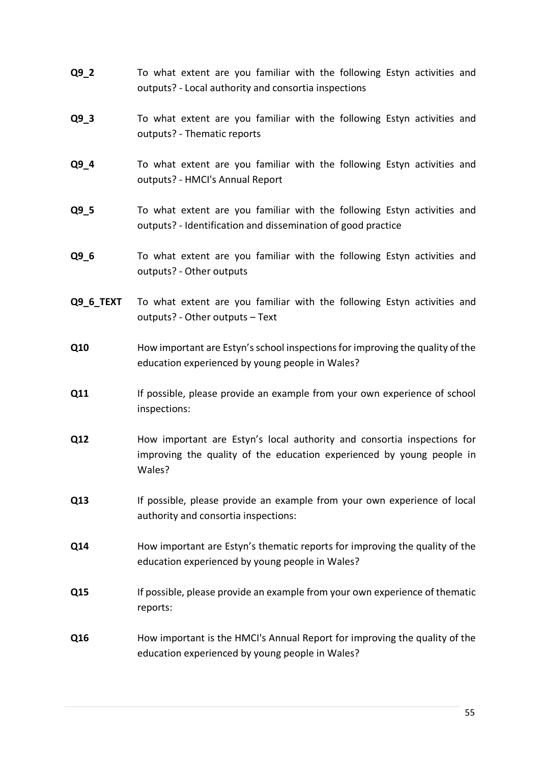| | |
|---|---|
| **Q9_2** | To what extent are you familiar with the following Estyn activities and outputs? - Local authority and consortia inspections |
| **Q9_3** | To what extent are you familiar with the following Estyn activities and outputs? - Thematic reports |
| **Q9_4** | To what extent are you familiar with the following Estyn activities and outputs? - HMCI's Annual Report |
| **Q9_5** | To what extent are you familiar with the following Estyn activities and outputs? - Identification and dissemination of good practice |
| **Q9_6** | To what extent are you familiar with the following Estyn activities and outputs? - Other outputs |
| **Q9_6_TEXT** | To what extent are you familiar with the following Estyn activities and outputs? - Other outputs – Text |
| **Q10** | How important are Estyn's school inspections for improving the quality of the education experienced by young people in Wales? |
| **Q11** | If possible, please provide an example from your own experience of school inspections: |
| **Q12** | How important are Estyn's local authority and consortia inspections for improving the quality of the education experienced by young people in Wales? |
| **Q13** | If possible, please provide an example from your own experience of local authority and consortia inspections: |
| **Q14** | How important are Estyn's thematic reports for improving the quality of the education experienced by young people in Wales? |
| **Q15** | If possible, please provide an example from your own experience of thematic reports: |
| **Q16** | How important is the HMCI's Annual Report for improving the quality of the education experienced by young people in Wales? |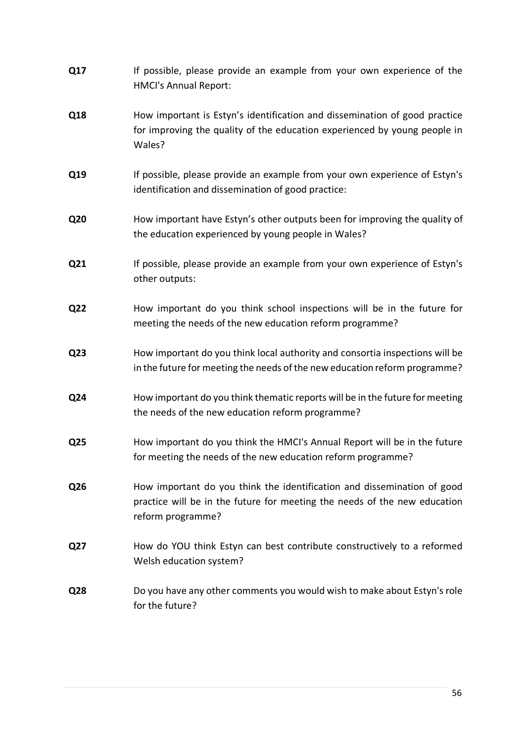**Q17** If possible, please provide an example from your own experience of the HMCI's Annual Report:

**Q18** How important is Estyn's identification and dissemination of good practice for improving the quality of the education experienced by young people in Wales?

**Q19** If possible, please provide an example from your own experience of Estyn's identification and dissemination of good practice:

**Q20** How important have Estyn's other outputs been for improving the quality of the education experienced by young people in Wales?

**Q21** If possible, please provide an example from your own experience of Estyn's other outputs:

**Q22** How important do you think school inspections will be in the future for meeting the needs of the new education reform programme?

**Q23** How important do you think local authority and consortia inspections will be in the future for meeting the needs of the new education reform programme?

**Q24** How important do you think thematic reports will be in the future for meeting the needs of the new education reform programme?

**Q25** How important do you think the HMCI's Annual Report will be in the future for meeting the needs of the new education reform programme?

**Q26** How important do you think the identification and dissemination of good practice will be in the future for meeting the needs of the new education reform programme?

**Q27** How do YOU think Estyn can best contribute constructively to a reformed Welsh education system?

**Q28** Do you have any other comments you would wish to make about Estyn's role for the future?